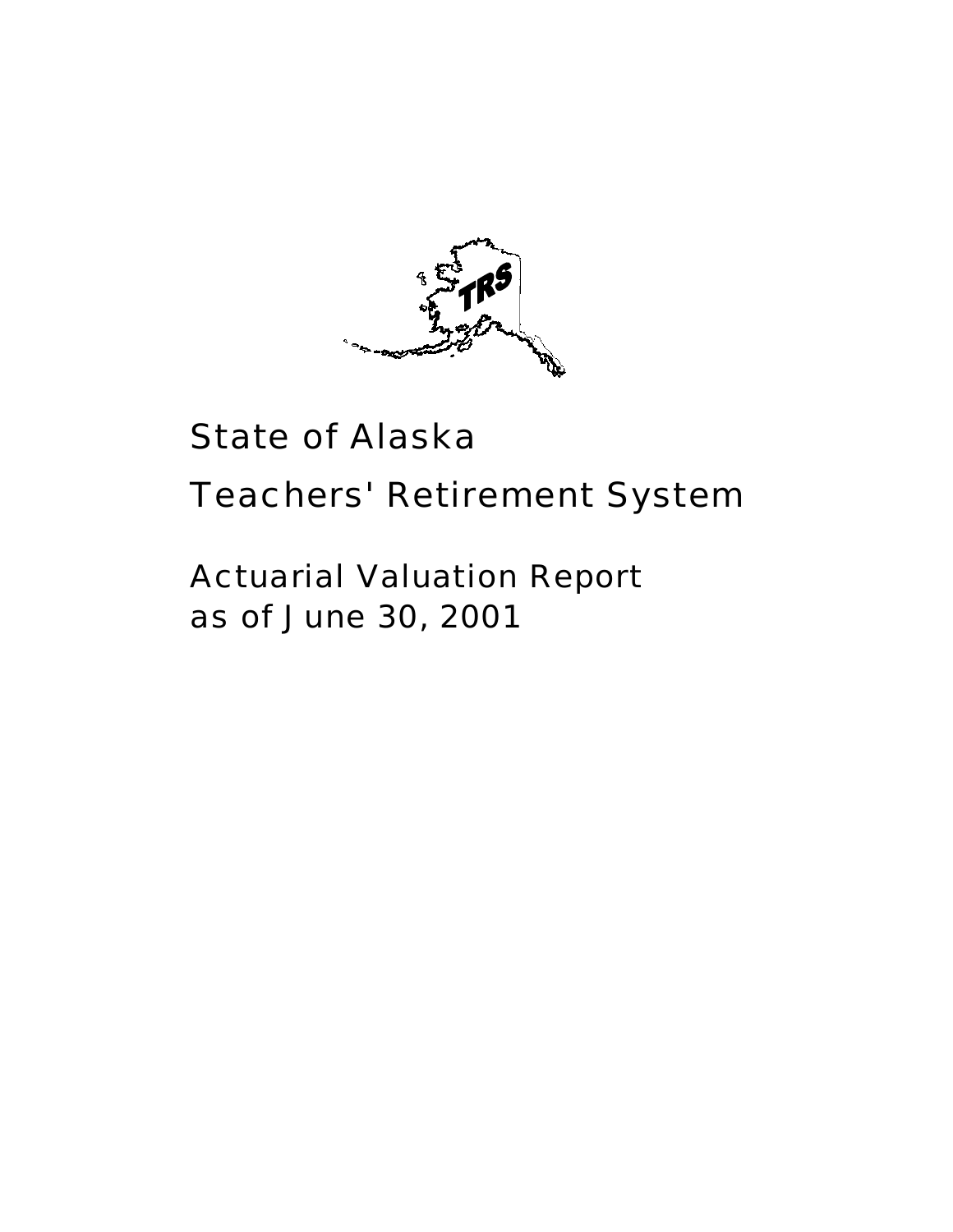# State of Alaska

# Teachers' Retirement System

## Actuarial Valuation Report as of June 30, 2001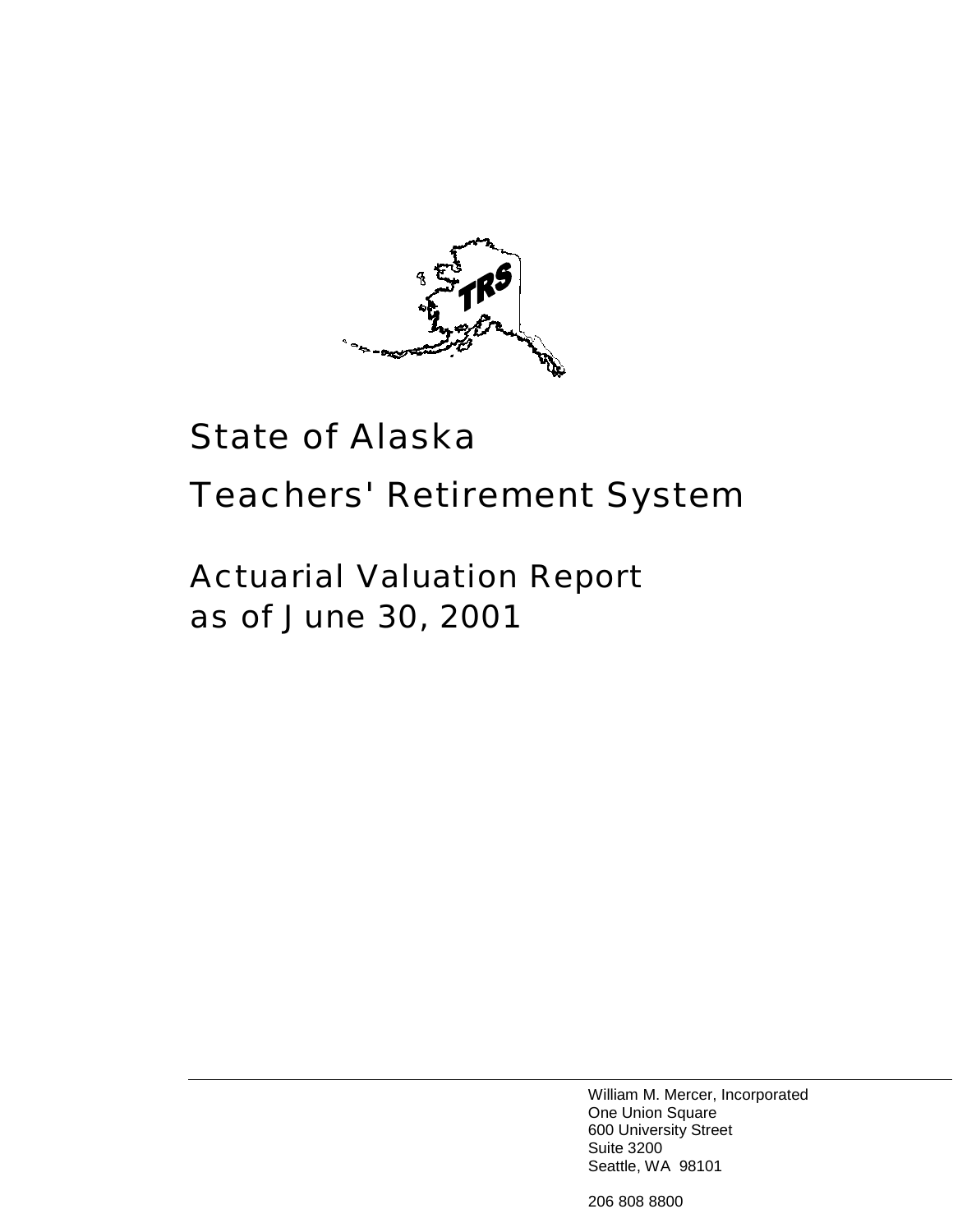# State of Alaska

# Teachers' Retirement System

## Actuarial Valuation Report as of June 30, 2001

William M. Mercer, Incorporated
One Union Square
600 University Street
Suite 3200
Seattle, WA 98101

206 808 8800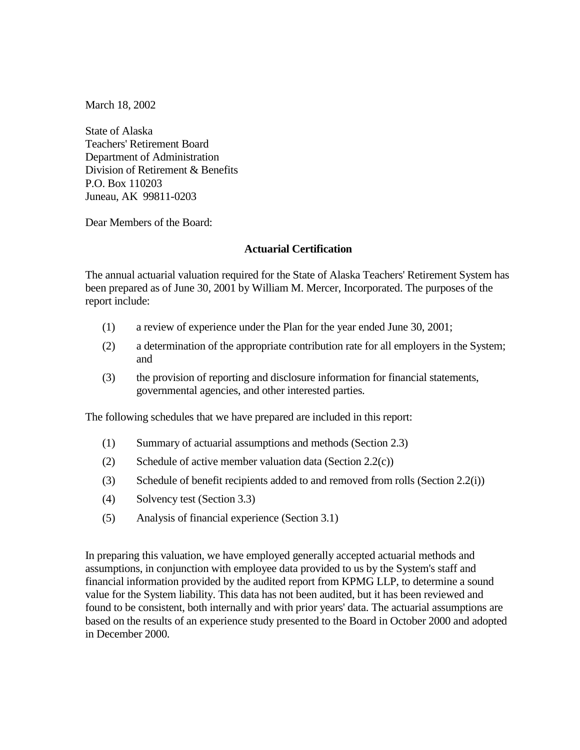March 18, 2002

State of Alaska
Teachers' Retirement Board
Department of Administration
Division of Retirement & Benefits
P.O. Box 110203
Juneau, AK 99811-0203

Dear Members of the Board:

**Actuarial Certification**

The annual actuarial valuation required for the State of Alaska Teachers' Retirement System has been prepared as of June 30, 2001 by William M. Mercer, Incorporated. The purposes of the report include:

(1) a review of experience under the Plan for the year ended June 30, 2001;

(2) a determination of the appropriate contribution rate for all employers in the System; and

(3) the provision of reporting and disclosure information for financial statements, governmental agencies, and other interested parties.

The following schedules that we have prepared are included in this report:

(1) Summary of actuarial assumptions and methods (Section 2.3)

(2) Schedule of active member valuation data (Section 2.2(c))

(3) Schedule of benefit recipients added to and removed from rolls (Section 2.2(i))

(4) Solvency test (Section 3.3)

(5) Analysis of financial experience (Section 3.1)

In preparing this valuation, we have employed generally accepted actuarial methods and assumptions, in conjunction with employee data provided to us by the System's staff and financial information provided by the audited report from KPMG LLP, to determine a sound value for the System liability. This data has not been audited, but it has been reviewed and found to be consistent, both internally and with prior years' data. The actuarial assumptions are based on the results of an experience study presented to the Board in October 2000 and adopted in December 2000.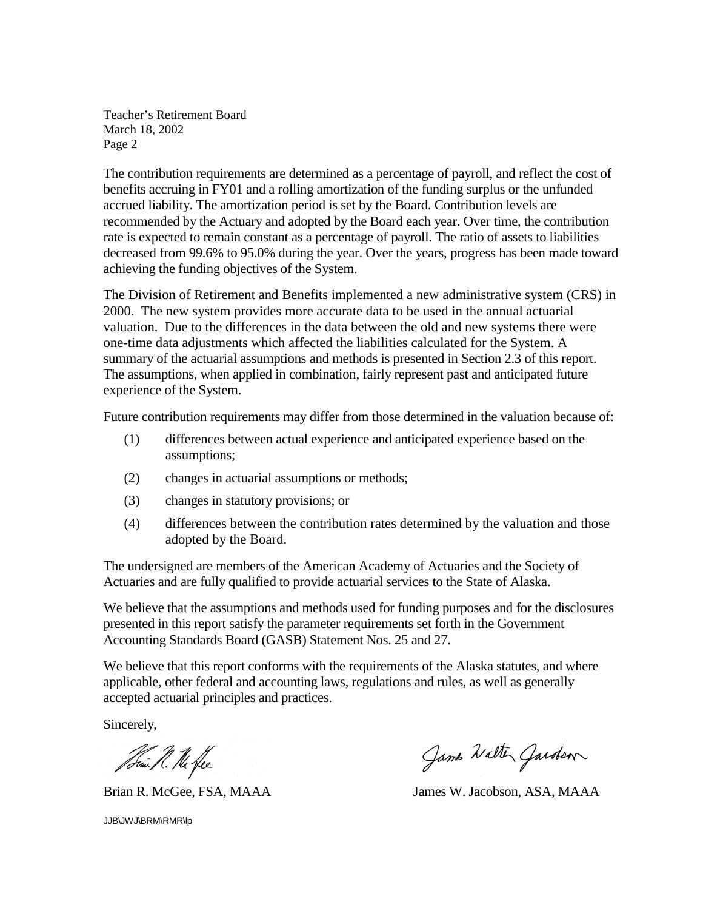Teacher's Retirement Board
March 18, 2002
Page 2

The contribution requirements are determined as a percentage of payroll, and reflect the cost of benefits accruing in FY01 and a rolling amortization of the funding surplus or the unfunded accrued liability. The amortization period is set by the Board. Contribution levels are recommended by the Actuary and adopted by the Board each year. Over time, the contribution rate is expected to remain constant as a percentage of payroll. The ratio of assets to liabilities decreased from 99.6% to 95.0% during the year. Over the years, progress has been made toward achieving the funding objectives of the System.

The Division of Retirement and Benefits implemented a new administrative system (CRS) in 2000. The new system provides more accurate data to be used in the annual actuarial valuation. Due to the differences in the data between the old and new systems there were one-time data adjustments which affected the liabilities calculated for the System. A summary of the actuarial assumptions and methods is presented in Section 2.3 of this report. The assumptions, when applied in combination, fairly represent past and anticipated future experience of the System.

Future contribution requirements may differ from those determined in the valuation because of:

(1) differences between actual experience and anticipated experience based on the assumptions;

(2) changes in actuarial assumptions or methods;

(3) changes in statutory provisions; or

(4) differences between the contribution rates determined by the valuation and those adopted by the Board.

The undersigned are members of the American Academy of Actuaries and the Society of Actuaries and are fully qualified to provide actuarial services to the State of Alaska.

We believe that the assumptions and methods used for funding purposes and for the disclosures presented in this report satisfy the parameter requirements set forth in the Government Accounting Standards Board (GASB) Statement Nos. 25 and 27.

We believe that this report conforms with the requirements of the Alaska statutes, and where applicable, other federal and accounting laws, regulations and rules, as well as generally accepted actuarial principles and practices.

Sincerely,

Brian R. McGee, FSA, MAAA

James W. Jacobson, ASA, MAAA

JJB\JWJ\BRM\RMR\lp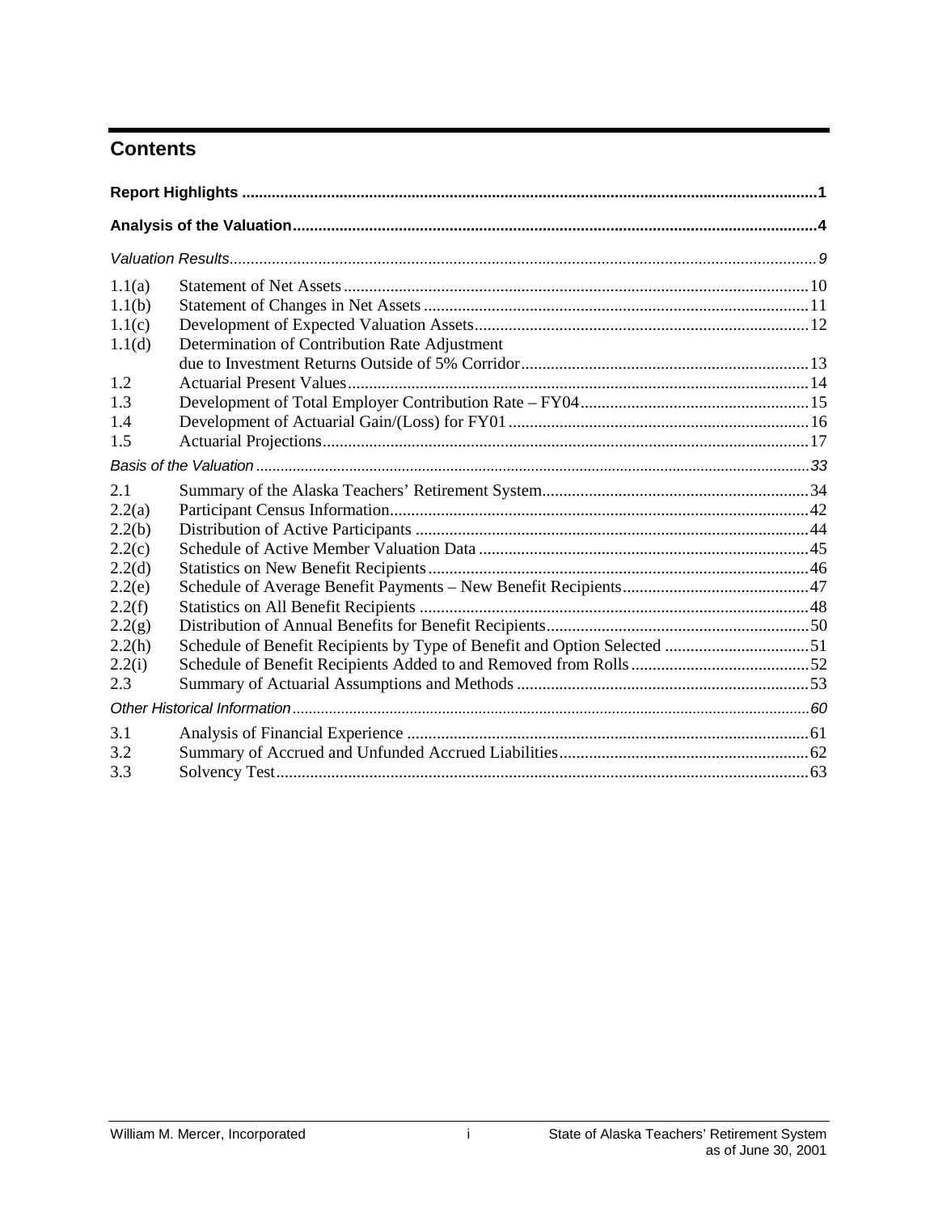## Contents

| | | |
|---|---|---|
| **Report Highlights** | | **1** |
| **Analysis of the Valuation** | | **4** |
| *Valuation Results* | | *9* |
| 1.1(a) | Statement of Net Assets | 10 |
| 1.1(b) | Statement of Changes in Net Assets | 11 |
| 1.1(c) | Development of Expected Valuation Assets | 12 |
| 1.1(d) | Determination of Contribution Rate Adjustment due to Investment Returns Outside of 5% Corridor | 13 |
| 1.2 | Actuarial Present Values | 14 |
| 1.3 | Development of Total Employer Contribution Rate – FY04 | 15 |
| 1.4 | Development of Actuarial Gain/(Loss) for FY01 | 16 |
| 1.5 | Actuarial Projections | 17 |
| *Basis of the Valuation* | | *33* |
| 2.1 | Summary of the Alaska Teachers' Retirement System | 34 |
| 2.2(a) | Participant Census Information | 42 |
| 2.2(b) | Distribution of Active Participants | 44 |
| 2.2(c) | Schedule of Active Member Valuation Data | 45 |
| 2.2(d) | Statistics on New Benefit Recipients | 46 |
| 2.2(e) | Schedule of Average Benefit Payments – New Benefit Recipients | 47 |
| 2.2(f) | Statistics on All Benefit Recipients | 48 |
| 2.2(g) | Distribution of Annual Benefits for Benefit Recipients | 50 |
| 2.2(h) | Schedule of Benefit Recipients by Type of Benefit and Option Selected | 51 |
| 2.2(i) | Schedule of Benefit Recipients Added to and Removed from Rolls | 52 |
| 2.3 | Summary of Actuarial Assumptions and Methods | 53 |
| *Other Historical Information* | | *60* |
| 3.1 | Analysis of Financial Experience | 61 |
| 3.2 | Summary of Accrued and Unfunded Accrued Liabilities | 62 |
| 3.3 | Solvency Test | 63 |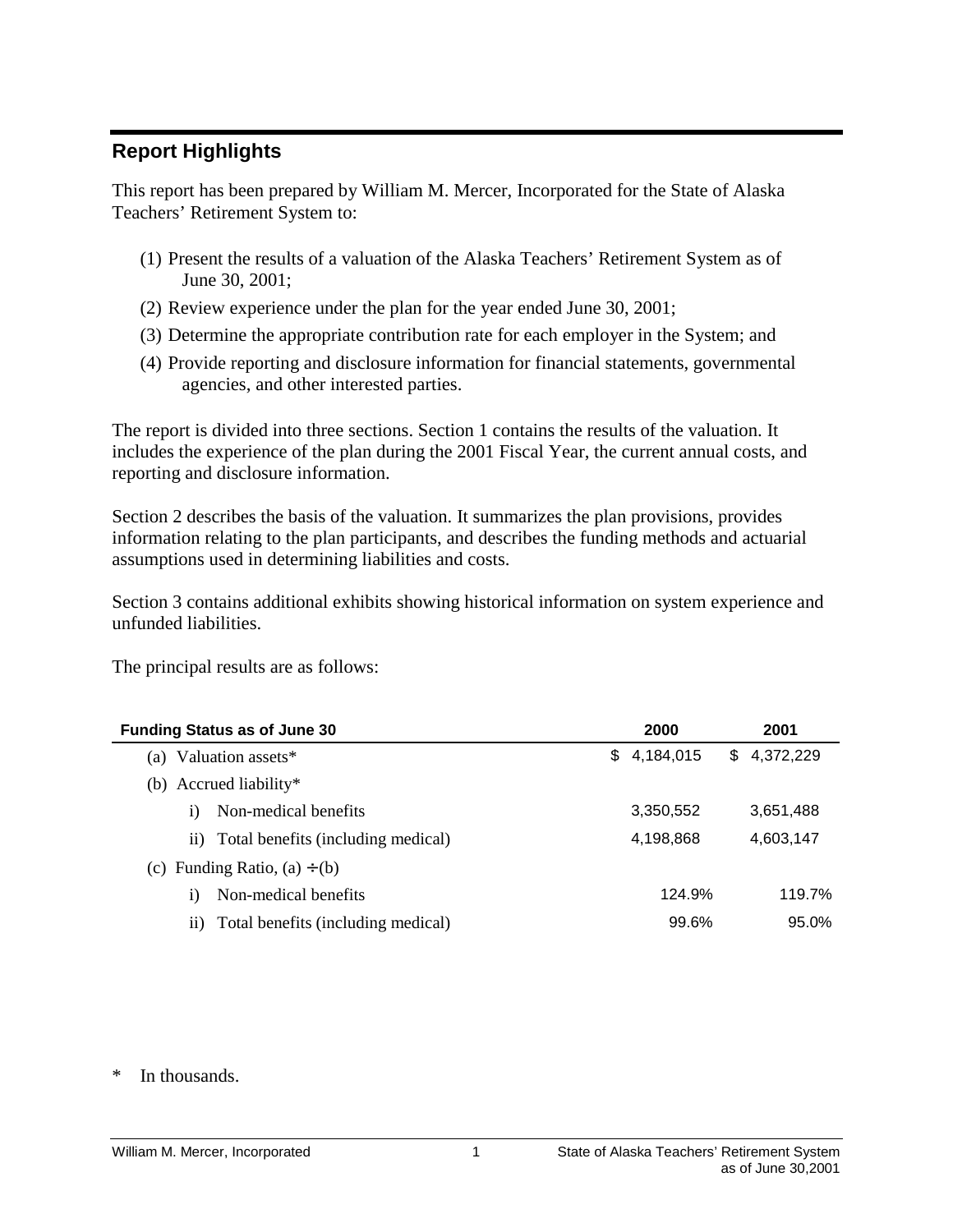## Report Highlights

This report has been prepared by William M. Mercer, Incorporated for the State of Alaska Teachers' Retirement System to:

(1) Present the results of a valuation of the Alaska Teachers' Retirement System as of June 30, 2001;

(2) Review experience under the plan for the year ended June 30, 2001;

(3) Determine the appropriate contribution rate for each employer in the System; and

(4) Provide reporting and disclosure information for financial statements, governmental agencies, and other interested parties.

The report is divided into three sections. Section 1 contains the results of the valuation. It includes the experience of the plan during the 2001 Fiscal Year, the current annual costs, and reporting and disclosure information.

Section 2 describes the basis of the valuation. It summarizes the plan provisions, provides information relating to the plan participants, and describes the funding methods and actuarial assumptions used in determining liabilities and costs.

Section 3 contains additional exhibits showing historical information on system experience and unfunded liabilities.

The principal results are as follows:

| Funding Status as of June 30 | 2000 | 2001 |
|---|---|---|
| (a) Valuation assets* | $ 4,184,015 | $ 4,372,229 |
| (b) Accrued liability* | | |
| i) Non-medical benefits | 3,350,552 | 3,651,488 |
| ii) Total benefits (including medical) | 4,198,868 | 4,603,147 |
| (c) Funding Ratio, (a) ÷ (b) | | |
| i) Non-medical benefits | 124.9% | 119.7% |
| ii) Total benefits (including medical) | 99.6% | 95.0% |

* In thousands.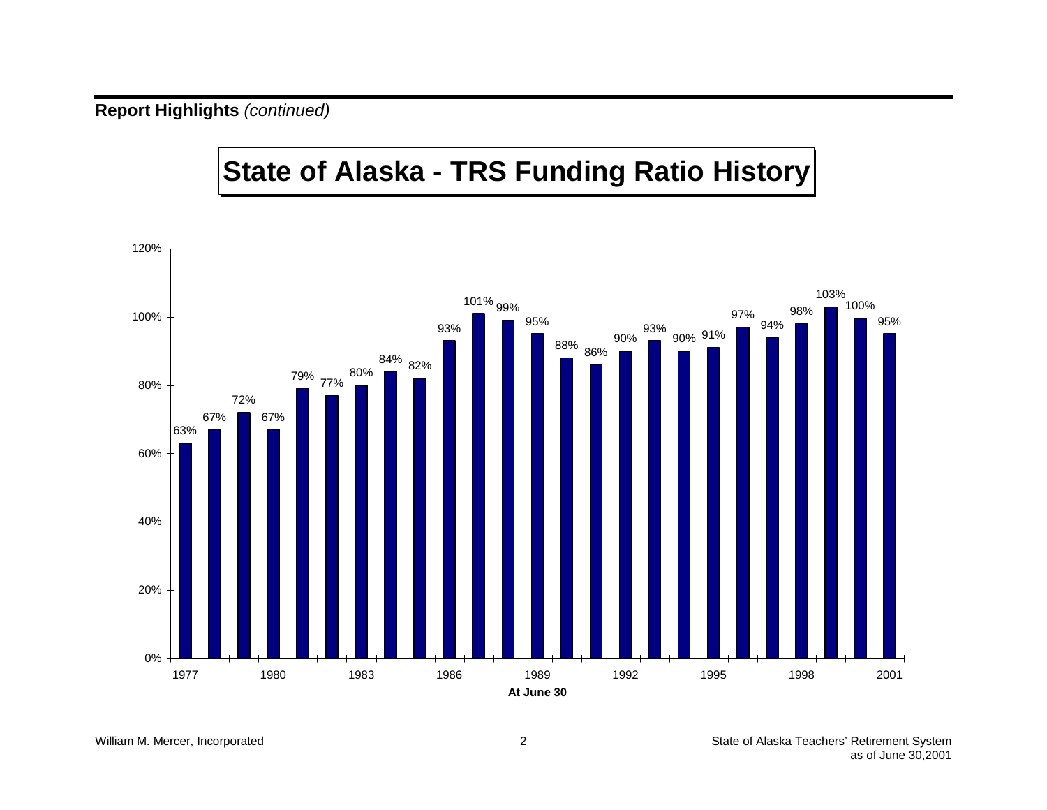**Report Highlights** *(continued)*

# State of Alaska - TRS Funding Ratio History

| At June 30 | Funding Ratio |
|---|---|
| 1977 | 63% |
| 1978 | 67% |
| 1979 | 72% |
| 1980 | 67% |
| 1981 | 79% |
| 1982 | 77% |
| 1983 | 80% |
| 1984 | 84% |
| 1985 | 82% |
| 1986 | 93% |
| 1987 | 101% |
| 1988 | 99% |
| 1989 | 95% |
| 1990 | 88% |
| 1991 | 86% |
| 1992 | 90% |
| 1993 | 93% |
| 1994 | 90% |
| 1995 | 91% |
| 1996 | 97% |
| 1997 | 94% |
| 1998 | 98% |
| 1999 | 103% |
| 2000 | 100% |
| 2001 | 95% |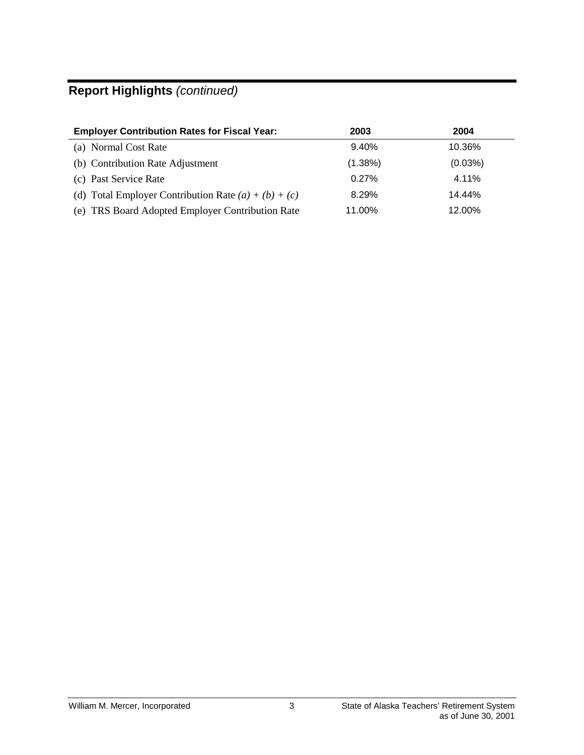## **Report Highlights** *(continued)*

| Employer Contribution Rates for Fiscal Year: | 2003 | 2004 |
|---|---|---|
| (a) Normal Cost Rate | 9.40% | 10.36% |
| (b) Contribution Rate Adjustment | (1.38%) | (0.03%) |
| (c) Past Service Rate | 0.27% | 4.11% |
| (d) Total Employer Contribution Rate *(a) + (b) + (c)* | 8.29% | 14.44% |
| (e) TRS Board Adopted Employer Contribution Rate | 11.00% | 12.00% |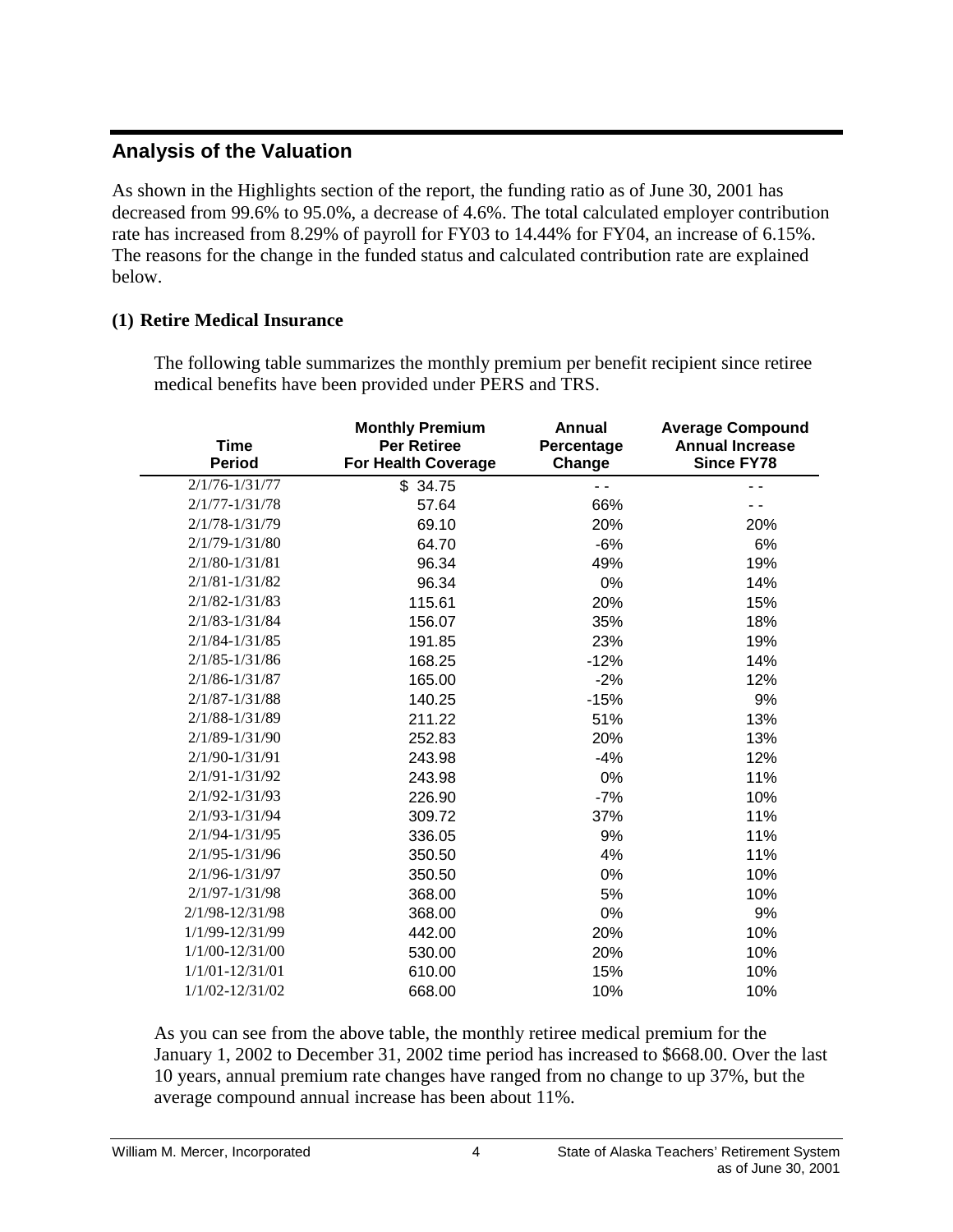## Analysis of the Valuation

As shown in the Highlights section of the report, the funding ratio as of June 30, 2001 has decreased from 99.6% to 95.0%, a decrease of 4.6%. The total calculated employer contribution rate has increased from 8.29% of payroll for FY03 to 14.44% for FY04, an increase of 6.15%. The reasons for the change in the funded status and calculated contribution rate are explained below.

### (1) Retire Medical Insurance

The following table summarizes the monthly premium per benefit recipient since retiree medical benefits have been provided under PERS and TRS.

| Time Period | Monthly Premium Per Retiree For Health Coverage | Annual Percentage Change | Average Compound Annual Increase Since FY78 |
|---|---|---|---|
| 2/1/76-1/31/77 | $ 34.75 | - - | - - |
| 2/1/77-1/31/78 | 57.64 | 66% | - - |
| 2/1/78-1/31/79 | 69.10 | 20% | 20% |
| 2/1/79-1/31/80 | 64.70 | -6% | 6% |
| 2/1/80-1/31/81 | 96.34 | 49% | 19% |
| 2/1/81-1/31/82 | 96.34 | 0% | 14% |
| 2/1/82-1/31/83 | 115.61 | 20% | 15% |
| 2/1/83-1/31/84 | 156.07 | 35% | 18% |
| 2/1/84-1/31/85 | 191.85 | 23% | 19% |
| 2/1/85-1/31/86 | 168.25 | -12% | 14% |
| 2/1/86-1/31/87 | 165.00 | -2% | 12% |
| 2/1/87-1/31/88 | 140.25 | -15% | 9% |
| 2/1/88-1/31/89 | 211.22 | 51% | 13% |
| 2/1/89-1/31/90 | 252.83 | 20% | 13% |
| 2/1/90-1/31/91 | 243.98 | -4% | 12% |
| 2/1/91-1/31/92 | 243.98 | 0% | 11% |
| 2/1/92-1/31/93 | 226.90 | -7% | 10% |
| 2/1/93-1/31/94 | 309.72 | 37% | 11% |
| 2/1/94-1/31/95 | 336.05 | 9% | 11% |
| 2/1/95-1/31/96 | 350.50 | 4% | 11% |
| 2/1/96-1/31/97 | 350.50 | 0% | 10% |
| 2/1/97-1/31/98 | 368.00 | 5% | 10% |
| 2/1/98-12/31/98 | 368.00 | 0% | 9% |
| 1/1/99-12/31/99 | 442.00 | 20% | 10% |
| 1/1/00-12/31/00 | 530.00 | 20% | 10% |
| 1/1/01-12/31/01 | 610.00 | 15% | 10% |
| 1/1/02-12/31/02 | 668.00 | 10% | 10% |

As you can see from the above table, the monthly retiree medical premium for the January 1, 2002 to December 31, 2002 time period has increased to $668.00. Over the last 10 years, annual premium rate changes have ranged from no change to up 37%, but the average compound annual increase has been about 11%.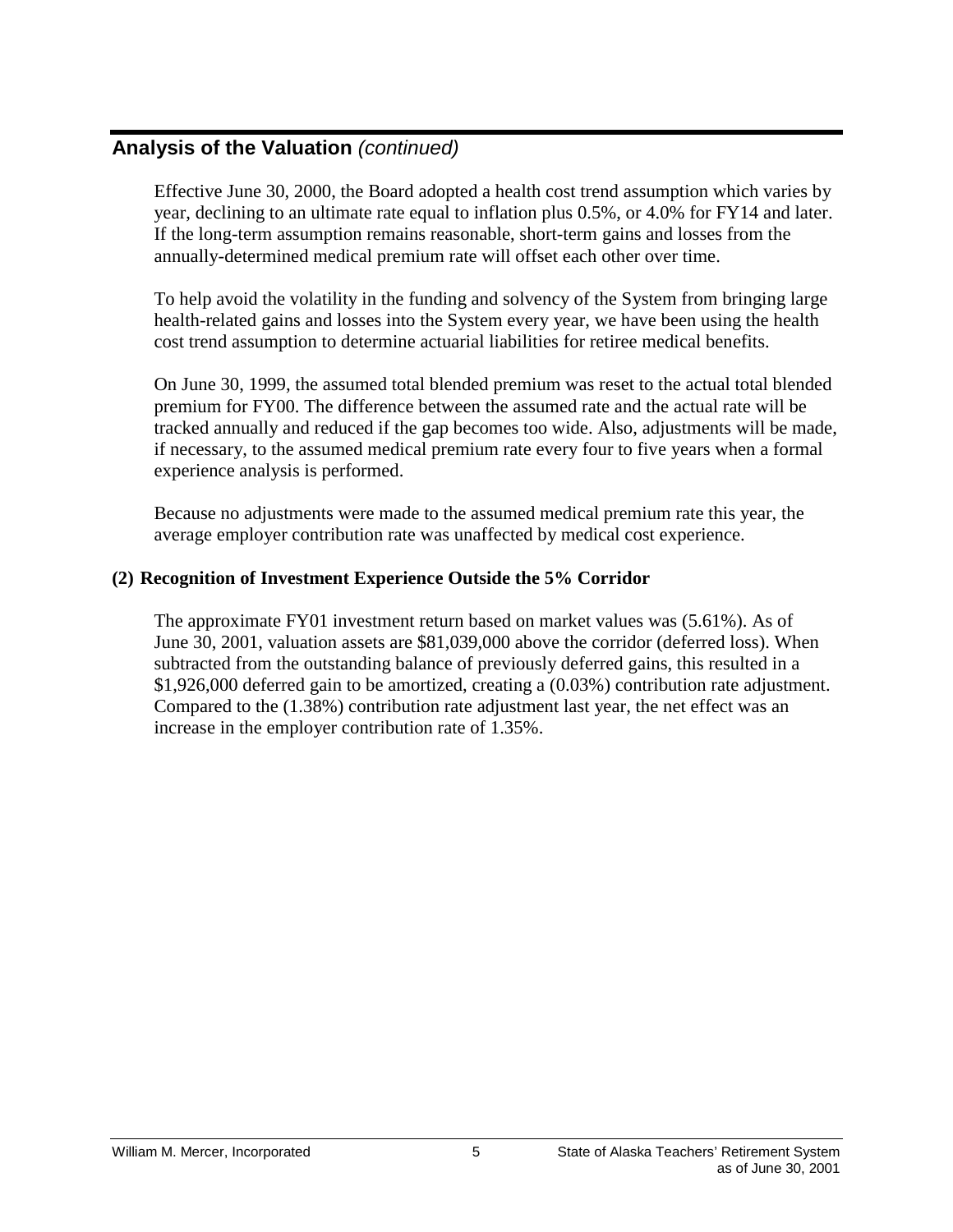## Analysis of the Valuation *(continued)*

Effective June 30, 2000, the Board adopted a health cost trend assumption which varies by year, declining to an ultimate rate equal to inflation plus 0.5%, or 4.0% for FY14 and later. If the long-term assumption remains reasonable, short-term gains and losses from the annually-determined medical premium rate will offset each other over time.

To help avoid the volatility in the funding and solvency of the System from bringing large health-related gains and losses into the System every year, we have been using the health cost trend assumption to determine actuarial liabilities for retiree medical benefits.

On June 30, 1999, the assumed total blended premium was reset to the actual total blended premium for FY00. The difference between the assumed rate and the actual rate will be tracked annually and reduced if the gap becomes too wide. Also, adjustments will be made, if necessary, to the assumed medical premium rate every four to five years when a formal experience analysis is performed.

Because no adjustments were made to the assumed medical premium rate this year, the average employer contribution rate was unaffected by medical cost experience.

**(2) Recognition of Investment Experience Outside the 5% Corridor**

The approximate FY01 investment return based on market values was (5.61%). As of June 30, 2001, valuation assets are $81,039,000 above the corridor (deferred loss). When subtracted from the outstanding balance of previously deferred gains, this resulted in a $1,926,000 deferred gain to be amortized, creating a (0.03%) contribution rate adjustment. Compared to the (1.38%) contribution rate adjustment last year, the net effect was an increase in the employer contribution rate of 1.35%.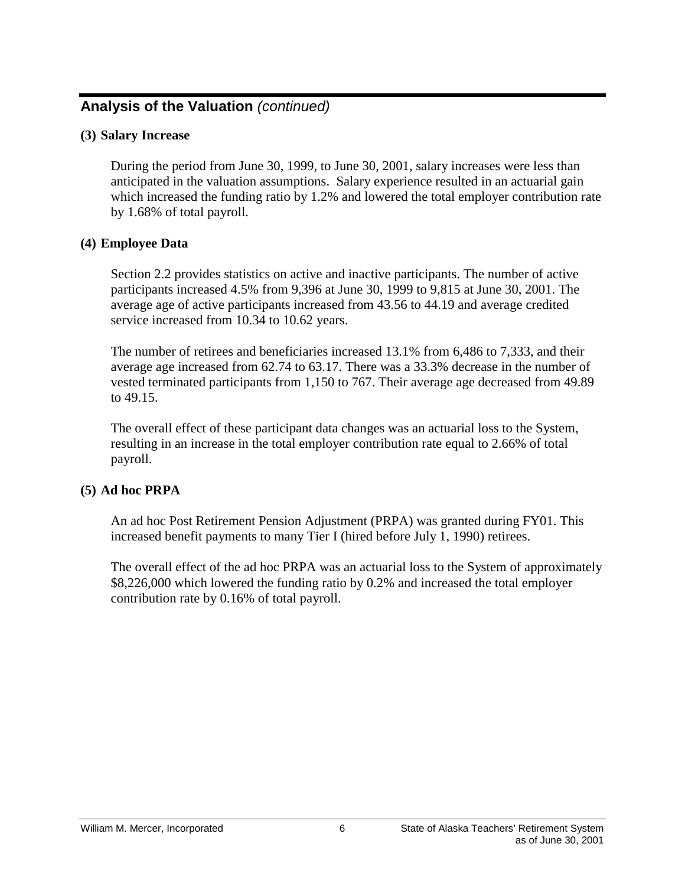## Analysis of the Valuation *(continued)*

**(3) Salary Increase**

During the period from June 30, 1999, to June 30, 2001, salary increases were less than anticipated in the valuation assumptions. Salary experience resulted in an actuarial gain which increased the funding ratio by 1.2% and lowered the total employer contribution rate by 1.68% of total payroll.

**(4) Employee Data**

Section 2.2 provides statistics on active and inactive participants. The number of active participants increased 4.5% from 9,396 at June 30, 1999 to 9,815 at June 30, 2001. The average age of active participants increased from 43.56 to 44.19 and average credited service increased from 10.34 to 10.62 years.

The number of retirees and beneficiaries increased 13.1% from 6,486 to 7,333, and their average age increased from 62.74 to 63.17. There was a 33.3% decrease in the number of vested terminated participants from 1,150 to 767. Their average age decreased from 49.89 to 49.15.

The overall effect of these participant data changes was an actuarial loss to the System, resulting in an increase in the total employer contribution rate equal to 2.66% of total payroll.

**(5) Ad hoc PRPA**

An ad hoc Post Retirement Pension Adjustment (PRPA) was granted during FY01. This increased benefit payments to many Tier I (hired before July 1, 1990) retirees.

The overall effect of the ad hoc PRPA was an actuarial loss to the System of approximately $8,226,000 which lowered the funding ratio by 0.2% and increased the total employer contribution rate by 0.16% of total payroll.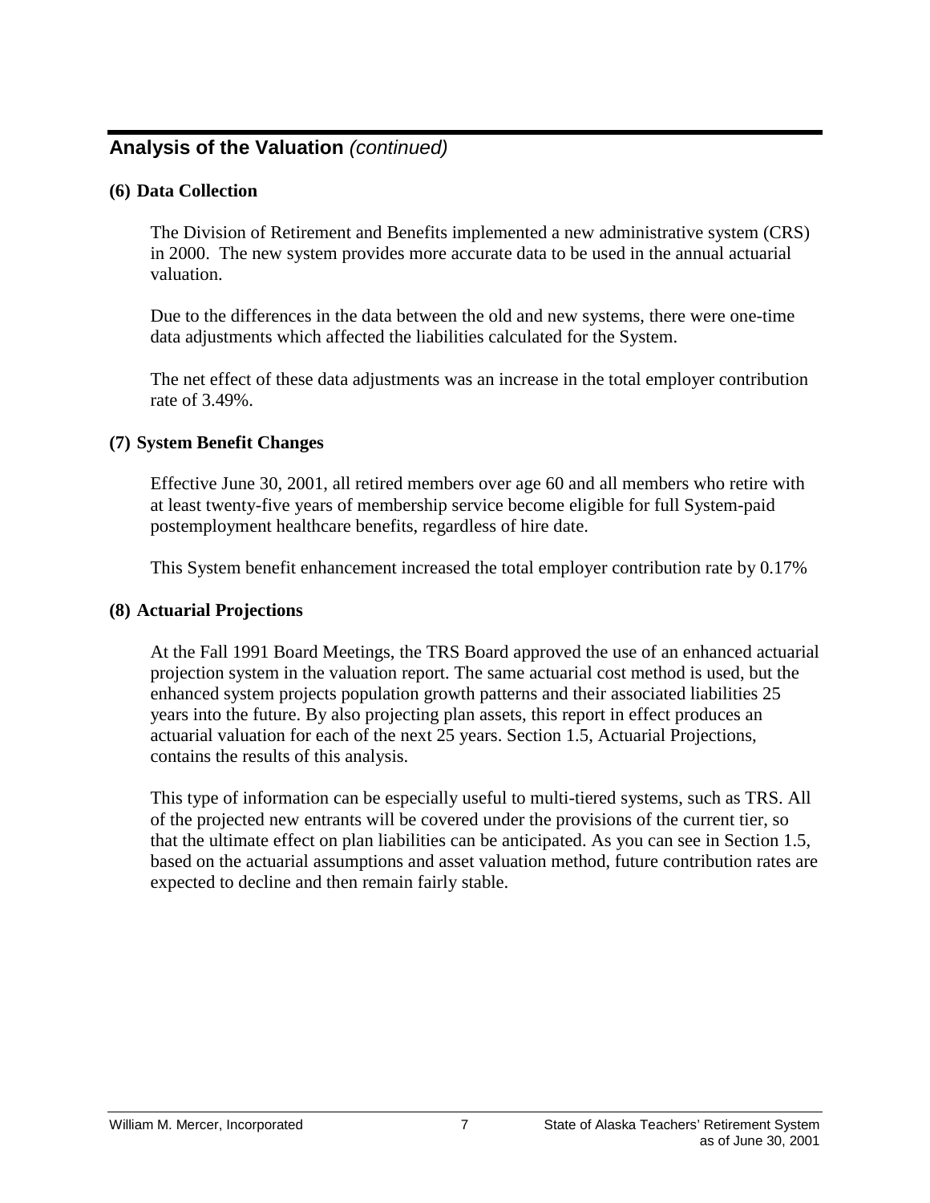## Analysis of the Valuation *(continued)*

### (6) Data Collection

The Division of Retirement and Benefits implemented a new administrative system (CRS) in 2000. The new system provides more accurate data to be used in the annual actuarial valuation.

Due to the differences in the data between the old and new systems, there were one-time data adjustments which affected the liabilities calculated for the System.

The net effect of these data adjustments was an increase in the total employer contribution rate of 3.49%.

### (7) System Benefit Changes

Effective June 30, 2001, all retired members over age 60 and all members who retire with at least twenty-five years of membership service become eligible for full System-paid postemployment healthcare benefits, regardless of hire date.

This System benefit enhancement increased the total employer contribution rate by 0.17%

### (8) Actuarial Projections

At the Fall 1991 Board Meetings, the TRS Board approved the use of an enhanced actuarial projection system in the valuation report. The same actuarial cost method is used, but the enhanced system projects population growth patterns and their associated liabilities 25 years into the future. By also projecting plan assets, this report in effect produces an actuarial valuation for each of the next 25 years. Section 1.5, Actuarial Projections, contains the results of this analysis.

This type of information can be especially useful to multi-tiered systems, such as TRS. All of the projected new entrants will be covered under the provisions of the current tier, so that the ultimate effect on plan liabilities can be anticipated. As you can see in Section 1.5, based on the actuarial assumptions and asset valuation method, future contribution rates are expected to decline and then remain fairly stable.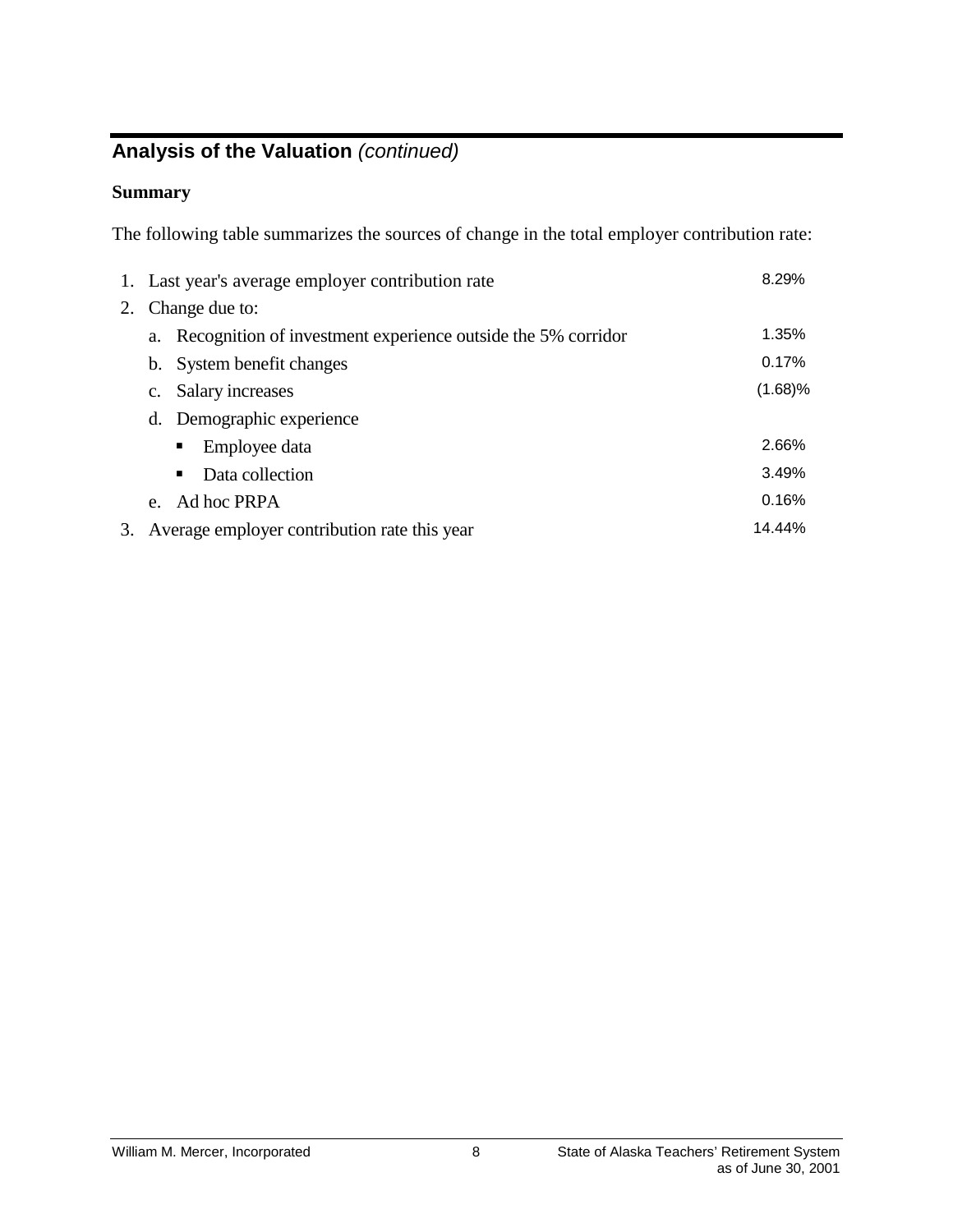## Analysis of the Valuation *(continued)*

**Summary**

The following table summarizes the sources of change in the total employer contribution rate:

| | |
|---|---|
| 1. Last year's average employer contribution rate | 8.29% |
| 2. Change due to: | |
| a. Recognition of investment experience outside the 5% corridor | 1.35% |
| b. System benefit changes | 0.17% |
| c. Salary increases | (1.68)% |
| d. Demographic experience | |
| ▪ Employee data | 2.66% |
| ▪ Data collection | 3.49% |
| e. Ad hoc PRPA | 0.16% |
| 3. Average employer contribution rate this year | 14.44% |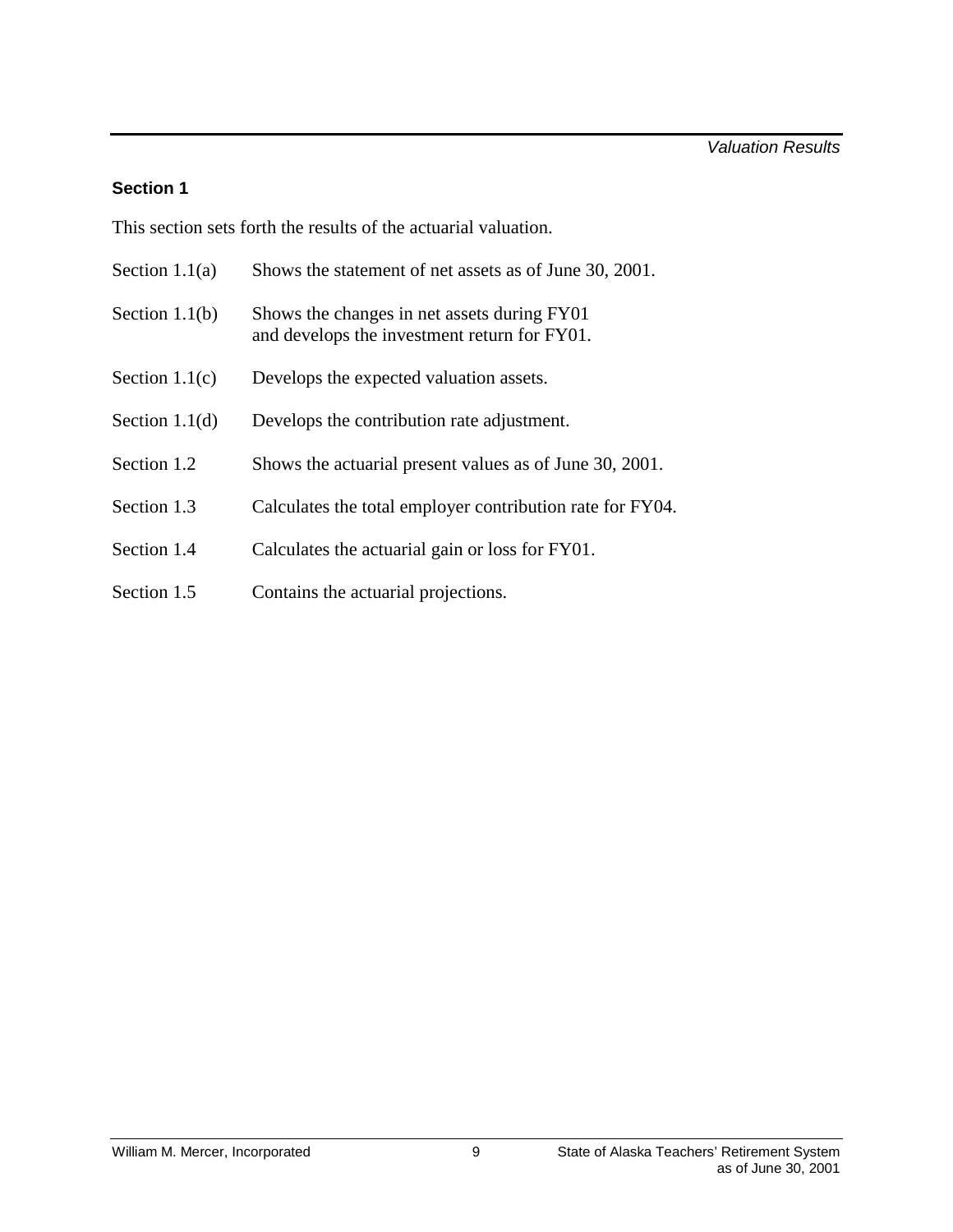## Section 1

This section sets forth the results of the actuarial valuation.

| | |
|---|---|
| Section 1.1(a) | Shows the statement of net assets as of June 30, 2001. |
| Section 1.1(b) | Shows the changes in net assets during FY01 and develops the investment return for FY01. |
| Section 1.1(c) | Develops the expected valuation assets. |
| Section 1.1(d) | Develops the contribution rate adjustment. |
| Section 1.2 | Shows the actuarial present values as of June 30, 2001. |
| Section 1.3 | Calculates the total employer contribution rate for FY04. |
| Section 1.4 | Calculates the actuarial gain or loss for FY01. |
| Section 1.5 | Contains the actuarial projections. |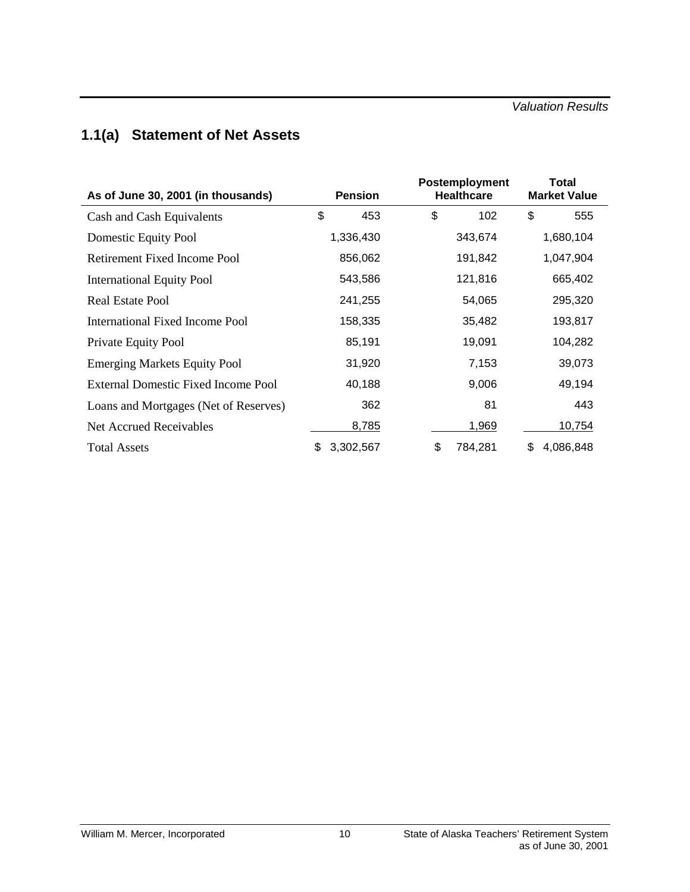## 1.1(a) Statement of Net Assets

| As of June 30, 2001 (in thousands) | Pension | Postemployment Healthcare | Total Market Value |
|---|---|---|---|
| Cash and Cash Equivalents | $ 453 | $ 102 | $ 555 |
| Domestic Equity Pool | 1,336,430 | 343,674 | 1,680,104 |
| Retirement Fixed Income Pool | 856,062 | 191,842 | 1,047,904 |
| International Equity Pool | 543,586 | 121,816 | 665,402 |
| Real Estate Pool | 241,255 | 54,065 | 295,320 |
| International Fixed Income Pool | 158,335 | 35,482 | 193,817 |
| Private Equity Pool | 85,191 | 19,091 | 104,282 |
| Emerging Markets Equity Pool | 31,920 | 7,153 | 39,073 |
| External Domestic Fixed Income Pool | 40,188 | 9,006 | 49,194 |
| Loans and Mortgages (Net of Reserves) | 362 | 81 | 443 |
| Net Accrued Receivables | 8,785 | 1,969 | 10,754 |
| Total Assets | $ 3,302,567 | $ 784,281 | $ 4,086,848 |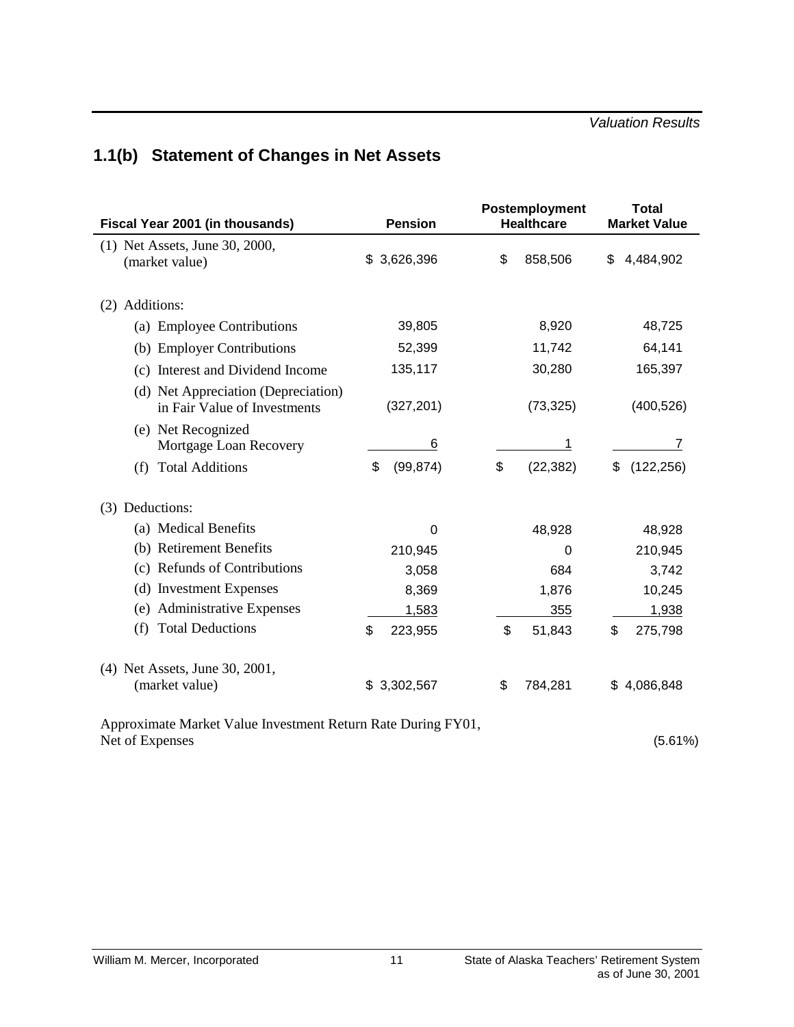## 1.1(b) Statement of Changes in Net Assets

| Fiscal Year 2001 (in thousands) | Pension | Postemployment Healthcare | Total Market Value |
|---|---|---|---|
| (1) Net Assets, June 30, 2000, (market value) | $ 3,626,396 | $ 858,506 | $ 4,484,902 |
| (2) Additions: | | | |
| (a) Employee Contributions | 39,805 | 8,920 | 48,725 |
| (b) Employer Contributions | 52,399 | 11,742 | 64,141 |
| (c) Interest and Dividend Income | 135,117 | 30,280 | 165,397 |
| (d) Net Appreciation (Depreciation) in Fair Value of Investments | (327,201) | (73,325) | (400,526) |
| (e) Net Recognized Mortgage Loan Recovery | 6 | 1 | 7 |
| (f) Total Additions | $ (99,874) | $ (22,382) | $ (122,256) |
| (3) Deductions: | | | |
| (a) Medical Benefits | 0 | 48,928 | 48,928 |
| (b) Retirement Benefits | 210,945 | 0 | 210,945 |
| (c) Refunds of Contributions | 3,058 | 684 | 3,742 |
| (d) Investment Expenses | 8,369 | 1,876 | 10,245 |
| (e) Administrative Expenses | 1,583 | 355 | 1,938 |
| (f) Total Deductions | $ 223,955 | $ 51,843 | $ 275,798 |
| (4) Net Assets, June 30, 2001, (market value) | $ 3,302,567 | $ 784,281 | $ 4,086,848 |
| Approximate Market Value Investment Return Rate During FY01, Net of Expenses | | | (5.61%) |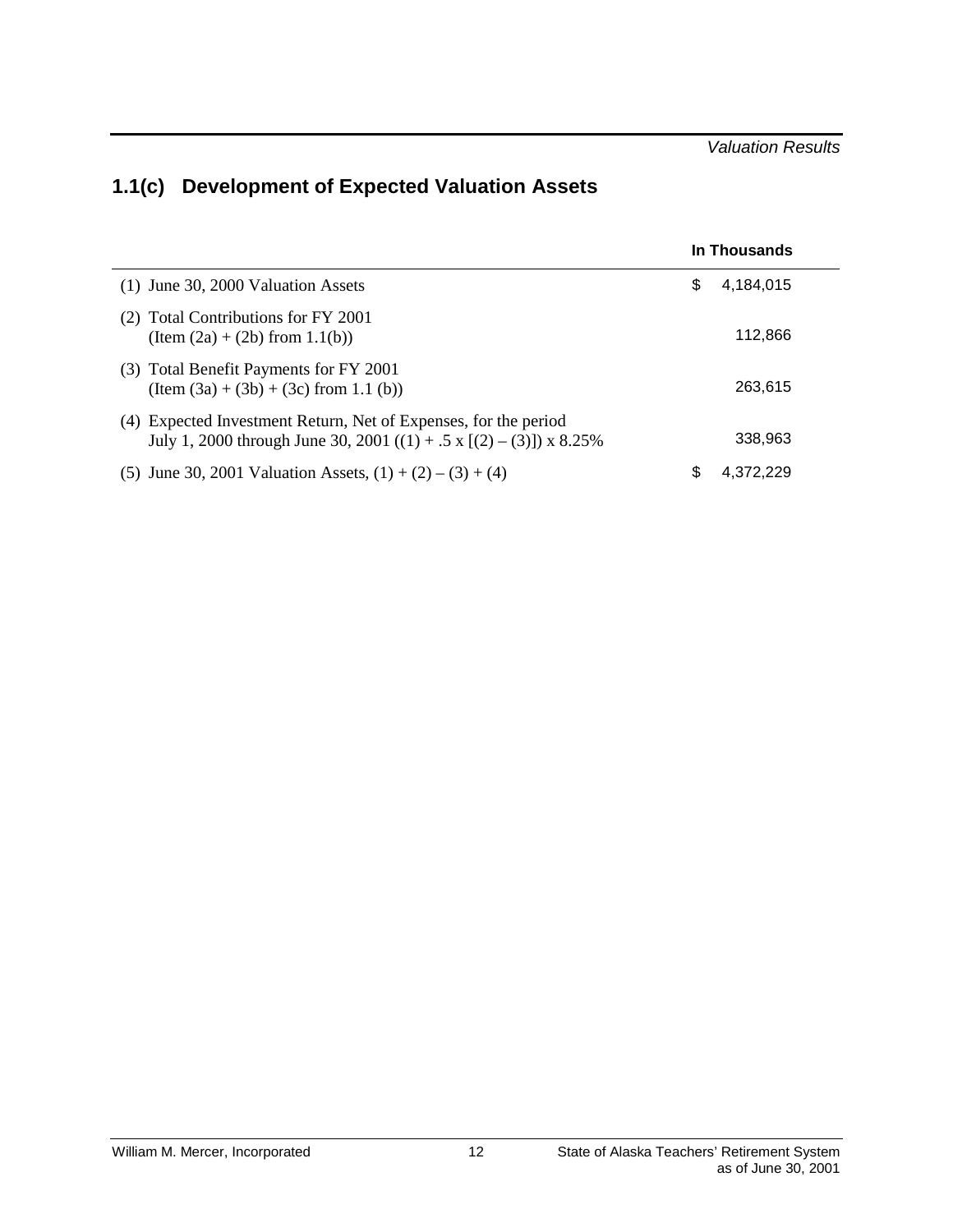## 1.1(c) Development of Expected Valuation Assets

| | In Thousands |
|---|---|
| (1) June 30, 2000 Valuation Assets | $ 4,184,015 |
| (2) Total Contributions for FY 2001 (Item (2a) + (2b) from 1.1(b)) | 112,866 |
| (3) Total Benefit Payments for FY 2001 (Item (3a) + (3b) + (3c) from 1.1 (b)) | 263,615 |
| (4) Expected Investment Return, Net of Expenses, for the period July 1, 2000 through June 30, 2001 ((1) + .5 x [(2) – (3)]) x 8.25% | 338,963 |
| (5) June 30, 2001 Valuation Assets, (1) + (2) – (3) + (4) | $ 4,372,229 |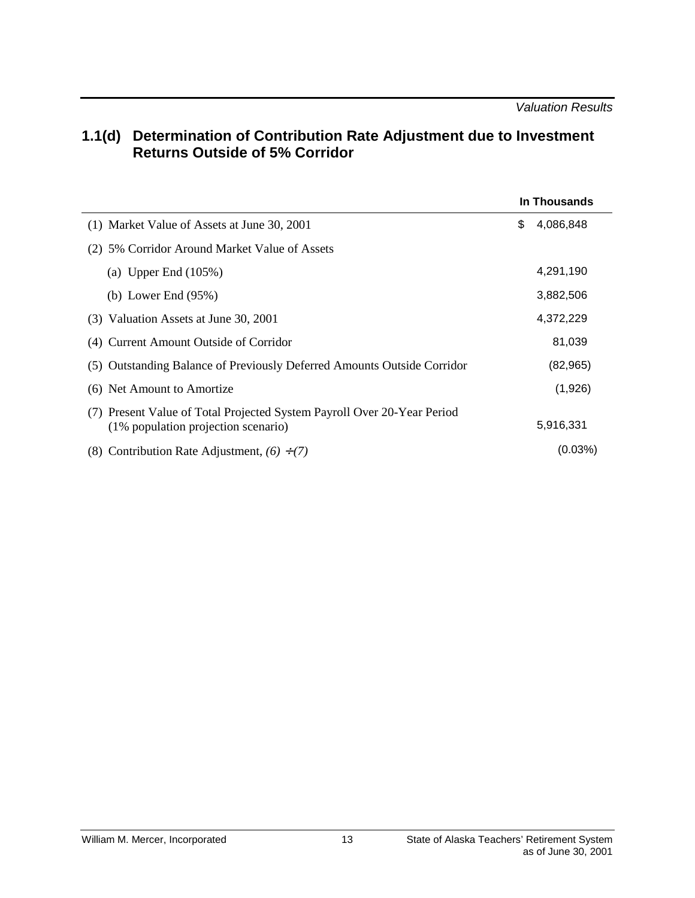## 1.1(d) Determination of Contribution Rate Adjustment due to Investment Returns Outside of 5% Corridor

| | In Thousands |
|---|---|
| (1) Market Value of Assets at June 30, 2001 | $ 4,086,848 |
| (2) 5% Corridor Around Market Value of Assets | |
| (a) Upper End (105%) | 4,291,190 |
| (b) Lower End (95%) | 3,882,506 |
| (3) Valuation Assets at June 30, 2001 | 4,372,229 |
| (4) Current Amount Outside of Corridor | 81,039 |
| (5) Outstanding Balance of Previously Deferred Amounts Outside Corridor | (82,965) |
| (6) Net Amount to Amortize | (1,926) |
| (7) Present Value of Total Projected System Payroll Over 20-Year Period (1% population projection scenario) | 5,916,331 |
| (8) Contribution Rate Adjustment, *(6) ÷ (7)* | (0.03%) |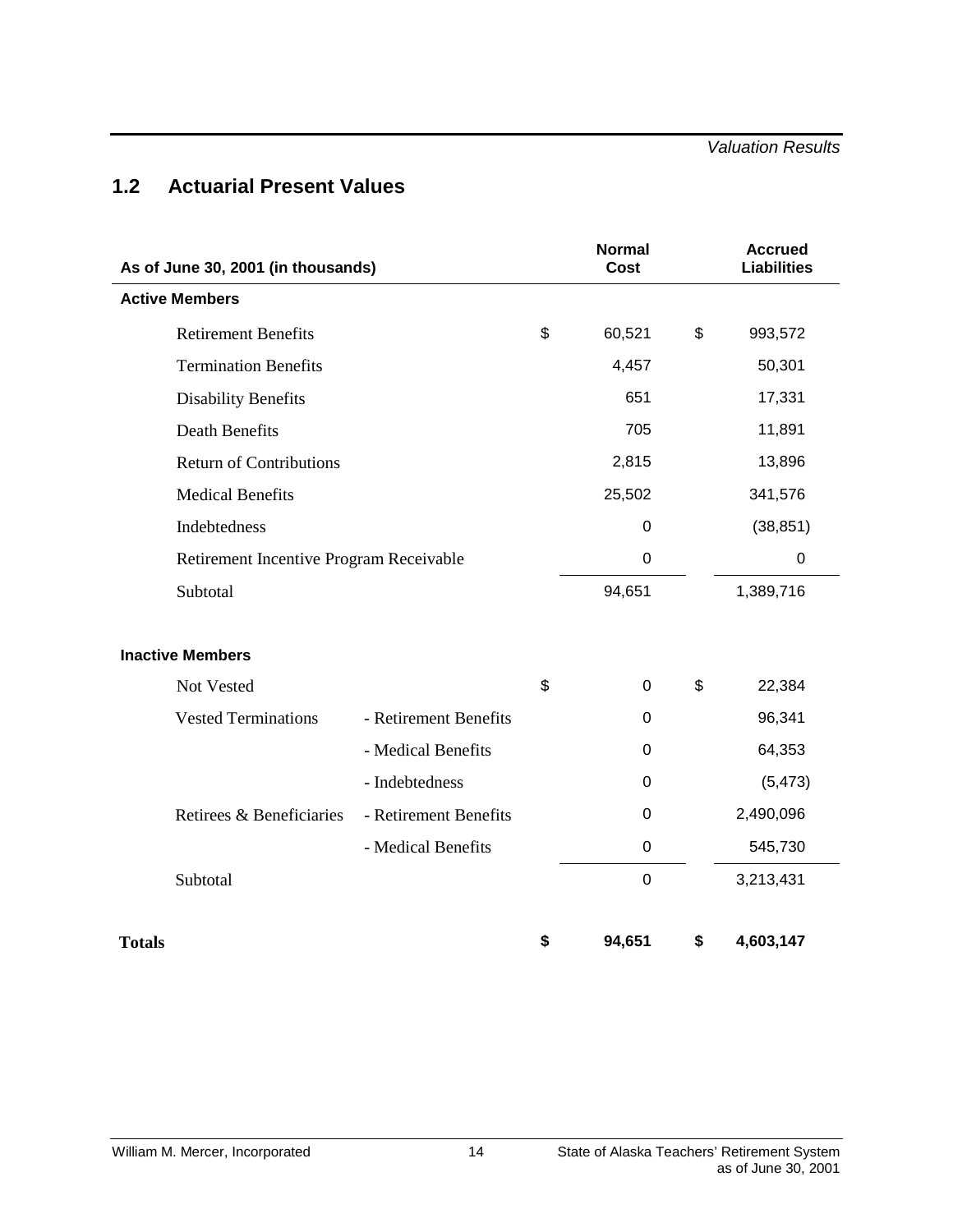## 1.2 Actuarial Present Values

| As of June 30, 2001 (in thousands) | | Normal Cost | Accrued Liabilities |
|---|---|---|---|
| **Active Members** | | | |
| Retirement Benefits | | $ 60,521 | $ 993,572 |
| Termination Benefits | | 4,457 | 50,301 |
| Disability Benefits | | 651 | 17,331 |
| Death Benefits | | 705 | 11,891 |
| Return of Contributions | | 2,815 | 13,896 |
| Medical Benefits | | 25,502 | 341,576 |
| Indebtedness | | 0 | (38,851) |
| Retirement Incentive Program Receivable | | 0 | 0 |
| Subtotal | | 94,651 | 1,389,716 |
| **Inactive Members** | | | |
| Not Vested | | $ 0 | $ 22,384 |
| Vested Terminations | - Retirement Benefits | 0 | 96,341 |
| | - Medical Benefits | 0 | 64,353 |
| | - Indebtedness | 0 | (5,473) |
| Retirees & Beneficiaries | - Retirement Benefits | 0 | 2,490,096 |
| | - Medical Benefits | 0 | 545,730 |
| Subtotal | | 0 | 3,213,431 |
| **Totals** | | **$ 94,651** | **$ 4,603,147** |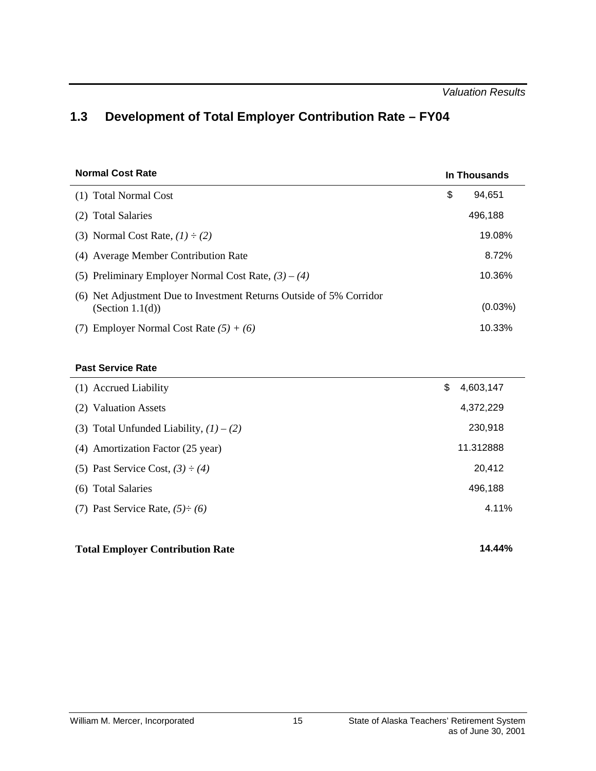## 1.3 Development of Total Employer Contribution Rate – FY04

| Normal Cost Rate | In Thousands |
|---|---|
| (1) Total Normal Cost | $ 94,651 |
| (2) Total Salaries | 496,188 |
| (3) Normal Cost Rate, *(1) ÷ (2)* | 19.08% |
| (4) Average Member Contribution Rate | 8.72% |
| (5) Preliminary Employer Normal Cost Rate, *(3) – (4)* | 10.36% |
| (6) Net Adjustment Due to Investment Returns Outside of 5% Corridor (Section 1.1(d)) | (0.03%) |
| (7) Employer Normal Cost Rate *(5) + (6)* | 10.33% |

| Past Service Rate | |
|---|---|
| (1) Accrued Liability | $ 4,603,147 |
| (2) Valuation Assets | 4,372,229 |
| (3) Total Unfunded Liability, *(1) – (2)* | 230,918 |
| (4) Amortization Factor (25 year) | 11.312888 |
| (5) Past Service Cost, *(3) ÷ (4)* | 20,412 |
| (6) Total Salaries | 496,188 |
| (7) Past Service Rate, *(5)÷ (6)* | 4.11% |

**Total Employer Contribution Rate** **14.44%**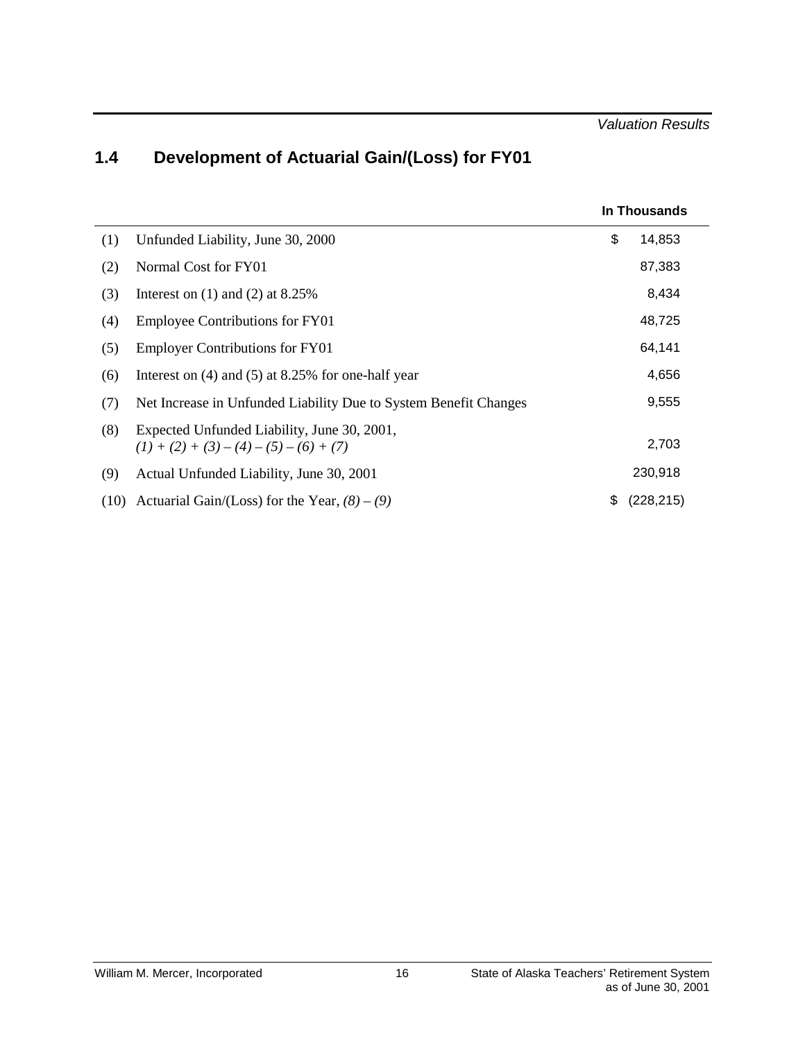## 1.4 Development of Actuarial Gain/(Loss) for FY01

| | | In Thousands |
|---|---|---|
| (1) | Unfunded Liability, June 30, 2000 | $ 14,853 |
| (2) | Normal Cost for FY01 | 87,383 |
| (3) | Interest on (1) and (2) at 8.25% | 8,434 |
| (4) | Employee Contributions for FY01 | 48,725 |
| (5) | Employer Contributions for FY01 | 64,141 |
| (6) | Interest on (4) and (5) at 8.25% for one-half year | 4,656 |
| (7) | Net Increase in Unfunded Liability Due to System Benefit Changes | 9,555 |
| (8) | Expected Unfunded Liability, June 30, 2001, *(1) + (2) + (3) – (4) – (5) – (6) + (7)* | 2,703 |
| (9) | Actual Unfunded Liability, June 30, 2001 | 230,918 |
| (10) | Actuarial Gain/(Loss) for the Year, *(8) – (9)* | $ (228,215) |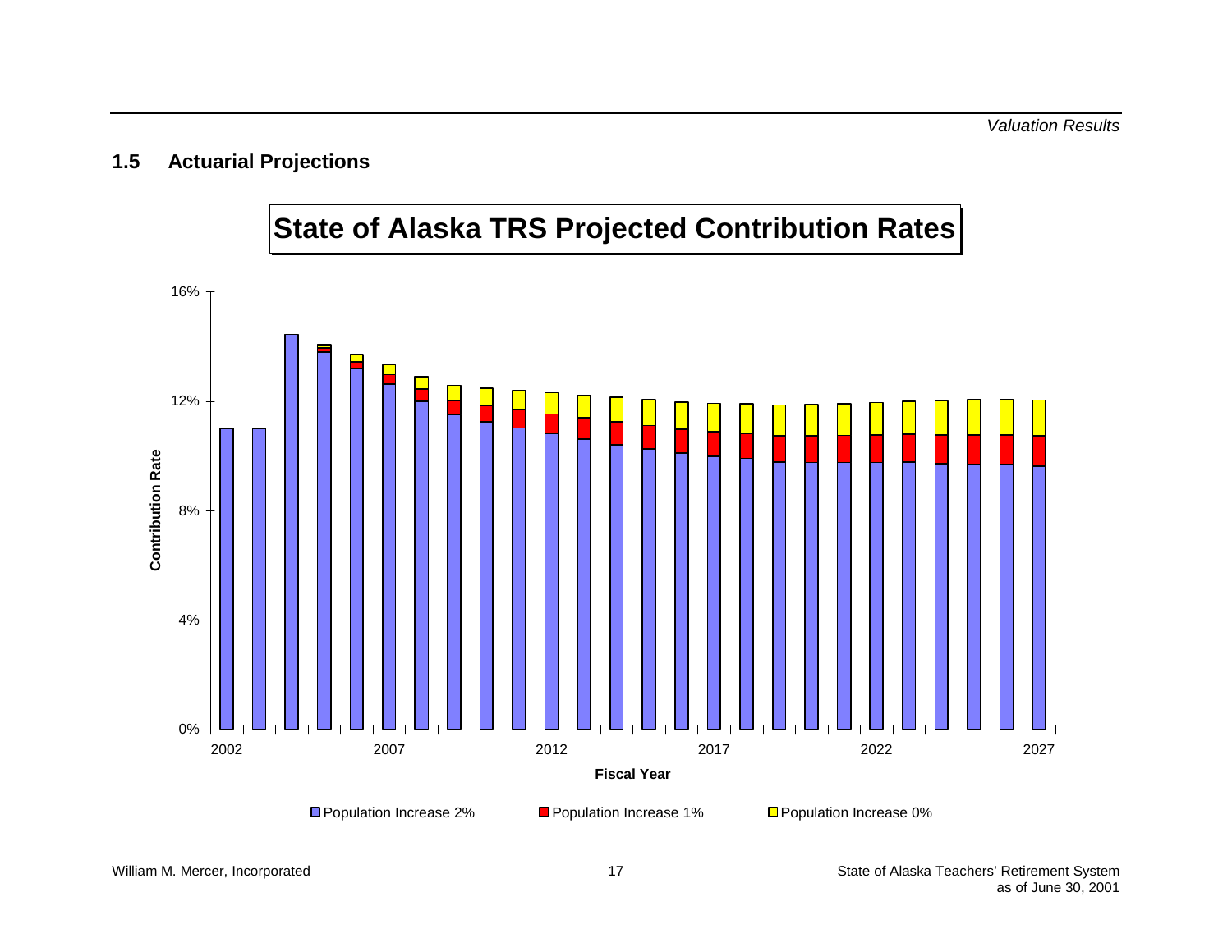## 1.5 Actuarial Projections

**State of Alaska TRS Projected Contribution Rates**

Contribution Rate: 0%, 4%, 8%, 12%, 16%

Fiscal Year: 2002, 2007, 2012, 2017, 2022, 2027

Population Increase 2% | Population Increase 1% | Population Increase 0%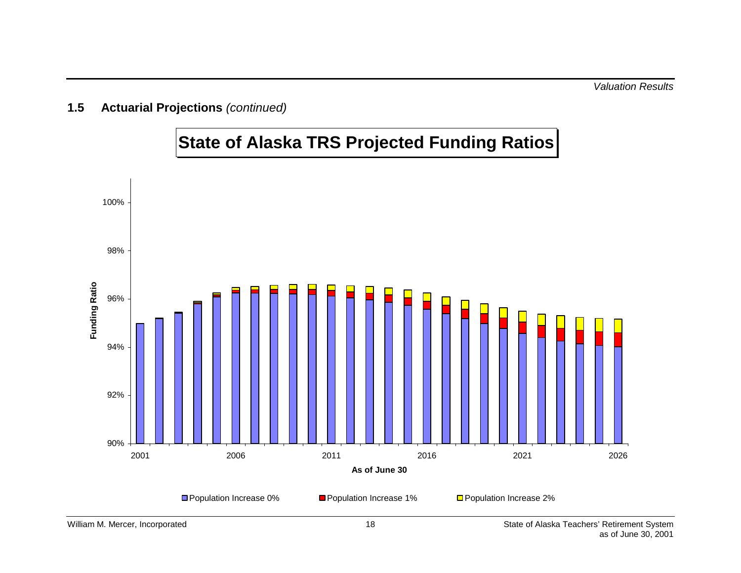### 1.5 Actuarial Projections *(continued)*

**State of Alaska TRS Projected Funding Ratios**

Funding Ratio

100%
98%
96%
94%
92%
90%

2001 2006 2011 2016 2021 2026

**As of June 30**

Population Increase 0% | Population Increase 1% | Population Increase 2%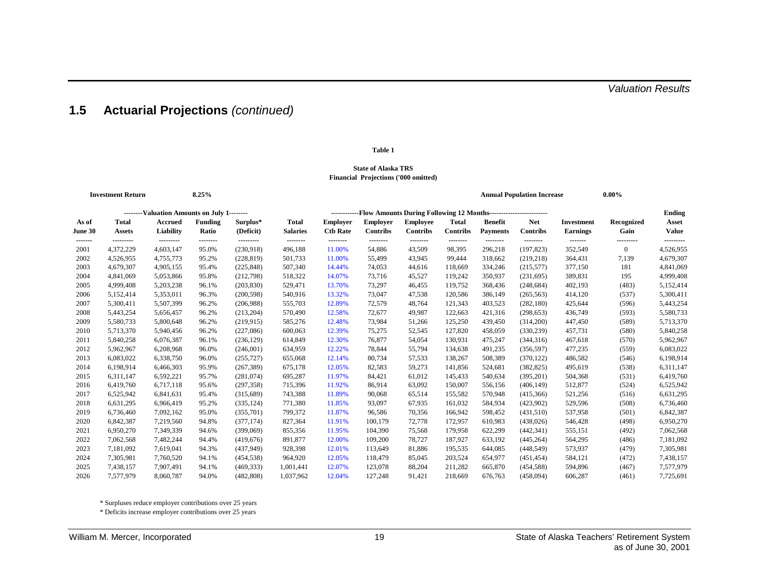## 1.5 Actuarial Projections *(continued)*

**Table 1**

**State of Alaska TRS**
**Financial Projections ('000 omitted)**

**Investment Return** **8.25%** **Annual Population Increase** **0.00%**

| | --------Valuation Amounts on July 1-------- | | | | | ------------Flow Amounts During Following 12 Months------------ | | | | | | | | Ending |
|---|---|---|---|---|---|---|---|---|---|---|---|---|---|---|
| **As of June 30** | **Total Assets** | **Accrued Liability** | **Funding Ratio** | **Surplus* (Deficit)** | **Total Salaries** | **Employer Ctb Rate** | **Employer Contribs** | **Employee Contribs** | **Total Contribs** | **Benefit Payments** | **Net Contribs** | **Investment Earnings** | **Recognized Gain** | **Asset Value** |
| 2001 | 4,372,229 | 4,603,147 | 95.0% | (230,918) | 496,188 | 11.00% | 54,886 | 43,509 | 98,395 | 296,218 | (197,823) | 352,549 | 0 | 4,526,955 |
| 2002 | 4,526,955 | 4,755,773 | 95.2% | (228,819) | 501,733 | 11.00% | 55,499 | 43,945 | 99,444 | 318,662 | (219,218) | 364,431 | 7,139 | 4,679,307 |
| 2003 | 4,679,307 | 4,905,155 | 95.4% | (225,848) | 507,340 | 14.44% | 74,053 | 44,616 | 118,669 | 334,246 | (215,577) | 377,150 | 181 | 4,841,069 |
| 2004 | 4,841,069 | 5,053,866 | 95.8% | (212,798) | 518,322 | 14.07% | 73,716 | 45,527 | 119,242 | 350,937 | (231,695) | 389,831 | 195 | 4,999,408 |
| 2005 | 4,999,408 | 5,203,238 | 96.1% | (203,830) | 529,471 | 13.70% | 73,297 | 46,455 | 119,752 | 368,436 | (248,684) | 402,193 | (483) | 5,152,414 |
| 2006 | 5,152,414 | 5,353,011 | 96.3% | (200,598) | 540,916 | 13.32% | 73,047 | 47,538 | 120,586 | 386,149 | (265,563) | 414,120 | (537) | 5,300,411 |
| 2007 | 5,300,411 | 5,507,399 | 96.2% | (206,988) | 555,703 | 12.89% | 72,579 | 48,764 | 121,343 | 403,523 | (282,180) | 425,644 | (596) | 5,443,254 |
| 2008 | 5,443,254 | 5,656,457 | 96.2% | (213,204) | 570,490 | 12.58% | 72,677 | 49,987 | 122,663 | 421,316 | (298,653) | 436,749 | (593) | 5,580,733 |
| 2009 | 5,580,733 | 5,800,648 | 96.2% | (219,915) | 585,276 | 12.48% | 73,984 | 51,266 | 125,250 | 439,450 | (314,200) | 447,450 | (589) | 5,713,370 |
| 2010 | 5,713,370 | 5,940,456 | 96.2% | (227,086) | 600,063 | 12.39% | 75,275 | 52,545 | 127,820 | 458,059 | (330,239) | 457,731 | (580) | 5,840,258 |
| 2011 | 5,840,258 | 6,076,387 | 96.1% | (236,129) | 614,849 | 12.30% | 76,877 | 54,054 | 130,931 | 475,247 | (344,316) | 467,618 | (570) | 5,962,967 |
| 2012 | 5,962,967 | 6,208,968 | 96.0% | (246,001) | 634,959 | 12.22% | 78,844 | 55,794 | 134,638 | 491,235 | (356,597) | 477,235 | (559) | 6,083,022 |
| 2013 | 6,083,022 | 6,338,750 | 96.0% | (255,727) | 655,068 | 12.14% | 80,734 | 57,533 | 138,267 | 508,389 | (370,122) | 486,582 | (546) | 6,198,914 |
| 2014 | 6,198,914 | 6,466,303 | 95.9% | (267,389) | 675,178 | 12.05% | 82,583 | 59,273 | 141,856 | 524,681 | (382,825) | 495,619 | (538) | 6,311,147 |
| 2015 | 6,311,147 | 6,592,221 | 95.7% | (281,074) | 695,287 | 11.97% | 84,421 | 61,012 | 145,433 | 540,634 | (395,201) | 504,368 | (531) | 6,419,760 |
| 2016 | 6,419,760 | 6,717,118 | 95.6% | (297,358) | 715,396 | 11.92% | 86,914 | 63,092 | 150,007 | 556,156 | (406,149) | 512,877 | (524) | 6,525,942 |
| 2017 | 6,525,942 | 6,841,631 | 95.4% | (315,689) | 743,388 | 11.89% | 90,068 | 65,514 | 155,582 | 570,948 | (415,366) | 521,256 | (516) | 6,631,295 |
| 2018 | 6,631,295 | 6,966,419 | 95.2% | (335,124) | 771,380 | 11.85% | 93,097 | 67,935 | 161,032 | 584,934 | (423,902) | 529,596 | (508) | 6,736,460 |
| 2019 | 6,736,460 | 7,092,162 | 95.0% | (355,701) | 799,372 | 11.87% | 96,586 | 70,356 | 166,942 | 598,452 | (431,510) | 537,958 | (501) | 6,842,387 |
| 2020 | 6,842,387 | 7,219,560 | 94.8% | (377,174) | 827,364 | 11.91% | 100,179 | 72,778 | 172,957 | 610,983 | (438,026) | 546,428 | (498) | 6,950,270 |
| 2021 | 6,950,270 | 7,349,339 | 94.6% | (399,069) | 855,356 | 11.95% | 104,390 | 75,568 | 179,958 | 622,299 | (442,341) | 555,151 | (492) | 7,062,568 |
| 2022 | 7,062,568 | 7,482,244 | 94.4% | (419,676) | 891,877 | 12.00% | 109,200 | 78,727 | 187,927 | 633,192 | (445,264) | 564,295 | (486) | 7,181,092 |
| 2023 | 7,181,092 | 7,619,041 | 94.3% | (437,949) | 928,398 | 12.01% | 113,649 | 81,886 | 195,535 | 644,085 | (448,549) | 573,937 | (479) | 7,305,981 |
| 2024 | 7,305,981 | 7,760,520 | 94.1% | (454,538) | 964,920 | 12.05% | 118,479 | 85,045 | 203,524 | 654,977 | (451,454) | 584,121 | (472) | 7,438,157 |
| 2025 | 7,438,157 | 7,907,491 | 94.1% | (469,333) | 1,001,441 | 12.07% | 123,078 | 88,204 | 211,282 | 665,870 | (454,588) | 594,896 | (467) | 7,577,979 |
| 2026 | 7,577,979 | 8,060,787 | 94.0% | (482,808) | 1,037,962 | 12.04% | 127,248 | 91,421 | 218,669 | 676,763 | (458,094) | 606,287 | (461) | 7,725,691 |

\* Surpluses reduce employer contributions over 25 years

\* Deficits increase employer contributions over 25 years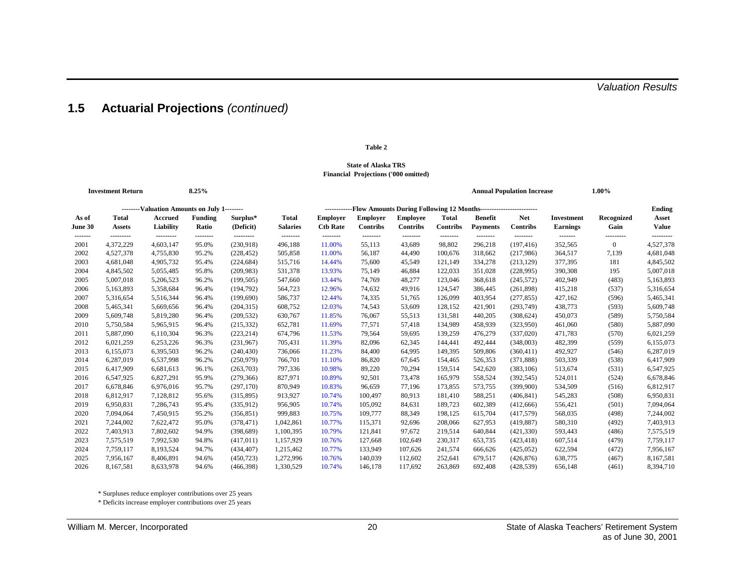## 1.5 Actuarial Projections *(continued)*

**Table 2**

**State of Alaska TRS**
**Financial Projections ('000 omitted)**

**Investment Return** **8.25%** **Annual Population Increase** **1.00%**

| | --------Valuation Amounts on July 1-------- | | | | ------------Flow Amounts During Following 12 Months------------------------ | | | | | | | | | Ending |
|---|---|---|---|---|---|---|---|---|---|---|---|---|---|---|
| As of June 30 | Total Assets | Accrued Liability | Funding Ratio | Surplus* (Deficit) | Total Salaries | Employer Ctb Rate | Employer Contribs | Employee Contribs | Total Contribs | Benefit Payments | Net Contribs | Investment Earnings | Recognized Gain | Asset Value |
| 2001 | 4,372,229 | 4,603,147 | 95.0% | (230,918) | 496,188 | 11.00% | 55,113 | 43,689 | 98,802 | 296,218 | (197,416) | 352,565 | 0 | 4,527,378 |
| 2002 | 4,527,378 | 4,755,830 | 95.2% | (228,452) | 505,858 | 11.00% | 56,187 | 44,490 | 100,676 | 318,662 | (217,986) | 364,517 | 7,139 | 4,681,048 |
| 2003 | 4,681,048 | 4,905,732 | 95.4% | (224,684) | 515,716 | 14.44% | 75,600 | 45,549 | 121,149 | 334,278 | (213,129) | 377,395 | 181 | 4,845,502 |
| 2004 | 4,845,502 | 5,055,485 | 95.8% | (209,983) | 531,378 | 13.93% | 75,149 | 46,884 | 122,033 | 351,028 | (228,995) | 390,308 | 195 | 5,007,018 |
| 2005 | 5,007,018 | 5,206,523 | 96.2% | (199,505) | 547,660 | 13.44% | 74,769 | 48,277 | 123,046 | 368,618 | (245,572) | 402,949 | (483) | 5,163,893 |
| 2006 | 5,163,893 | 5,358,684 | 96.4% | (194,792) | 564,723 | 12.96% | 74,632 | 49,916 | 124,547 | 386,445 | (261,898) | 415,218 | (537) | 5,316,654 |
| 2007 | 5,316,654 | 5,516,344 | 96.4% | (199,690) | 586,737 | 12.44% | 74,335 | 51,765 | 126,099 | 403,954 | (277,855) | 427,162 | (596) | 5,465,341 |
| 2008 | 5,465,341 | 5,669,656 | 96.4% | (204,315) | 608,752 | 12.03% | 74,543 | 53,609 | 128,152 | 421,901 | (293,749) | 438,773 | (593) | 5,609,748 |
| 2009 | 5,609,748 | 5,819,280 | 96.4% | (209,532) | 630,767 | 11.85% | 76,067 | 55,513 | 131,581 | 440,205 | (308,624) | 450,073 | (589) | 5,750,584 |
| 2010 | 5,750,584 | 5,965,915 | 96.4% | (215,332) | 652,781 | 11.69% | 77,571 | 57,418 | 134,989 | 458,939 | (323,950) | 461,060 | (580) | 5,887,090 |
| 2011 | 5,887,090 | 6,110,304 | 96.3% | (223,214) | 674,796 | 11.53% | 79,564 | 59,695 | 139,259 | 476,279 | (337,020) | 471,783 | (570) | 6,021,259 |
| 2012 | 6,021,259 | 6,253,226 | 96.3% | (231,967) | 705,431 | 11.39% | 82,096 | 62,345 | 144,441 | 492,444 | (348,003) | 482,399 | (559) | 6,155,073 |
| 2013 | 6,155,073 | 6,395,503 | 96.2% | (240,430) | 736,066 | 11.23% | 84,400 | 64,995 | 149,395 | 509,806 | (360,411) | 492,927 | (546) | 6,287,019 |
| 2014 | 6,287,019 | 6,537,998 | 96.2% | (250,979) | 766,701 | 11.10% | 86,820 | 67,645 | 154,465 | 526,353 | (371,888) | 503,339 | (538) | 6,417,909 |
| 2015 | 6,417,909 | 6,681,613 | 96.1% | (263,703) | 797,336 | 10.98% | 89,220 | 70,294 | 159,514 | 542,620 | (383,106) | 513,674 | (531) | 6,547,925 |
| 2016 | 6,547,925 | 6,827,291 | 95.9% | (279,366) | 827,971 | 10.89% | 92,501 | 73,478 | 165,979 | 558,524 | (392,545) | 524,011 | (524) | 6,678,846 |
| 2017 | 6,678,846 | 6,976,016 | 95.7% | (297,170) | 870,949 | 10.83% | 96,659 | 77,196 | 173,855 | 573,755 | (399,900) | 534,509 | (516) | 6,812,917 |
| 2018 | 6,812,917 | 7,128,812 | 95.6% | (315,895) | 913,927 | 10.74% | 100,497 | 80,913 | 181,410 | 588,251 | (406,841) | 545,283 | (508) | 6,950,831 |
| 2019 | 6,950,831 | 7,286,743 | 95.4% | (335,912) | 956,905 | 10.74% | 105,092 | 84,631 | 189,723 | 602,389 | (412,666) | 556,421 | (501) | 7,094,064 |
| 2020 | 7,094,064 | 7,450,915 | 95.2% | (356,851) | 999,883 | 10.75% | 109,777 | 88,349 | 198,125 | 615,704 | (417,579) | 568,035 | (498) | 7,244,002 |
| 2021 | 7,244,002 | 7,622,472 | 95.0% | (378,471) | 1,042,861 | 10.77% | 115,371 | 92,696 | 208,066 | 627,953 | (419,887) | 580,310 | (492) | 7,403,913 |
| 2022 | 7,403,913 | 7,802,602 | 94.9% | (398,689) | 1,100,395 | 10.79% | 121,841 | 97,672 | 219,514 | 640,844 | (421,330) | 593,443 | (486) | 7,575,519 |
| 2023 | 7,575,519 | 7,992,530 | 94.8% | (417,011) | 1,157,929 | 10.76% | 127,668 | 102,649 | 230,317 | 653,735 | (423,418) | 607,514 | (479) | 7,759,117 |
| 2024 | 7,759,117 | 8,193,524 | 94.7% | (434,407) | 1,215,462 | 10.77% | 133,949 | 107,626 | 241,574 | 666,626 | (425,052) | 622,594 | (472) | 7,956,167 |
| 2025 | 7,956,167 | 8,406,891 | 94.6% | (450,723) | 1,272,996 | 10.76% | 140,039 | 112,602 | 252,641 | 679,517 | (426,876) | 638,775 | (467) | 8,167,581 |
| 2026 | 8,167,581 | 8,633,978 | 94.6% | (466,398) | 1,330,529 | 10.74% | 146,178 | 117,692 | 263,869 | 692,408 | (428,539) | 656,148 | (461) | 8,394,710 |

\* Surpluses reduce employer contributions over 25 years

\* Deficits increase employer contributions over 25 years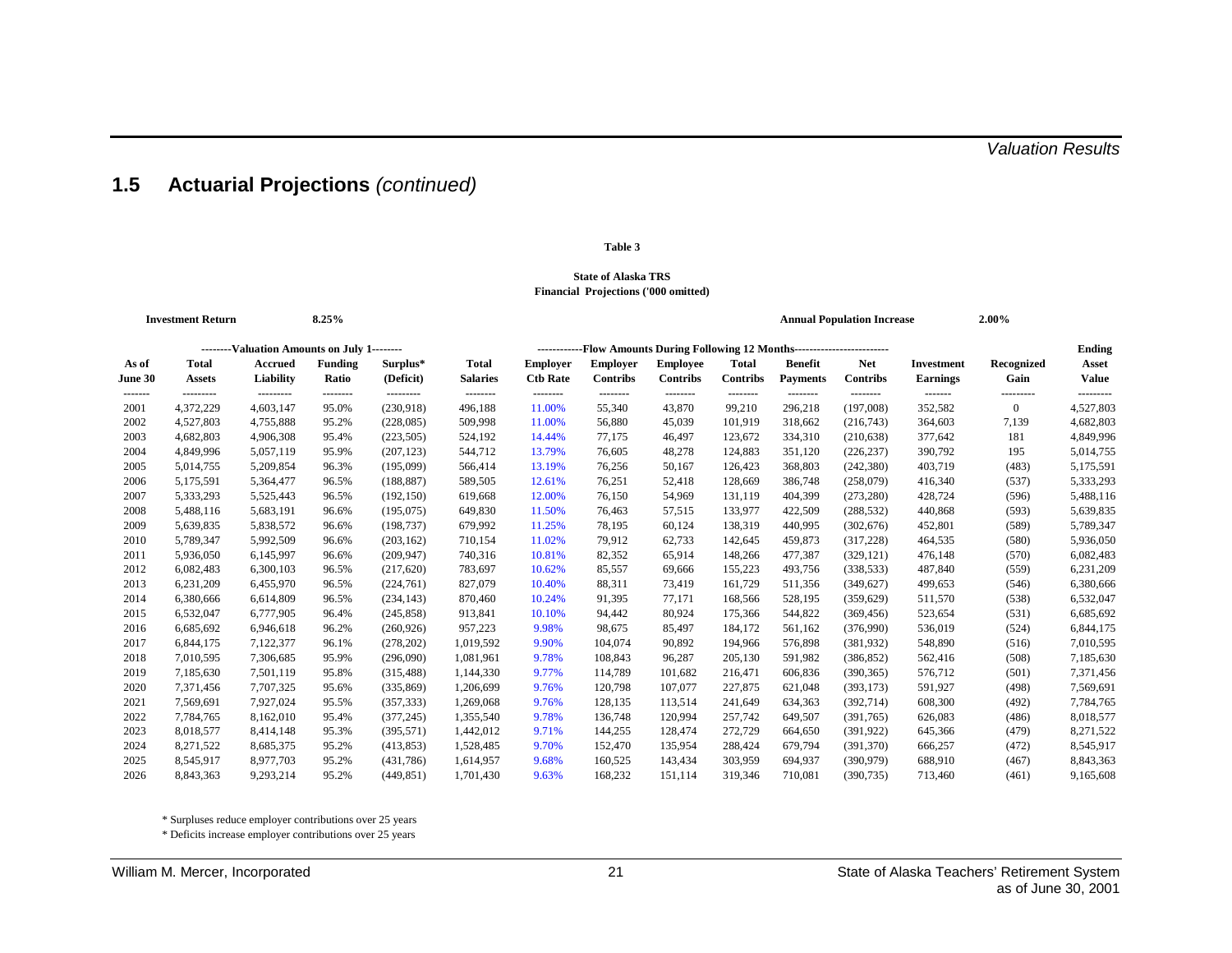## 1.5 Actuarial Projections *(continued)*

**Table 3**

**State of Alaska TRS**
**Financial Projections ('000 omitted)**

**Investment Return** **8.25%** **Annual Population Increase** **2.00%**

| | --------Valuation Amounts on July 1-------- | | | | | ------------Flow Amounts During Following 12 Months------------------------ | | | | | | | | Ending |
|---|---|---|---|---|---|---|---|---|---|---|---|---|---|---|
| As of June 30 | Total Assets | Accrued Liability | Funding Ratio | Surplus* (Deficit) | Total Salaries | Employer Ctb Rate | Employer Contribs | Employee Contribs | Total Contribs | Benefit Payments | Net Contribs | Investment Earnings | Recognized Gain | Asset Value |
| 2001 | 4,372,229 | 4,603,147 | 95.0% | (230,918) | 496,188 | 11.00% | 55,340 | 43,870 | 99,210 | 296,218 | (197,008) | 352,582 | 0 | 4,527,803 |
| 2002 | 4,527,803 | 4,755,888 | 95.2% | (228,085) | 509,998 | 11.00% | 56,880 | 45,039 | 101,919 | 318,662 | (216,743) | 364,603 | 7,139 | 4,682,803 |
| 2003 | 4,682,803 | 4,906,308 | 95.4% | (223,505) | 524,192 | 14.44% | 77,175 | 46,497 | 123,672 | 334,310 | (210,638) | 377,642 | 181 | 4,849,996 |
| 2004 | 4,849,996 | 5,057,119 | 95.9% | (207,123) | 544,712 | 13.79% | 76,605 | 48,278 | 124,883 | 351,120 | (226,237) | 390,792 | 195 | 5,014,755 |
| 2005 | 5,014,755 | 5,209,854 | 96.3% | (195,099) | 566,414 | 13.19% | 76,256 | 50,167 | 126,423 | 368,803 | (242,380) | 403,719 | (483) | 5,175,591 |
| 2006 | 5,175,591 | 5,364,477 | 96.5% | (188,887) | 589,505 | 12.61% | 76,251 | 52,418 | 128,669 | 386,748 | (258,079) | 416,340 | (537) | 5,333,293 |
| 2007 | 5,333,293 | 5,525,443 | 96.5% | (192,150) | 619,668 | 12.00% | 76,150 | 54,969 | 131,119 | 404,399 | (273,280) | 428,724 | (596) | 5,488,116 |
| 2008 | 5,488,116 | 5,683,191 | 96.6% | (195,075) | 649,830 | 11.50% | 76,463 | 57,515 | 133,977 | 422,509 | (288,532) | 440,868 | (593) | 5,639,835 |
| 2009 | 5,639,835 | 5,838,572 | 96.6% | (198,737) | 679,992 | 11.25% | 78,195 | 60,124 | 138,319 | 440,995 | (302,676) | 452,801 | (589) | 5,789,347 |
| 2010 | 5,789,347 | 5,992,509 | 96.6% | (203,162) | 710,154 | 11.02% | 79,912 | 62,733 | 142,645 | 459,873 | (317,228) | 464,535 | (580) | 5,936,050 |
| 2011 | 5,936,050 | 6,145,997 | 96.6% | (209,947) | 740,316 | 10.81% | 82,352 | 65,914 | 148,266 | 477,387 | (329,121) | 476,148 | (570) | 6,082,483 |
| 2012 | 6,082,483 | 6,300,103 | 96.5% | (217,620) | 783,697 | 10.62% | 85,557 | 69,666 | 155,223 | 493,756 | (338,533) | 487,840 | (559) | 6,231,209 |
| 2013 | 6,231,209 | 6,455,970 | 96.5% | (224,761) | 827,079 | 10.40% | 88,311 | 73,419 | 161,729 | 511,356 | (349,627) | 499,653 | (546) | 6,380,666 |
| 2014 | 6,380,666 | 6,614,809 | 96.5% | (234,143) | 870,460 | 10.24% | 91,395 | 77,171 | 168,566 | 528,195 | (359,629) | 511,570 | (538) | 6,532,047 |
| 2015 | 6,532,047 | 6,777,905 | 96.4% | (245,858) | 913,841 | 10.10% | 94,442 | 80,924 | 175,366 | 544,822 | (369,456) | 523,654 | (531) | 6,685,692 |
| 2016 | 6,685,692 | 6,946,618 | 96.2% | (260,926) | 957,223 | 9.98% | 98,675 | 85,497 | 184,172 | 561,162 | (376,990) | 536,019 | (524) | 6,844,175 |
| 2017 | 6,844,175 | 7,122,377 | 96.1% | (278,202) | 1,019,592 | 9.90% | 104,074 | 90,892 | 194,966 | 576,898 | (381,932) | 548,890 | (516) | 7,010,595 |
| 2018 | 7,010,595 | 7,306,685 | 95.9% | (296,090) | 1,081,961 | 9.78% | 108,843 | 96,287 | 205,130 | 591,982 | (386,852) | 562,416 | (508) | 7,185,630 |
| 2019 | 7,185,630 | 7,501,119 | 95.8% | (315,488) | 1,144,330 | 9.77% | 114,789 | 101,682 | 216,471 | 606,836 | (390,365) | 576,712 | (501) | 7,371,456 |
| 2020 | 7,371,456 | 7,707,325 | 95.6% | (335,869) | 1,206,699 | 9.76% | 120,798 | 107,077 | 227,875 | 621,048 | (393,173) | 591,927 | (498) | 7,569,691 |
| 2021 | 7,569,691 | 7,927,024 | 95.5% | (357,333) | 1,269,068 | 9.76% | 128,135 | 113,514 | 241,649 | 634,363 | (392,714) | 608,300 | (492) | 7,784,765 |
| 2022 | 7,784,765 | 8,162,010 | 95.4% | (377,245) | 1,355,540 | 9.78% | 136,748 | 120,994 | 257,742 | 649,507 | (391,765) | 626,083 | (486) | 8,018,577 |
| 2023 | 8,018,577 | 8,414,148 | 95.3% | (395,571) | 1,442,012 | 9.71% | 144,255 | 128,474 | 272,729 | 664,650 | (391,922) | 645,366 | (479) | 8,271,522 |
| 2024 | 8,271,522 | 8,685,375 | 95.2% | (413,853) | 1,528,485 | 9.70% | 152,470 | 135,954 | 288,424 | 679,794 | (391,370) | 666,257 | (472) | 8,545,917 |
| 2025 | 8,545,917 | 8,977,703 | 95.2% | (431,786) | 1,614,957 | 9.68% | 160,525 | 143,434 | 303,959 | 694,937 | (390,979) | 688,910 | (467) | 8,843,363 |
| 2026 | 8,843,363 | 9,293,214 | 95.2% | (449,851) | 1,701,430 | 9.63% | 168,232 | 151,114 | 319,346 | 710,081 | (390,735) | 713,460 | (461) | 9,165,608 |

\* Surpluses reduce employer contributions over 25 years

\* Deficits increase employer contributions over 25 years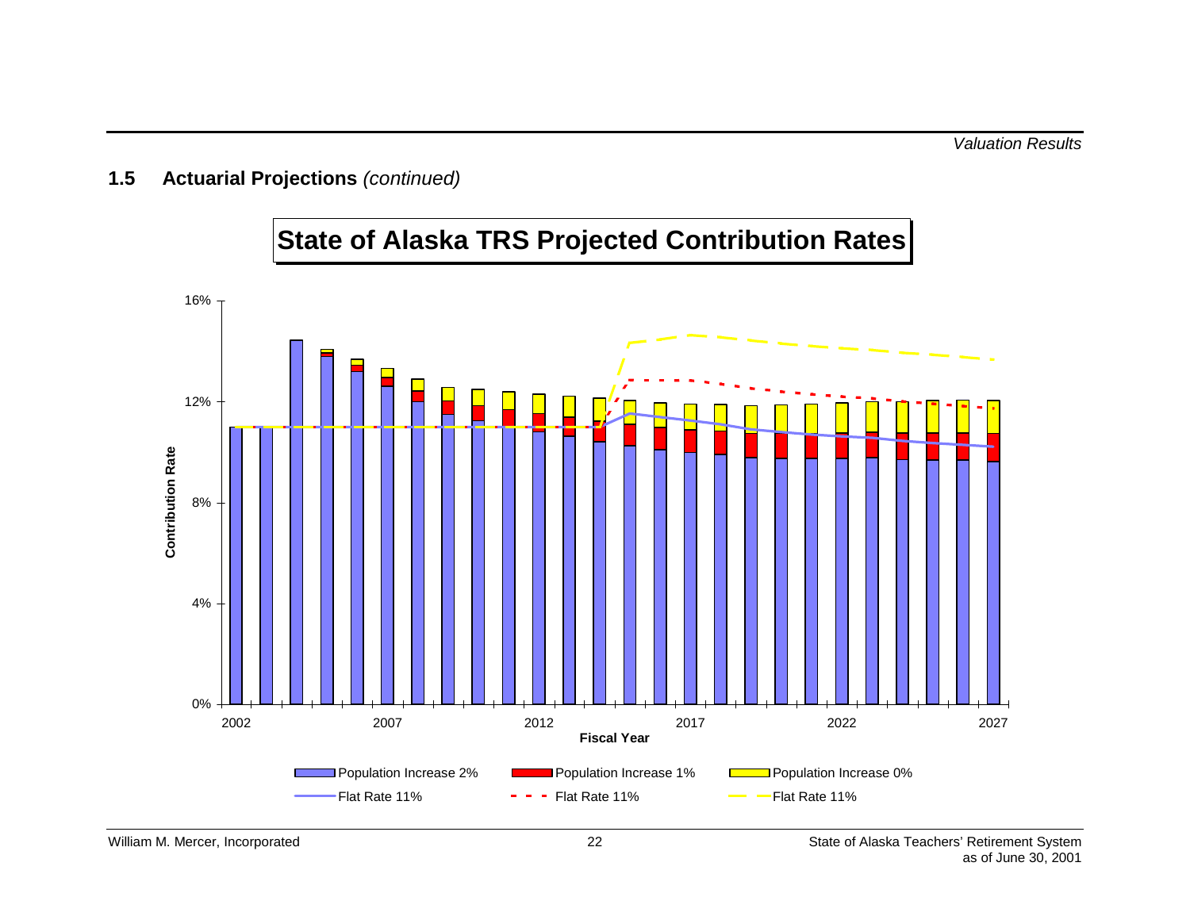## 1.5 Actuarial Projections *(continued)*

**State of Alaska TRS Projected Contribution Rates**

Contribution Rate: 0%, 4%, 8%, 12%, 16%

Fiscal Year: 2002, 2007, 2012, 2017, 2022, 2027

Population Increase 2% | Population Increase 1% | Population Increase 0%

Flat Rate 11% | Flat Rate 11% | Flat Rate 11%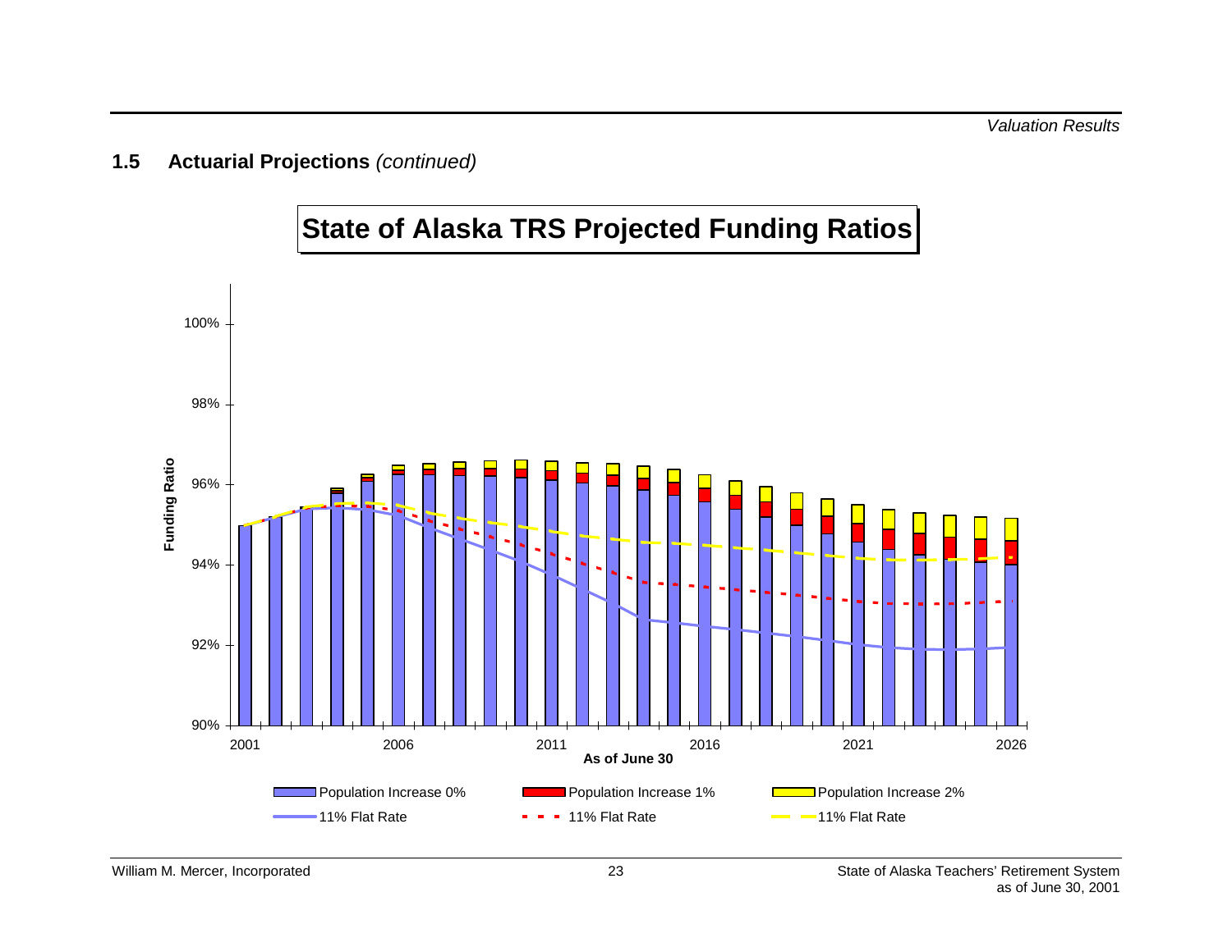## 1.5 Actuarial Projections *(continued)*

**State of Alaska TRS Projected Funding Ratios**

Funding Ratio

100%
98%
96%
94%
92%
90%

2001 2006 2011 2016 2021 2026

**As of June 30**

Population Increase 0% — Population Increase 1% — Population Increase 2%

11% Flat Rate — 11% Flat Rate — 11% Flat Rate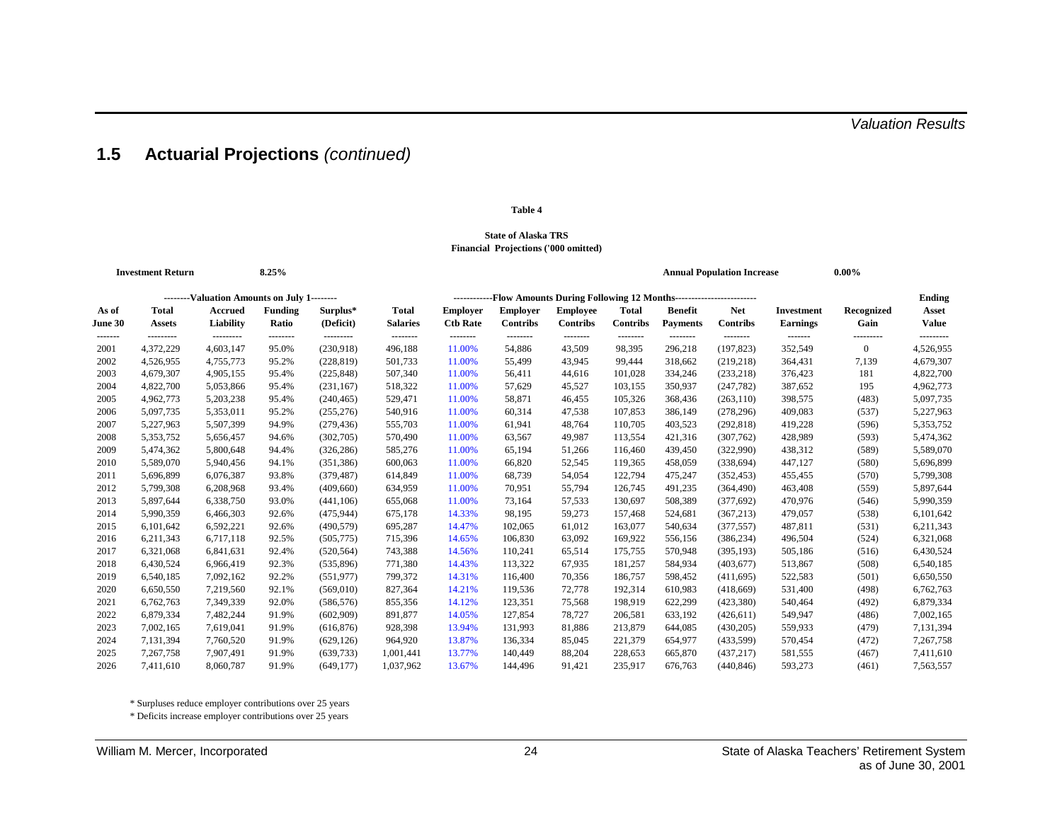## 1.5 Actuarial Projections *(continued)*

**Table 4**

**State of Alaska TRS**
**Financial Projections ('000 omitted)**

**Investment Return** 8.25% **Annual Population Increase** 0.00%

| | --------Valuation Amounts on July 1-------- | | | | | ------------Flow Amounts During Following 12 Months------------ | | | | | | | | Ending |
|---|---|---|---|---|---|---|---|---|---|---|---|---|---|---|
| As of June 30 | Total Assets | Accrued Liability | Funding Ratio | Surplus* (Deficit) | Total Salaries | Employer Ctb Rate | Employer Contribs | Employee Contribs | Total Contribs | Benefit Payments | Net Contribs | Investment Earnings | Recognized Gain | Asset Value |
| 2001 | 4,372,229 | 4,603,147 | 95.0% | (230,918) | 496,188 | 11.00% | 54,886 | 43,509 | 98,395 | 296,218 | (197,823) | 352,549 | 0 | 4,526,955 |
| 2002 | 4,526,955 | 4,755,773 | 95.2% | (228,819) | 501,733 | 11.00% | 55,499 | 43,945 | 99,444 | 318,662 | (219,218) | 364,431 | 7,139 | 4,679,307 |
| 2003 | 4,679,307 | 4,905,155 | 95.4% | (225,848) | 507,340 | 11.00% | 56,411 | 44,616 | 101,028 | 334,246 | (233,218) | 376,423 | 181 | 4,822,700 |
| 2004 | 4,822,700 | 5,053,866 | 95.4% | (231,167) | 518,322 | 11.00% | 57,629 | 45,527 | 103,155 | 350,937 | (247,782) | 387,652 | 195 | 4,962,773 |
| 2005 | 4,962,773 | 5,203,238 | 95.4% | (240,465) | 529,471 | 11.00% | 58,871 | 46,455 | 105,326 | 368,436 | (263,110) | 398,575 | (483) | 5,097,735 |
| 2006 | 5,097,735 | 5,353,011 | 95.2% | (255,276) | 540,916 | 11.00% | 60,314 | 47,538 | 107,853 | 386,149 | (278,296) | 409,083 | (537) | 5,227,963 |
| 2007 | 5,227,963 | 5,507,399 | 94.9% | (279,436) | 555,703 | 11.00% | 61,941 | 48,764 | 110,705 | 403,523 | (292,818) | 419,228 | (596) | 5,353,752 |
| 2008 | 5,353,752 | 5,656,457 | 94.6% | (302,705) | 570,490 | 11.00% | 63,567 | 49,987 | 113,554 | 421,316 | (307,762) | 428,989 | (593) | 5,474,362 |
| 2009 | 5,474,362 | 5,800,648 | 94.4% | (326,286) | 585,276 | 11.00% | 65,194 | 51,266 | 116,460 | 439,450 | (322,990) | 438,312 | (589) | 5,589,070 |
| 2010 | 5,589,070 | 5,940,456 | 94.1% | (351,386) | 600,063 | 11.00% | 66,820 | 52,545 | 119,365 | 458,059 | (338,694) | 447,127 | (580) | 5,696,899 |
| 2011 | 5,696,899 | 6,076,387 | 93.8% | (379,487) | 614,849 | 11.00% | 68,739 | 54,054 | 122,794 | 475,247 | (352,453) | 455,455 | (570) | 5,799,308 |
| 2012 | 5,799,308 | 6,208,968 | 93.4% | (409,660) | 634,959 | 11.00% | 70,951 | 55,794 | 126,745 | 491,235 | (364,490) | 463,408 | (559) | 5,897,644 |
| 2013 | 5,897,644 | 6,338,750 | 93.0% | (441,106) | 655,068 | 11.00% | 73,164 | 57,533 | 130,697 | 508,389 | (377,692) | 470,976 | (546) | 5,990,359 |
| 2014 | 5,990,359 | 6,466,303 | 92.6% | (475,944) | 675,178 | 14.33% | 98,195 | 59,273 | 157,468 | 524,681 | (367,213) | 479,057 | (538) | 6,101,642 |
| 2015 | 6,101,642 | 6,592,221 | 92.6% | (490,579) | 695,287 | 14.47% | 102,065 | 61,012 | 163,077 | 540,634 | (377,557) | 487,811 | (531) | 6,211,343 |
| 2016 | 6,211,343 | 6,717,118 | 92.5% | (505,775) | 715,396 | 14.65% | 106,830 | 63,092 | 169,922 | 556,156 | (386,234) | 496,504 | (524) | 6,321,068 |
| 2017 | 6,321,068 | 6,841,631 | 92.4% | (520,564) | 743,388 | 14.56% | 110,241 | 65,514 | 175,755 | 570,948 | (395,193) | 505,186 | (516) | 6,430,524 |
| 2018 | 6,430,524 | 6,966,419 | 92.3% | (535,896) | 771,380 | 14.43% | 113,322 | 67,935 | 181,257 | 584,934 | (403,677) | 513,867 | (508) | 6,540,185 |
| 2019 | 6,540,185 | 7,092,162 | 92.2% | (551,977) | 799,372 | 14.31% | 116,400 | 70,356 | 186,757 | 598,452 | (411,695) | 522,583 | (501) | 6,650,550 |
| 2020 | 6,650,550 | 7,219,560 | 92.1% | (569,010) | 827,364 | 14.21% | 119,536 | 72,778 | 192,314 | 610,983 | (418,669) | 531,400 | (498) | 6,762,763 |
| 2021 | 6,762,763 | 7,349,339 | 92.0% | (586,576) | 855,356 | 14.12% | 123,351 | 75,568 | 198,919 | 622,299 | (423,380) | 540,464 | (492) | 6,879,334 |
| 2022 | 6,879,334 | 7,482,244 | 91.9% | (602,909) | 891,877 | 14.05% | 127,854 | 78,727 | 206,581 | 633,192 | (426,611) | 549,947 | (486) | 7,002,165 |
| 2023 | 7,002,165 | 7,619,041 | 91.9% | (616,876) | 928,398 | 13.94% | 131,993 | 81,886 | 213,879 | 644,085 | (430,205) | 559,933 | (479) | 7,131,394 |
| 2024 | 7,131,394 | 7,760,520 | 91.9% | (629,126) | 964,920 | 13.87% | 136,334 | 85,045 | 221,379 | 654,977 | (433,599) | 570,454 | (472) | 7,267,758 |
| 2025 | 7,267,758 | 7,907,491 | 91.9% | (639,733) | 1,001,441 | 13.77% | 140,449 | 88,204 | 228,653 | 665,870 | (437,217) | 581,555 | (467) | 7,411,610 |
| 2026 | 7,411,610 | 8,060,787 | 91.9% | (649,177) | 1,037,962 | 13.67% | 144,496 | 91,421 | 235,917 | 676,763 | (440,846) | 593,273 | (461) | 7,563,557 |

* Surpluses reduce employer contributions over 25 years

* Deficits increase employer contributions over 25 years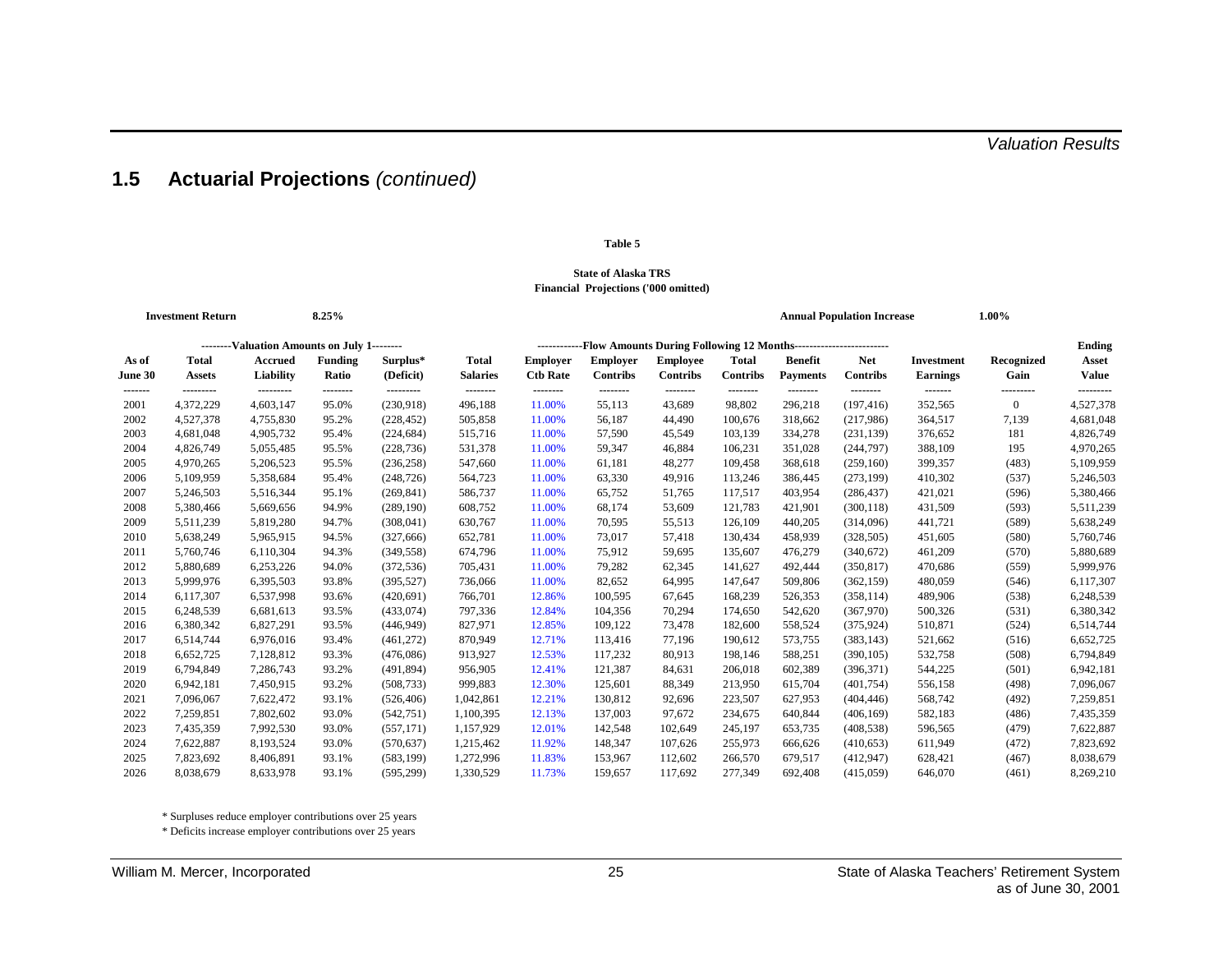## 1.5 Actuarial Projections *(continued)*

**Table 5**

**State of Alaska TRS**
**Financial Projections ('000 omitted)**

**Investment Return** 8.25% | **Annual Population Increase** 1.00%

| | --------Valuation Amounts on July 1-------- | | | | ------------Flow Amounts During Following 12 Months------------ | | | | | | | | | |
|---|---|---|---|---|---|---|---|---|---|---|---|---|---|---|
| As of June 30 | Total Assets | Accrued Liability | Funding Ratio | Surplus* (Deficit) | Total Salaries | Employer Ctb Rate | Employer Contribs | Employee Contribs | Total Contribs | Benefit Payments | Net Contribs | Investment Earnings | Recognized Gain | Ending Asset Value |
| 2001 | 4,372,229 | 4,603,147 | 95.0% | (230,918) | 496,188 | 11.00% | 55,113 | 43,689 | 98,802 | 296,218 | (197,416) | 352,565 | 0 | 4,527,378 |
| 2002 | 4,527,378 | 4,755,830 | 95.2% | (228,452) | 505,858 | 11.00% | 56,187 | 44,490 | 100,676 | 318,662 | (217,986) | 364,517 | 7,139 | 4,681,048 |
| 2003 | 4,681,048 | 4,905,732 | 95.4% | (224,684) | 515,716 | 11.00% | 57,590 | 45,549 | 103,139 | 334,278 | (231,139) | 376,652 | 181 | 4,826,749 |
| 2004 | 4,826,749 | 5,055,485 | 95.5% | (228,736) | 531,378 | 11.00% | 59,347 | 46,884 | 106,231 | 351,028 | (244,797) | 388,109 | 195 | 4,970,265 |
| 2005 | 4,970,265 | 5,206,523 | 95.5% | (236,258) | 547,660 | 11.00% | 61,181 | 48,277 | 109,458 | 368,618 | (259,160) | 399,357 | (483) | 5,109,959 |
| 2006 | 5,109,959 | 5,358,684 | 95.4% | (248,726) | 564,723 | 11.00% | 63,330 | 49,916 | 113,246 | 386,445 | (273,199) | 410,302 | (537) | 5,246,503 |
| 2007 | 5,246,503 | 5,516,344 | 95.1% | (269,841) | 586,737 | 11.00% | 65,752 | 51,765 | 117,517 | 403,954 | (286,437) | 421,021 | (596) | 5,380,466 |
| 2008 | 5,380,466 | 5,669,656 | 94.9% | (289,190) | 608,752 | 11.00% | 68,174 | 53,609 | 121,783 | 421,901 | (300,118) | 431,509 | (593) | 5,511,239 |
| 2009 | 5,511,239 | 5,819,280 | 94.7% | (308,041) | 630,767 | 11.00% | 70,595 | 55,513 | 126,109 | 440,205 | (314,096) | 441,721 | (589) | 5,638,249 |
| 2010 | 5,638,249 | 5,965,915 | 94.5% | (327,666) | 652,781 | 11.00% | 73,017 | 57,418 | 130,434 | 458,939 | (328,505) | 451,605 | (580) | 5,760,746 |
| 2011 | 5,760,746 | 6,110,304 | 94.3% | (349,558) | 674,796 | 11.00% | 75,912 | 59,695 | 135,607 | 476,279 | (340,672) | 461,209 | (570) | 5,880,689 |
| 2012 | 5,880,689 | 6,253,226 | 94.0% | (372,536) | 705,431 | 11.00% | 79,282 | 62,345 | 141,627 | 492,444 | (350,817) | 470,686 | (559) | 5,999,976 |
| 2013 | 5,999,976 | 6,395,503 | 93.8% | (395,527) | 736,066 | 11.00% | 82,652 | 64,995 | 147,647 | 509,806 | (362,159) | 480,059 | (546) | 6,117,307 |
| 2014 | 6,117,307 | 6,537,998 | 93.6% | (420,691) | 766,701 | 12.86% | 100,595 | 67,645 | 168,239 | 526,353 | (358,114) | 489,906 | (538) | 6,248,539 |
| 2015 | 6,248,539 | 6,681,613 | 93.5% | (433,074) | 797,336 | 12.84% | 104,356 | 70,294 | 174,650 | 542,620 | (367,970) | 500,326 | (531) | 6,380,342 |
| 2016 | 6,380,342 | 6,827,291 | 93.5% | (446,949) | 827,971 | 12.85% | 109,122 | 73,478 | 182,600 | 558,524 | (375,924) | 510,871 | (524) | 6,514,744 |
| 2017 | 6,514,744 | 6,976,016 | 93.4% | (461,272) | 870,949 | 12.71% | 113,416 | 77,196 | 190,612 | 573,755 | (383,143) | 521,662 | (516) | 6,652,725 |
| 2018 | 6,652,725 | 7,128,812 | 93.3% | (476,086) | 913,927 | 12.53% | 117,232 | 80,913 | 198,146 | 588,251 | (390,105) | 532,758 | (508) | 6,794,849 |
| 2019 | 6,794,849 | 7,286,743 | 93.2% | (491,894) | 956,905 | 12.41% | 121,387 | 84,631 | 206,018 | 602,389 | (396,371) | 544,225 | (501) | 6,942,181 |
| 2020 | 6,942,181 | 7,450,915 | 93.2% | (508,733) | 999,883 | 12.30% | 125,601 | 88,349 | 213,950 | 615,704 | (401,754) | 556,158 | (498) | 7,096,067 |
| 2021 | 7,096,067 | 7,622,472 | 93.1% | (526,406) | 1,042,861 | 12.21% | 130,812 | 92,696 | 223,507 | 627,953 | (404,446) | 568,742 | (492) | 7,259,851 |
| 2022 | 7,259,851 | 7,802,602 | 93.0% | (542,751) | 1,100,395 | 12.13% | 137,003 | 97,672 | 234,675 | 640,844 | (406,169) | 582,183 | (486) | 7,435,359 |
| 2023 | 7,435,359 | 7,992,530 | 93.0% | (557,171) | 1,157,929 | 12.01% | 142,548 | 102,649 | 245,197 | 653,735 | (408,538) | 596,565 | (479) | 7,622,887 |
| 2024 | 7,622,887 | 8,193,524 | 93.0% | (570,637) | 1,215,462 | 11.92% | 148,347 | 107,626 | 255,973 | 666,626 | (410,653) | 611,949 | (472) | 7,823,692 |
| 2025 | 7,823,692 | 8,406,891 | 93.1% | (583,199) | 1,272,996 | 11.83% | 153,967 | 112,602 | 266,570 | 679,517 | (412,947) | 628,421 | (467) | 8,038,679 |
| 2026 | 8,038,679 | 8,633,978 | 93.1% | (595,299) | 1,330,529 | 11.73% | 159,657 | 117,692 | 277,349 | 692,408 | (415,059) | 646,070 | (461) | 8,269,210 |

\* Surpluses reduce employer contributions over 25 years

\* Deficits increase employer contributions over 25 years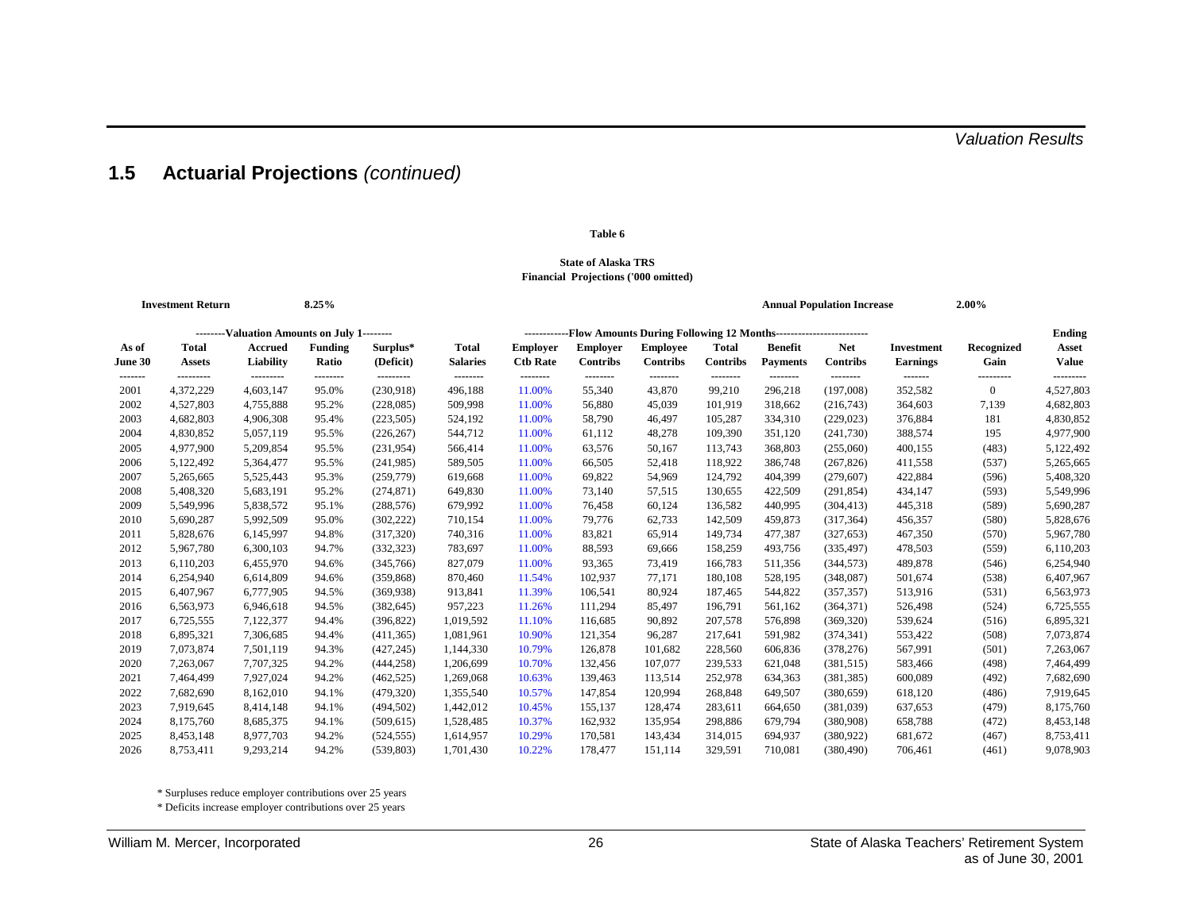## 1.5 Actuarial Projections *(continued)*

**Table 6**

**State of Alaska TRS**
**Financial Projections ('000 omitted)**

**Investment Return** 8.25% **Annual Population Increase** 2.00%

| | --------Valuation Amounts on July 1-------- | | | | | ------------Flow Amounts During Following 12 Months------------------------- | | | | | | | | Ending |
|---|---|---|---|---|---|---|---|---|---|---|---|---|---|---|
| As of June 30 | Total Assets | Accrued Liability | Funding Ratio | Surplus* (Deficit) | Total Salaries | Employer Ctb Rate | Employer Contribs | Employee Contribs | Total Contribs | Benefit Payments | Net Contribs | Investment Earnings | Recognized Gain | Asset Value |
| 2001 | 4,372,229 | 4,603,147 | 95.0% | (230,918) | 496,188 | 11.00% | 55,340 | 43,870 | 99,210 | 296,218 | (197,008) | 352,582 | 0 | 4,527,803 |
| 2002 | 4,527,803 | 4,755,888 | 95.2% | (228,085) | 509,998 | 11.00% | 56,880 | 45,039 | 101,919 | 318,662 | (216,743) | 364,603 | 7,139 | 4,682,803 |
| 2003 | 4,682,803 | 4,906,308 | 95.4% | (223,505) | 524,192 | 11.00% | 58,790 | 46,497 | 105,287 | 334,310 | (229,023) | 376,884 | 181 | 4,830,852 |
| 2004 | 4,830,852 | 5,057,119 | 95.5% | (226,267) | 544,712 | 11.00% | 61,112 | 48,278 | 109,390 | 351,120 | (241,730) | 388,574 | 195 | 4,977,900 |
| 2005 | 4,977,900 | 5,209,854 | 95.5% | (231,954) | 566,414 | 11.00% | 63,576 | 50,167 | 113,743 | 368,803 | (255,060) | 400,155 | (483) | 5,122,492 |
| 2006 | 5,122,492 | 5,364,477 | 95.5% | (241,985) | 589,505 | 11.00% | 66,505 | 52,418 | 118,922 | 386,748 | (267,826) | 411,558 | (537) | 5,265,665 |
| 2007 | 5,265,665 | 5,525,443 | 95.3% | (259,779) | 619,668 | 11.00% | 69,822 | 54,969 | 124,792 | 404,399 | (279,607) | 422,884 | (596) | 5,408,320 |
| 2008 | 5,408,320 | 5,683,191 | 95.2% | (274,871) | 649,830 | 11.00% | 73,140 | 57,515 | 130,655 | 422,509 | (291,854) | 434,147 | (593) | 5,549,996 |
| 2009 | 5,549,996 | 5,838,572 | 95.1% | (288,576) | 679,992 | 11.00% | 76,458 | 60,124 | 136,582 | 440,995 | (304,413) | 445,318 | (589) | 5,690,287 |
| 2010 | 5,690,287 | 5,992,509 | 95.0% | (302,222) | 710,154 | 11.00% | 79,776 | 62,733 | 142,509 | 459,873 | (317,364) | 456,357 | (580) | 5,828,676 |
| 2011 | 5,828,676 | 6,145,997 | 94.8% | (317,320) | 740,316 | 11.00% | 83,821 | 65,914 | 149,734 | 477,387 | (327,653) | 467,350 | (570) | 5,967,780 |
| 2012 | 5,967,780 | 6,300,103 | 94.7% | (332,323) | 783,697 | 11.00% | 88,593 | 69,666 | 158,259 | 493,756 | (335,497) | 478,503 | (559) | 6,110,203 |
| 2013 | 6,110,203 | 6,455,970 | 94.6% | (345,766) | 827,079 | 11.00% | 93,365 | 73,419 | 166,783 | 511,356 | (344,573) | 489,878 | (546) | 6,254,940 |
| 2014 | 6,254,940 | 6,614,809 | 94.6% | (359,868) | 870,460 | 11.54% | 102,937 | 77,171 | 180,108 | 528,195 | (348,087) | 501,674 | (538) | 6,407,967 |
| 2015 | 6,407,967 | 6,777,905 | 94.5% | (369,938) | 913,841 | 11.39% | 106,541 | 80,924 | 187,465 | 544,822 | (357,357) | 513,916 | (531) | 6,563,973 |
| 2016 | 6,563,973 | 6,946,618 | 94.5% | (382,645) | 957,223 | 11.26% | 111,294 | 85,497 | 196,791 | 561,162 | (364,371) | 526,498 | (524) | 6,725,555 |
| 2017 | 6,725,555 | 7,122,377 | 94.4% | (396,822) | 1,019,592 | 11.10% | 116,685 | 90,892 | 207,578 | 576,898 | (369,320) | 539,624 | (516) | 6,895,321 |
| 2018 | 6,895,321 | 7,306,685 | 94.4% | (411,365) | 1,081,961 | 10.90% | 121,354 | 96,287 | 217,641 | 591,982 | (374,341) | 553,422 | (508) | 7,073,874 |
| 2019 | 7,073,874 | 7,501,119 | 94.3% | (427,245) | 1,144,330 | 10.79% | 126,878 | 101,682 | 228,560 | 606,836 | (378,276) | 567,991 | (501) | 7,263,067 |
| 2020 | 7,263,067 | 7,707,325 | 94.2% | (444,258) | 1,206,699 | 10.70% | 132,456 | 107,077 | 239,533 | 621,048 | (381,515) | 583,466 | (498) | 7,464,499 |
| 2021 | 7,464,499 | 7,927,024 | 94.2% | (462,525) | 1,269,068 | 10.63% | 139,463 | 113,514 | 252,978 | 634,363 | (381,385) | 600,089 | (492) | 7,682,690 |
| 2022 | 7,682,690 | 8,162,010 | 94.1% | (479,320) | 1,355,540 | 10.57% | 147,854 | 120,994 | 268,848 | 649,507 | (380,659) | 618,120 | (486) | 7,919,645 |
| 2023 | 7,919,645 | 8,414,148 | 94.1% | (494,502) | 1,442,012 | 10.45% | 155,137 | 128,474 | 283,611 | 664,650 | (381,039) | 637,653 | (479) | 8,175,760 |
| 2024 | 8,175,760 | 8,685,375 | 94.1% | (509,615) | 1,528,485 | 10.37% | 162,932 | 135,954 | 298,886 | 679,794 | (380,908) | 658,788 | (472) | 8,453,148 |
| 2025 | 8,453,148 | 8,977,703 | 94.2% | (524,555) | 1,614,957 | 10.29% | 170,581 | 143,434 | 314,015 | 694,937 | (380,922) | 681,672 | (467) | 8,753,411 |
| 2026 | 8,753,411 | 9,293,214 | 94.2% | (539,803) | 1,701,430 | 10.22% | 178,477 | 151,114 | 329,591 | 710,081 | (380,490) | 706,461 | (461) | 9,078,903 |

\* Surpluses reduce employer contributions over 25 years

\* Deficits increase employer contributions over 25 years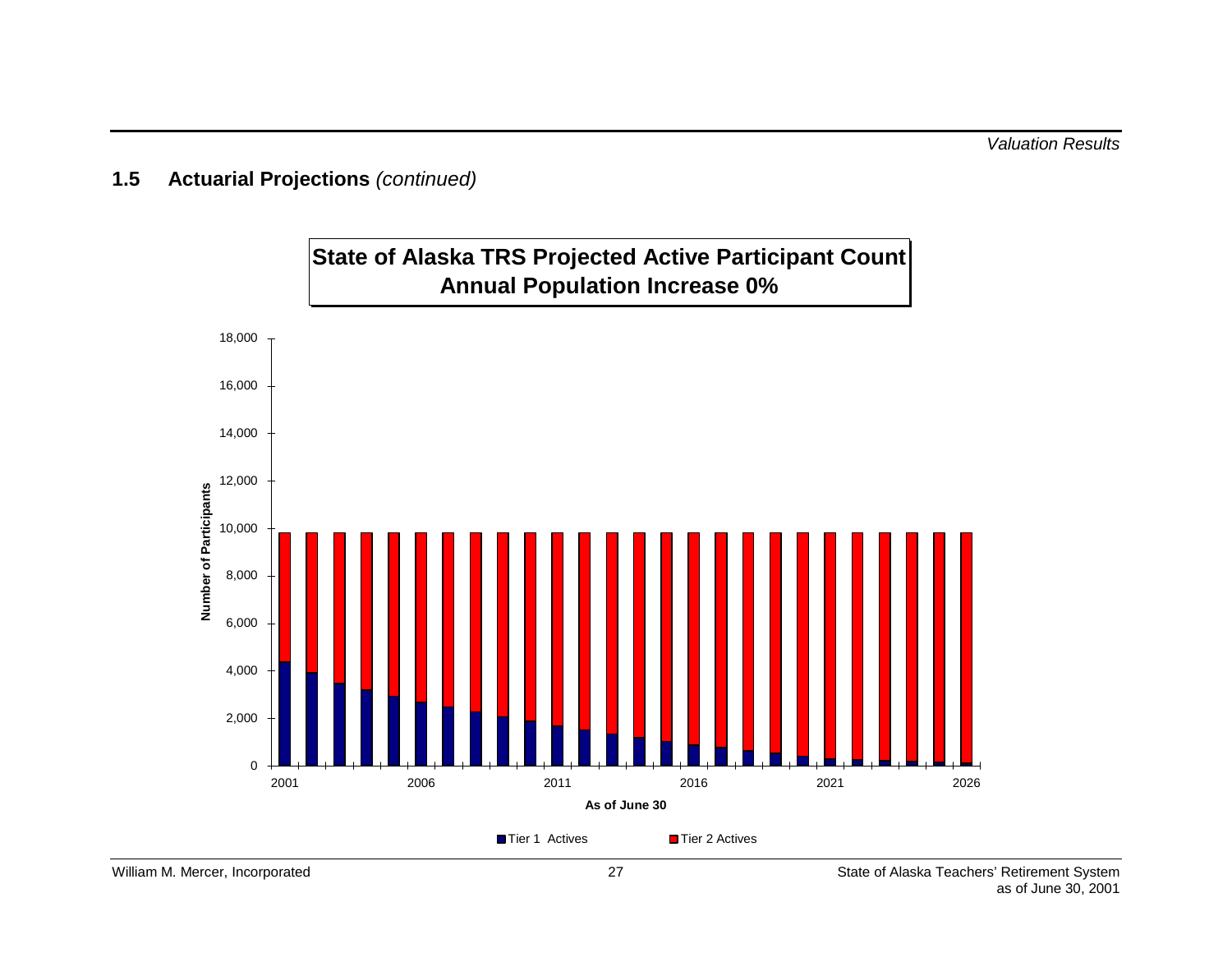## 1.5 Actuarial Projections *(continued)*

**State of Alaska TRS Projected Active Participant Count**
**Annual Population Increase 0%**

Number of Participants

As of June 30

Tier 1 Actives | Tier 2 Actives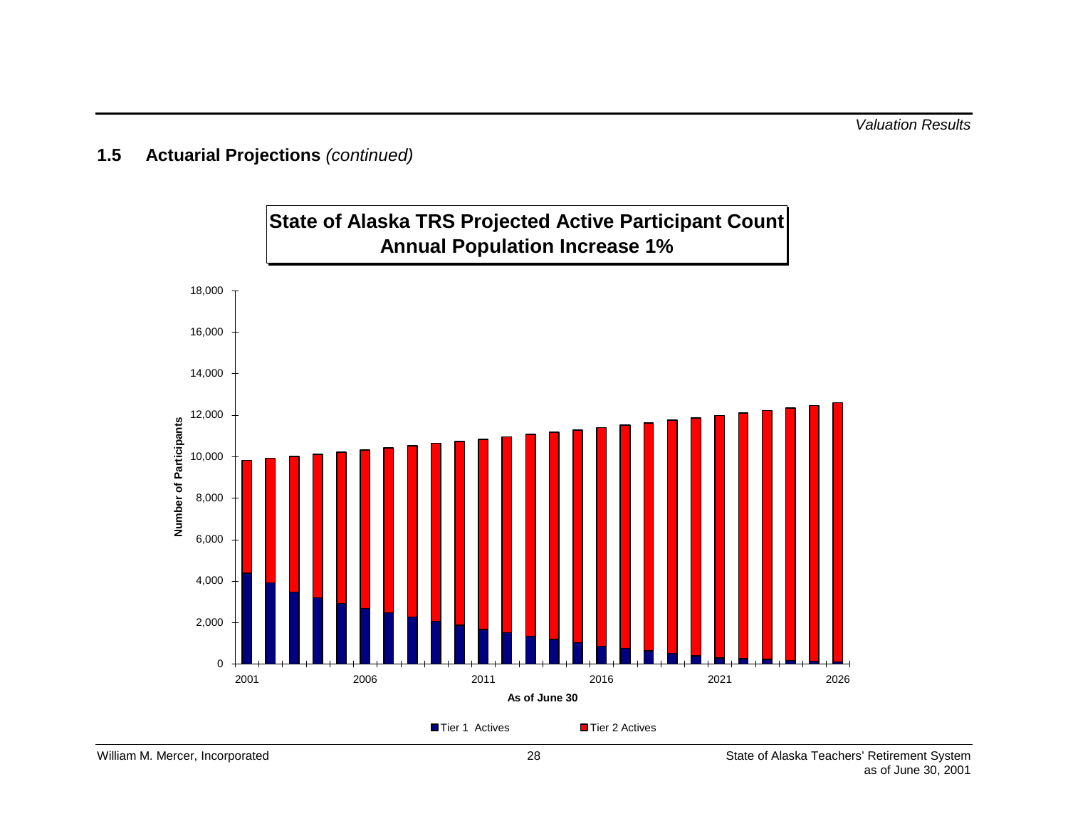## 1.5 Actuarial Projections *(continued)*

**State of Alaska TRS Projected Active Participant Count**
**Annual Population Increase 1%**

Number of Participants

As of June 30

Tier 1 Actives    Tier 2 Actives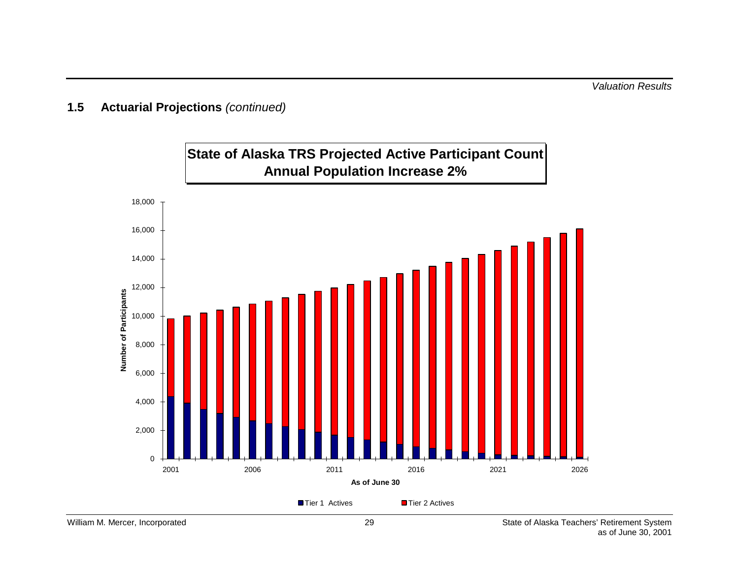## 1.5 Actuarial Projections *(continued)*

**State of Alaska TRS Projected Active Participant Count**
**Annual Population Increase 2%**

Number of Participants

As of June 30

Tier 1 Actives    Tier 2 Actives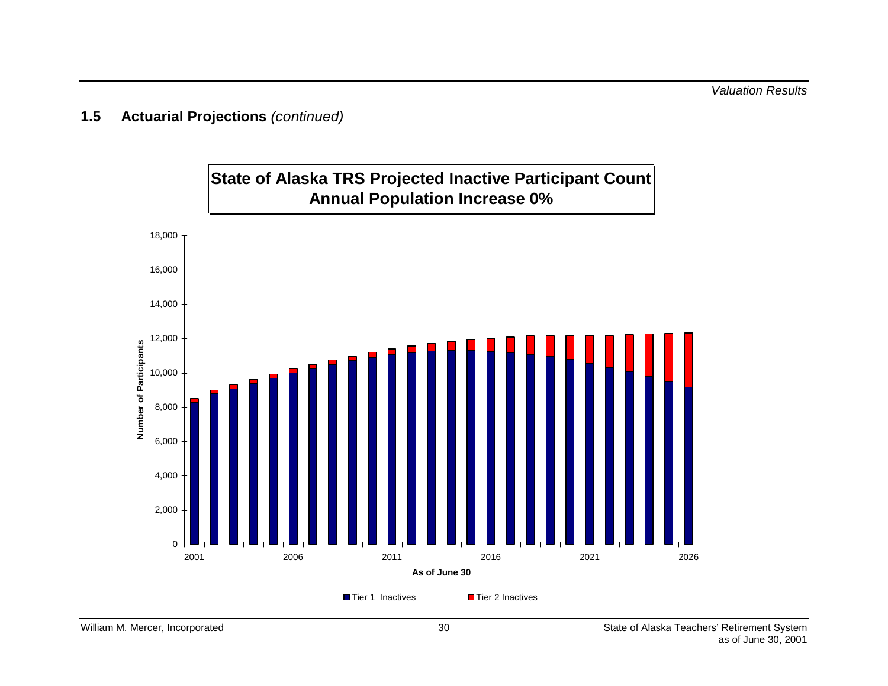## 1.5 Actuarial Projections *(continued)*

**State of Alaska TRS Projected Inactive Participant Count**
**Annual Population Increase 0%**

Number of Participants

18,000
16,000
14,000
12,000
10,000
8,000
6,000
4,000
2,000
0

2001 2006 2011 2016 2021 2026

**As of June 30**

Tier 1 Inactives    Tier 2 Inactives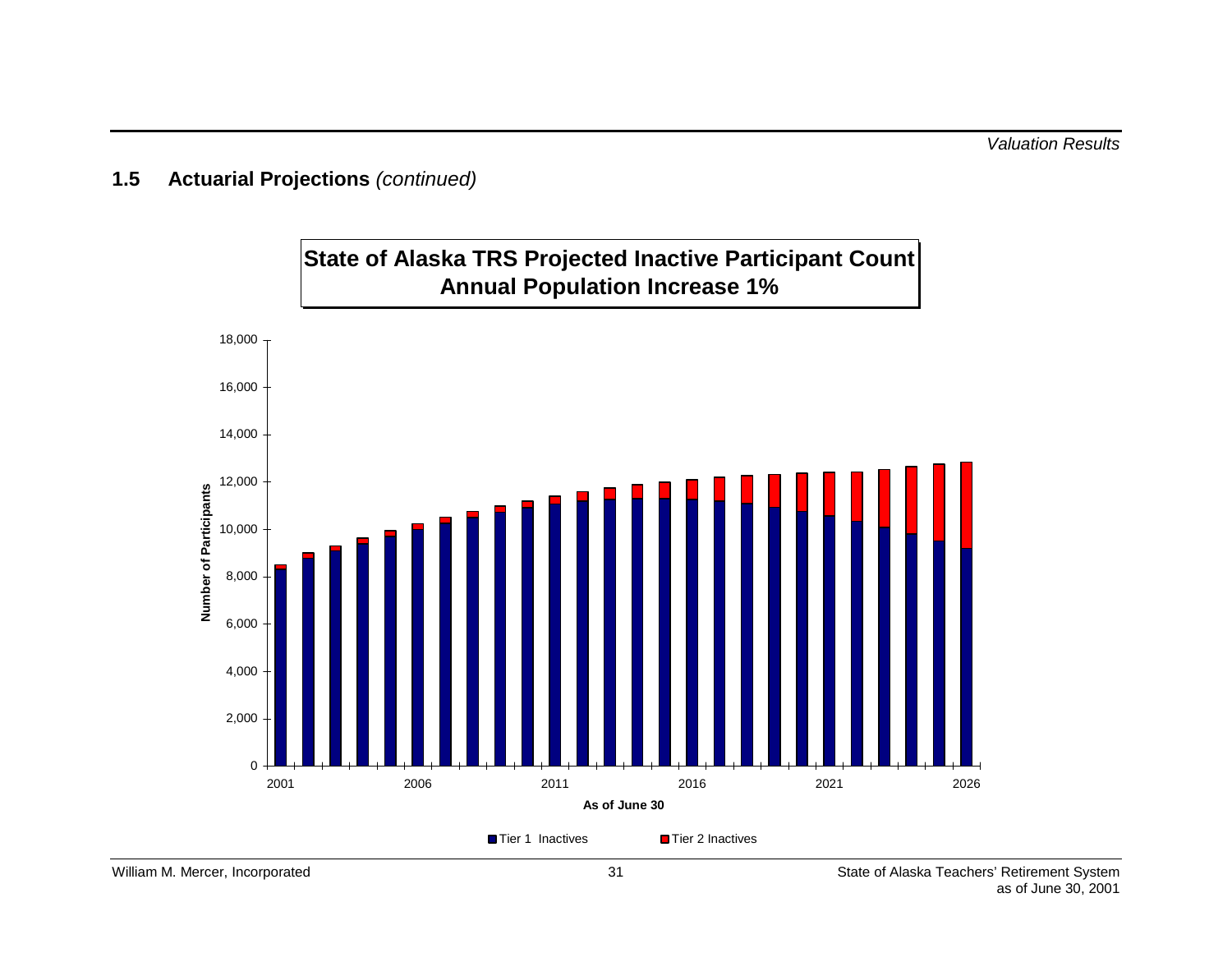## 1.5 Actuarial Projections *(continued)*

**State of Alaska TRS Projected Inactive Participant Count**
**Annual Population Increase 1%**

Number of Participants

0
2,000
4,000
6,000
8,000
10,000
12,000
14,000
16,000
18,000

2001 2006 2011 2016 2021 2026

**As of June 30**

Tier 1 Inactives
Tier 2 Inactives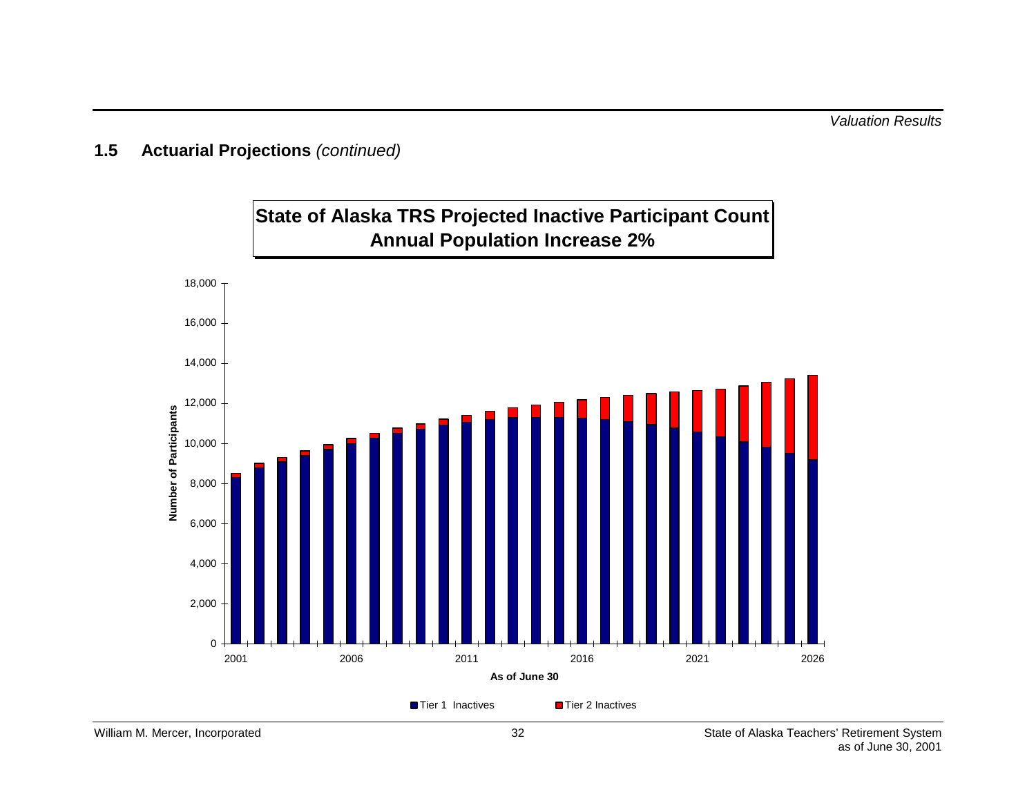## 1.5 Actuarial Projections *(continued)*

**State of Alaska TRS Projected Inactive Participant Count**
**Annual Population Increase 2%**

Number of Participants

As of June 30

Tier 1 Inactives    Tier 2 Inactives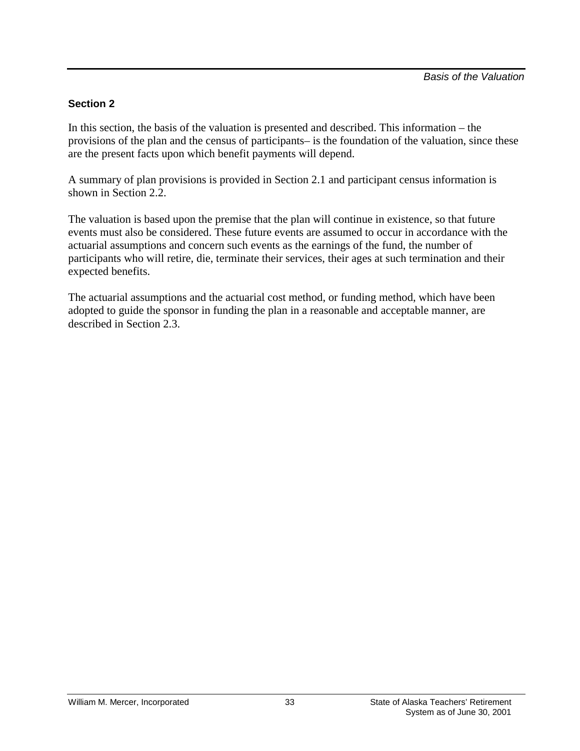## Section 2

In this section, the basis of the valuation is presented and described. This information – the provisions of the plan and the census of participants– is the foundation of the valuation, since these are the present facts upon which benefit payments will depend.

A summary of plan provisions is provided in Section 2.1 and participant census information is shown in Section 2.2.

The valuation is based upon the premise that the plan will continue in existence, so that future events must also be considered. These future events are assumed to occur in accordance with the actuarial assumptions and concern such events as the earnings of the fund, the number of participants who will retire, die, terminate their services, their ages at such termination and their expected benefits.

The actuarial assumptions and the actuarial cost method, or funding method, which have been adopted to guide the sponsor in funding the plan in a reasonable and acceptable manner, are described in Section 2.3.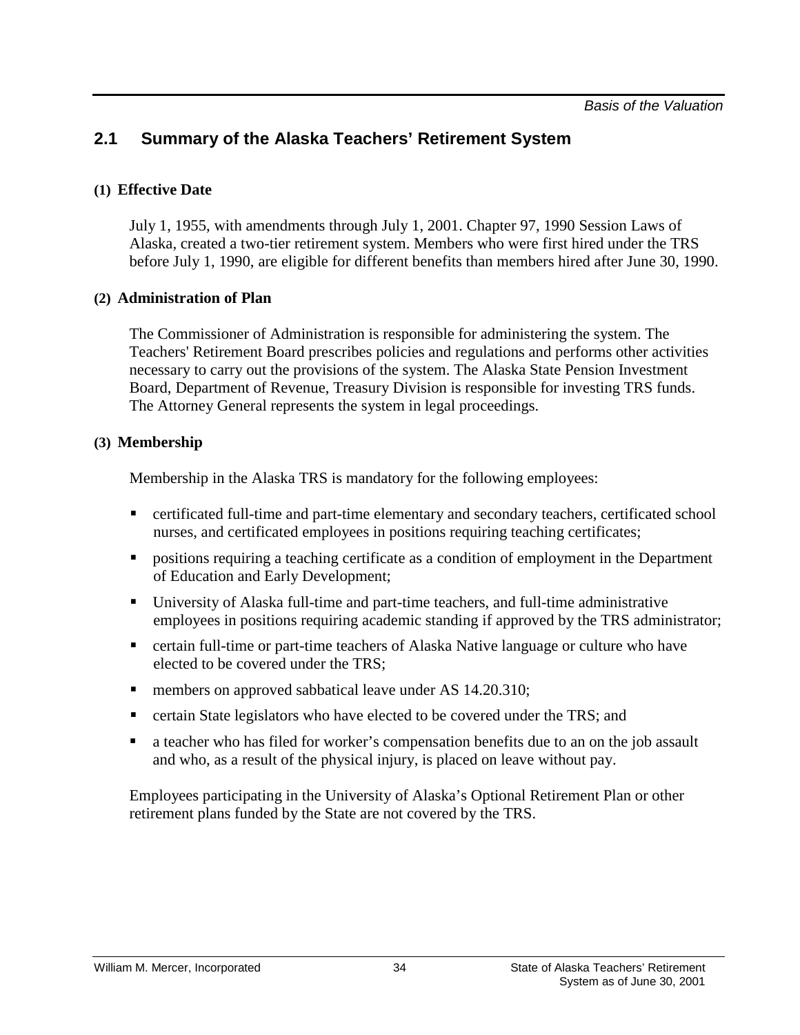## 2.1 Summary of the Alaska Teachers' Retirement System

**(1) Effective Date**

July 1, 1955, with amendments through July 1, 2001. Chapter 97, 1990 Session Laws of Alaska, created a two-tier retirement system. Members who were first hired under the TRS before July 1, 1990, are eligible for different benefits than members hired after June 30, 1990.

**(2) Administration of Plan**

The Commissioner of Administration is responsible for administering the system. The Teachers' Retirement Board prescribes policies and regulations and performs other activities necessary to carry out the provisions of the system. The Alaska State Pension Investment Board, Department of Revenue, Treasury Division is responsible for investing TRS funds. The Attorney General represents the system in legal proceedings.

**(3) Membership**

Membership in the Alaska TRS is mandatory for the following employees:

- certificated full-time and part-time elementary and secondary teachers, certificated school nurses, and certificated employees in positions requiring teaching certificates;
- positions requiring a teaching certificate as a condition of employment in the Department of Education and Early Development;
- University of Alaska full-time and part-time teachers, and full-time administrative employees in positions requiring academic standing if approved by the TRS administrator;
- certain full-time or part-time teachers of Alaska Native language or culture who have elected to be covered under the TRS;
- members on approved sabbatical leave under AS 14.20.310;
- certain State legislators who have elected to be covered under the TRS; and
- a teacher who has filed for worker's compensation benefits due to an on the job assault and who, as a result of the physical injury, is placed on leave without pay.

Employees participating in the University of Alaska's Optional Retirement Plan or other retirement plans funded by the State are not covered by the TRS.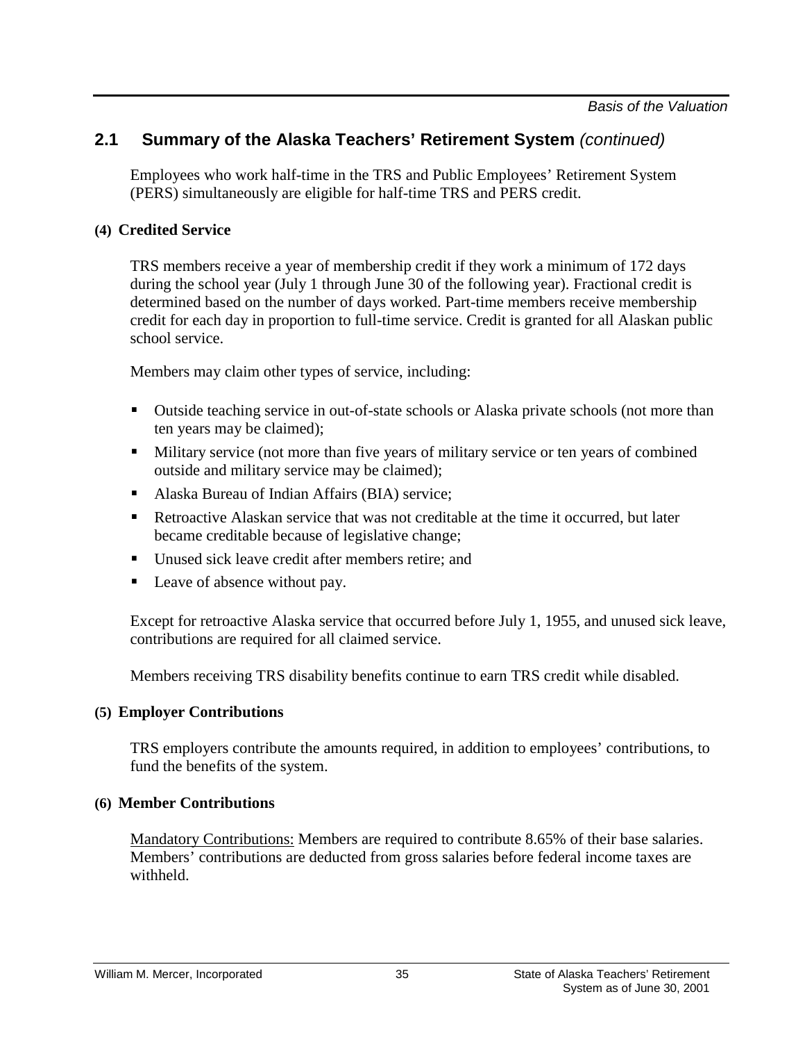## 2.1 Summary of the Alaska Teachers' Retirement System *(continued)*

Employees who work half-time in the TRS and Public Employees' Retirement System (PERS) simultaneously are eligible for half-time TRS and PERS credit.

**(4) Credited Service**

TRS members receive a year of membership credit if they work a minimum of 172 days during the school year (July 1 through June 30 of the following year). Fractional credit is determined based on the number of days worked. Part-time members receive membership credit for each day in proportion to full-time service. Credit is granted for all Alaskan public school service.

Members may claim other types of service, including:

- Outside teaching service in out-of-state schools or Alaska private schools (not more than ten years may be claimed);
- Military service (not more than five years of military service or ten years of combined outside and military service may be claimed);
- Alaska Bureau of Indian Affairs (BIA) service;
- Retroactive Alaskan service that was not creditable at the time it occurred, but later became creditable because of legislative change;
- Unused sick leave credit after members retire; and
- Leave of absence without pay.

Except for retroactive Alaska service that occurred before July 1, 1955, and unused sick leave, contributions are required for all claimed service.

Members receiving TRS disability benefits continue to earn TRS credit while disabled.

**(5) Employer Contributions**

TRS employers contribute the amounts required, in addition to employees' contributions, to fund the benefits of the system.

**(6) Member Contributions**

Mandatory Contributions: Members are required to contribute 8.65% of their base salaries. Members' contributions are deducted from gross salaries before federal income taxes are withheld.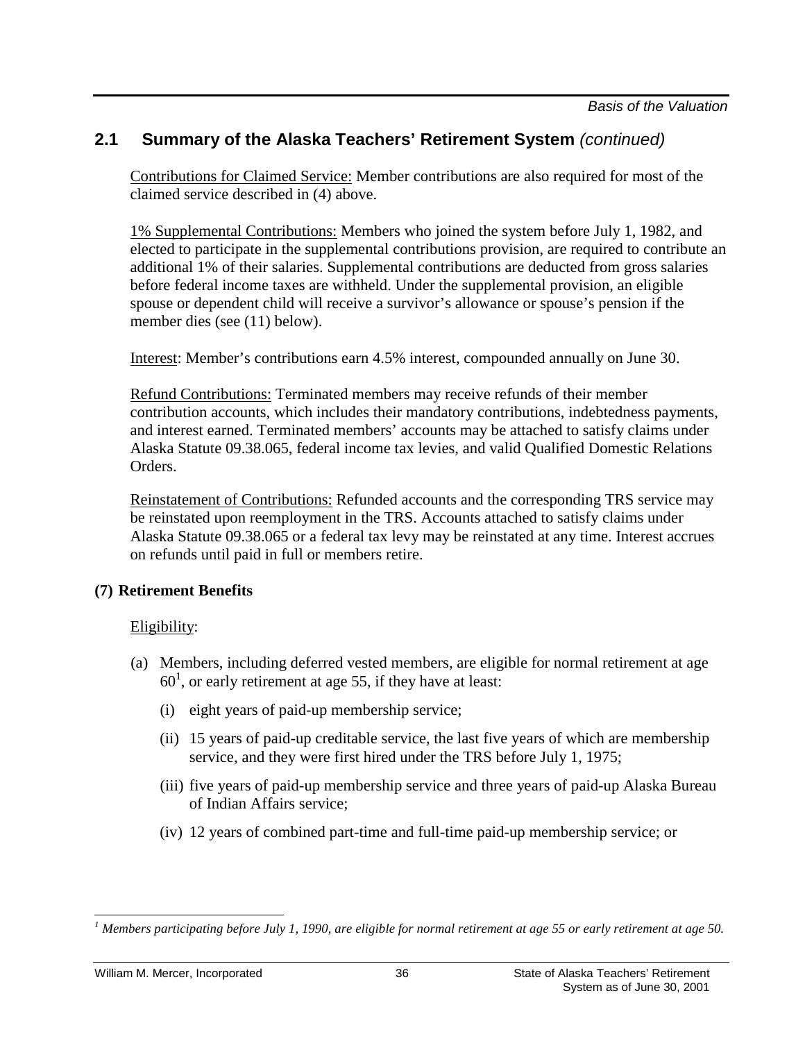## 2.1 Summary of the Alaska Teachers' Retirement System *(continued)*

Contributions for Claimed Service: Member contributions are also required for most of the claimed service described in (4) above.

1% Supplemental Contributions: Members who joined the system before July 1, 1982, and elected to participate in the supplemental contributions provision, are required to contribute an additional 1% of their salaries. Supplemental contributions are deducted from gross salaries before federal income taxes are withheld. Under the supplemental provision, an eligible spouse or dependent child will receive a survivor's allowance or spouse's pension if the member dies (see (11) below).

Interest: Member's contributions earn 4.5% interest, compounded annually on June 30.

Refund Contributions: Terminated members may receive refunds of their member contribution accounts, which includes their mandatory contributions, indebtedness payments, and interest earned. Terminated members' accounts may be attached to satisfy claims under Alaska Statute 09.38.065, federal income tax levies, and valid Qualified Domestic Relations Orders.

Reinstatement of Contributions: Refunded accounts and the corresponding TRS service may be reinstated upon reemployment in the TRS. Accounts attached to satisfy claims under Alaska Statute 09.38.065 or a federal tax levy may be reinstated at any time. Interest accrues on refunds until paid in full or members retire.

**(7) Retirement Benefits**

Eligibility:

(a) Members, including deferred vested members, are eligible for normal retirement at age 60[1], or early retirement at age 55, if they have at least:

  (i) eight years of paid-up membership service;

  (ii) 15 years of paid-up creditable service, the last five years of which are membership service, and they were first hired under the TRS before July 1, 1975;

  (iii) five years of paid-up membership service and three years of paid-up Alaska Bureau of Indian Affairs service;

  (iv) 12 years of combined part-time and full-time paid-up membership service; or

---

[1] *Members participating before July 1, 1990, are eligible for normal retirement at age 55 or early retirement at age 50.*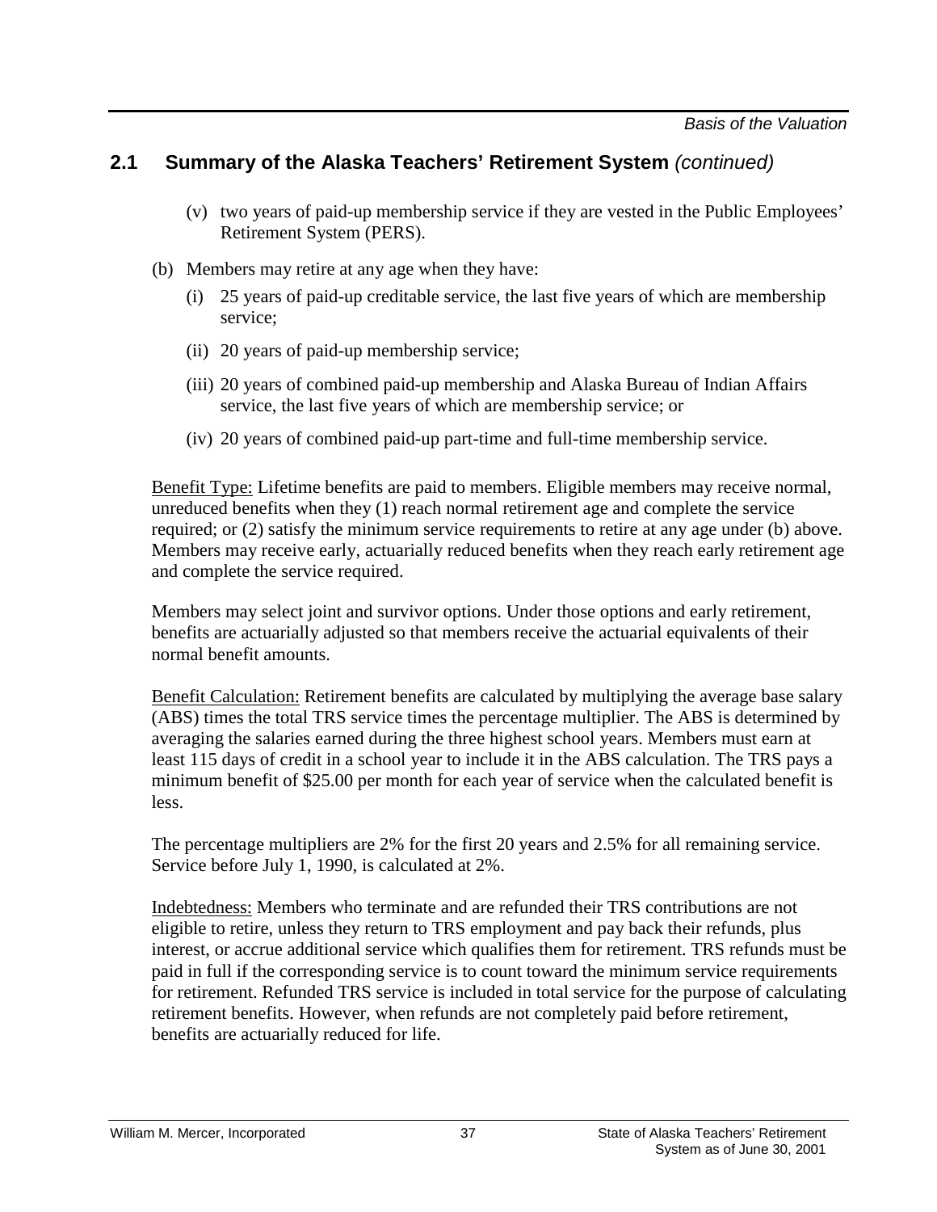## 2.1 Summary of the Alaska Teachers' Retirement System *(continued)*

(v) two years of paid-up membership service if they are vested in the Public Employees' Retirement System (PERS).

(b) Members may retire at any age when they have:

(i) 25 years of paid-up creditable service, the last five years of which are membership service;

(ii) 20 years of paid-up membership service;

(iii) 20 years of combined paid-up membership and Alaska Bureau of Indian Affairs service, the last five years of which are membership service; or

(iv) 20 years of combined paid-up part-time and full-time membership service.

Benefit Type: Lifetime benefits are paid to members. Eligible members may receive normal, unreduced benefits when they (1) reach normal retirement age and complete the service required; or (2) satisfy the minimum service requirements to retire at any age under (b) above. Members may receive early, actuarially reduced benefits when they reach early retirement age and complete the service required.

Members may select joint and survivor options. Under those options and early retirement, benefits are actuarially adjusted so that members receive the actuarial equivalents of their normal benefit amounts.

Benefit Calculation: Retirement benefits are calculated by multiplying the average base salary (ABS) times the total TRS service times the percentage multiplier. The ABS is determined by averaging the salaries earned during the three highest school years. Members must earn at least 115 days of credit in a school year to include it in the ABS calculation. The TRS pays a minimum benefit of $25.00 per month for each year of service when the calculated benefit is less.

The percentage multipliers are 2% for the first 20 years and 2.5% for all remaining service. Service before July 1, 1990, is calculated at 2%.

Indebtedness: Members who terminate and are refunded their TRS contributions are not eligible to retire, unless they return to TRS employment and pay back their refunds, plus interest, or accrue additional service which qualifies them for retirement. TRS refunds must be paid in full if the corresponding service is to count toward the minimum service requirements for retirement. Refunded TRS service is included in total service for the purpose of calculating retirement benefits. However, when refunds are not completely paid before retirement, benefits are actuarially reduced for life.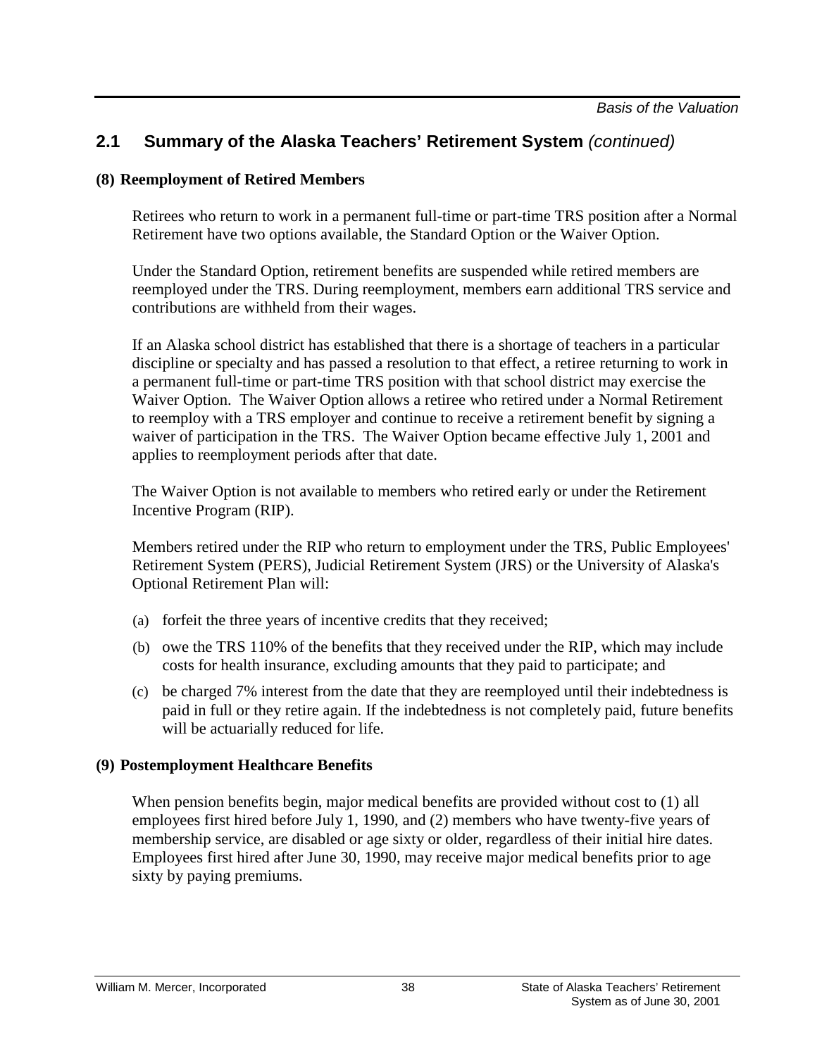## 2.1 Summary of the Alaska Teachers' Retirement System *(continued)*

### (8) Reemployment of Retired Members

Retirees who return to work in a permanent full-time or part-time TRS position after a Normal Retirement have two options available, the Standard Option or the Waiver Option.

Under the Standard Option, retirement benefits are suspended while retired members are reemployed under the TRS. During reemployment, members earn additional TRS service and contributions are withheld from their wages.

If an Alaska school district has established that there is a shortage of teachers in a particular discipline or specialty and has passed a resolution to that effect, a retiree returning to work in a permanent full-time or part-time TRS position with that school district may exercise the Waiver Option. The Waiver Option allows a retiree who retired under a Normal Retirement to reemploy with a TRS employer and continue to receive a retirement benefit by signing a waiver of participation in the TRS. The Waiver Option became effective July 1, 2001 and applies to reemployment periods after that date.

The Waiver Option is not available to members who retired early or under the Retirement Incentive Program (RIP).

Members retired under the RIP who return to employment under the TRS, Public Employees' Retirement System (PERS), Judicial Retirement System (JRS) or the University of Alaska's Optional Retirement Plan will:

(a) forfeit the three years of incentive credits that they received;

(b) owe the TRS 110% of the benefits that they received under the RIP, which may include costs for health insurance, excluding amounts that they paid to participate; and

(c) be charged 7% interest from the date that they are reemployed until their indebtedness is paid in full or they retire again. If the indebtedness is not completely paid, future benefits will be actuarially reduced for life.

### (9) Postemployment Healthcare Benefits

When pension benefits begin, major medical benefits are provided without cost to (1) all employees first hired before July 1, 1990, and (2) members who have twenty-five years of membership service, are disabled or age sixty or older, regardless of their initial hire dates. Employees first hired after June 30, 1990, may receive major medical benefits prior to age sixty by paying premiums.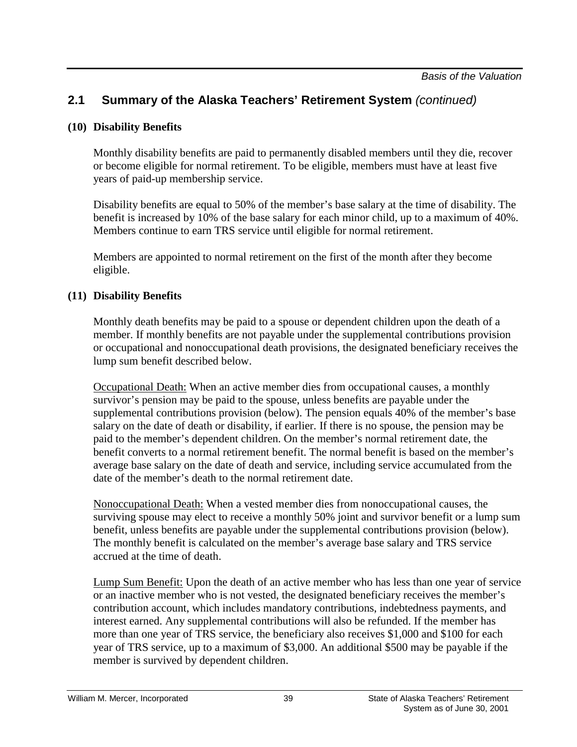## 2.1 Summary of the Alaska Teachers' Retirement System *(continued)*

**(10) Disability Benefits**

Monthly disability benefits are paid to permanently disabled members until they die, recover or become eligible for normal retirement. To be eligible, members must have at least five years of paid-up membership service.

Disability benefits are equal to 50% of the member's base salary at the time of disability. The benefit is increased by 10% of the base salary for each minor child, up to a maximum of 40%. Members continue to earn TRS service until eligible for normal retirement.

Members are appointed to normal retirement on the first of the month after they become eligible.

**(11) Disability Benefits**

Monthly death benefits may be paid to a spouse or dependent children upon the death of a member. If monthly benefits are not payable under the supplemental contributions provision or occupational and nonoccupational death provisions, the designated beneficiary receives the lump sum benefit described below.

Occupational Death: When an active member dies from occupational causes, a monthly survivor's pension may be paid to the spouse, unless benefits are payable under the supplemental contributions provision (below). The pension equals 40% of the member's base salary on the date of death or disability, if earlier. If there is no spouse, the pension may be paid to the member's dependent children. On the member's normal retirement date, the benefit converts to a normal retirement benefit. The normal benefit is based on the member's average base salary on the date of death and service, including service accumulated from the date of the member's death to the normal retirement date.

Nonoccupational Death: When a vested member dies from nonoccupational causes, the surviving spouse may elect to receive a monthly 50% joint and survivor benefit or a lump sum benefit, unless benefits are payable under the supplemental contributions provision (below). The monthly benefit is calculated on the member's average base salary and TRS service accrued at the time of death.

Lump Sum Benefit: Upon the death of an active member who has less than one year of service or an inactive member who is not vested, the designated beneficiary receives the member's contribution account, which includes mandatory contributions, indebtedness payments, and interest earned. Any supplemental contributions will also be refunded. If the member has more than one year of TRS service, the beneficiary also receives $1,000 and $100 for each year of TRS service, up to a maximum of $3,000. An additional $500 may be payable if the member is survived by dependent children.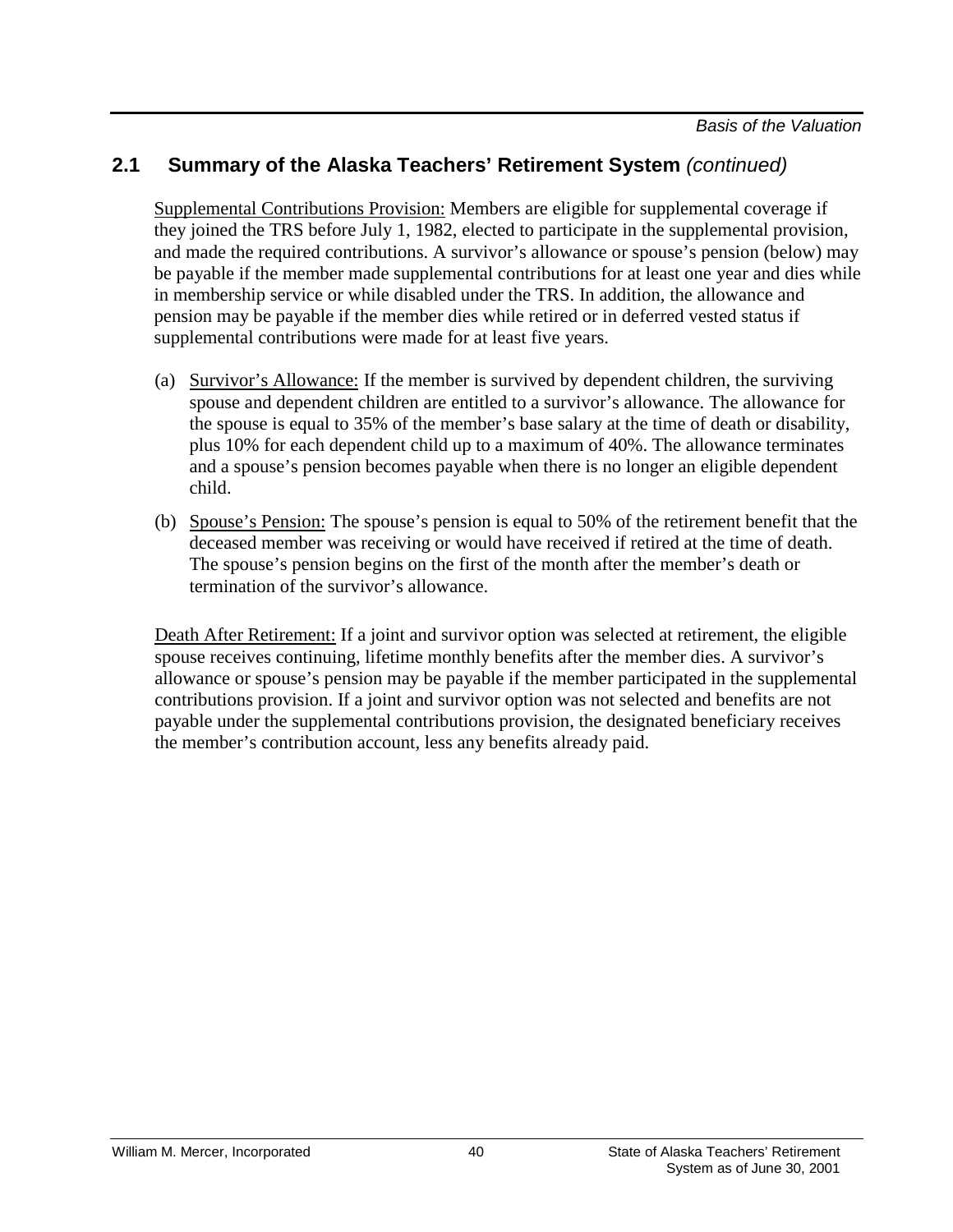## 2.1 Summary of the Alaska Teachers' Retirement System *(continued)*

Supplemental Contributions Provision: Members are eligible for supplemental coverage if they joined the TRS before July 1, 1982, elected to participate in the supplemental provision, and made the required contributions. A survivor's allowance or spouse's pension (below) may be payable if the member made supplemental contributions for at least one year and dies while in membership service or while disabled under the TRS. In addition, the allowance and pension may be payable if the member dies while retired or in deferred vested status if supplemental contributions were made for at least five years.

(a) Survivor's Allowance: If the member is survived by dependent children, the surviving spouse and dependent children are entitled to a survivor's allowance. The allowance for the spouse is equal to 35% of the member's base salary at the time of death or disability, plus 10% for each dependent child up to a maximum of 40%. The allowance terminates and a spouse's pension becomes payable when there is no longer an eligible dependent child.

(b) Spouse's Pension: The spouse's pension is equal to 50% of the retirement benefit that the deceased member was receiving or would have received if retired at the time of death. The spouse's pension begins on the first of the month after the member's death or termination of the survivor's allowance.

Death After Retirement: If a joint and survivor option was selected at retirement, the eligible spouse receives continuing, lifetime monthly benefits after the member dies. A survivor's allowance or spouse's pension may be payable if the member participated in the supplemental contributions provision. If a joint and survivor option was not selected and benefits are not payable under the supplemental contributions provision, the designated beneficiary receives the member's contribution account, less any benefits already paid.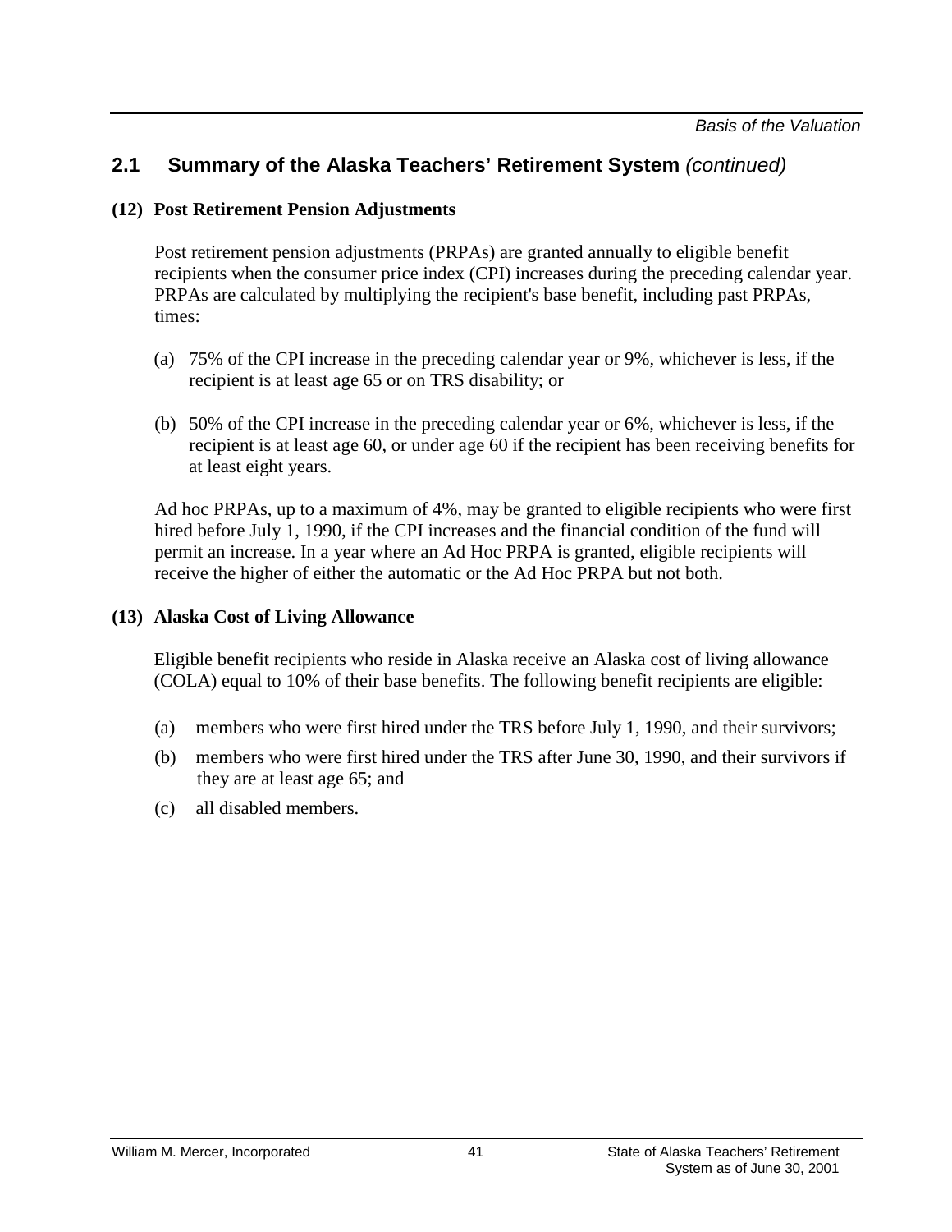## 2.1 Summary of the Alaska Teachers' Retirement System *(continued)*

**(12) Post Retirement Pension Adjustments**

Post retirement pension adjustments (PRPAs) are granted annually to eligible benefit recipients when the consumer price index (CPI) increases during the preceding calendar year. PRPAs are calculated by multiplying the recipient's base benefit, including past PRPAs, times:

(a) 75% of the CPI increase in the preceding calendar year or 9%, whichever is less, if the recipient is at least age 65 or on TRS disability; or

(b) 50% of the CPI increase in the preceding calendar year or 6%, whichever is less, if the recipient is at least age 60, or under age 60 if the recipient has been receiving benefits for at least eight years.

Ad hoc PRPAs, up to a maximum of 4%, may be granted to eligible recipients who were first hired before July 1, 1990, if the CPI increases and the financial condition of the fund will permit an increase. In a year where an Ad Hoc PRPA is granted, eligible recipients will receive the higher of either the automatic or the Ad Hoc PRPA but not both.

**(13) Alaska Cost of Living Allowance**

Eligible benefit recipients who reside in Alaska receive an Alaska cost of living allowance (COLA) equal to 10% of their base benefits. The following benefit recipients are eligible:

(a) members who were first hired under the TRS before July 1, 1990, and their survivors;

(b) members who were first hired under the TRS after June 30, 1990, and their survivors if they are at least age 65; and

(c) all disabled members.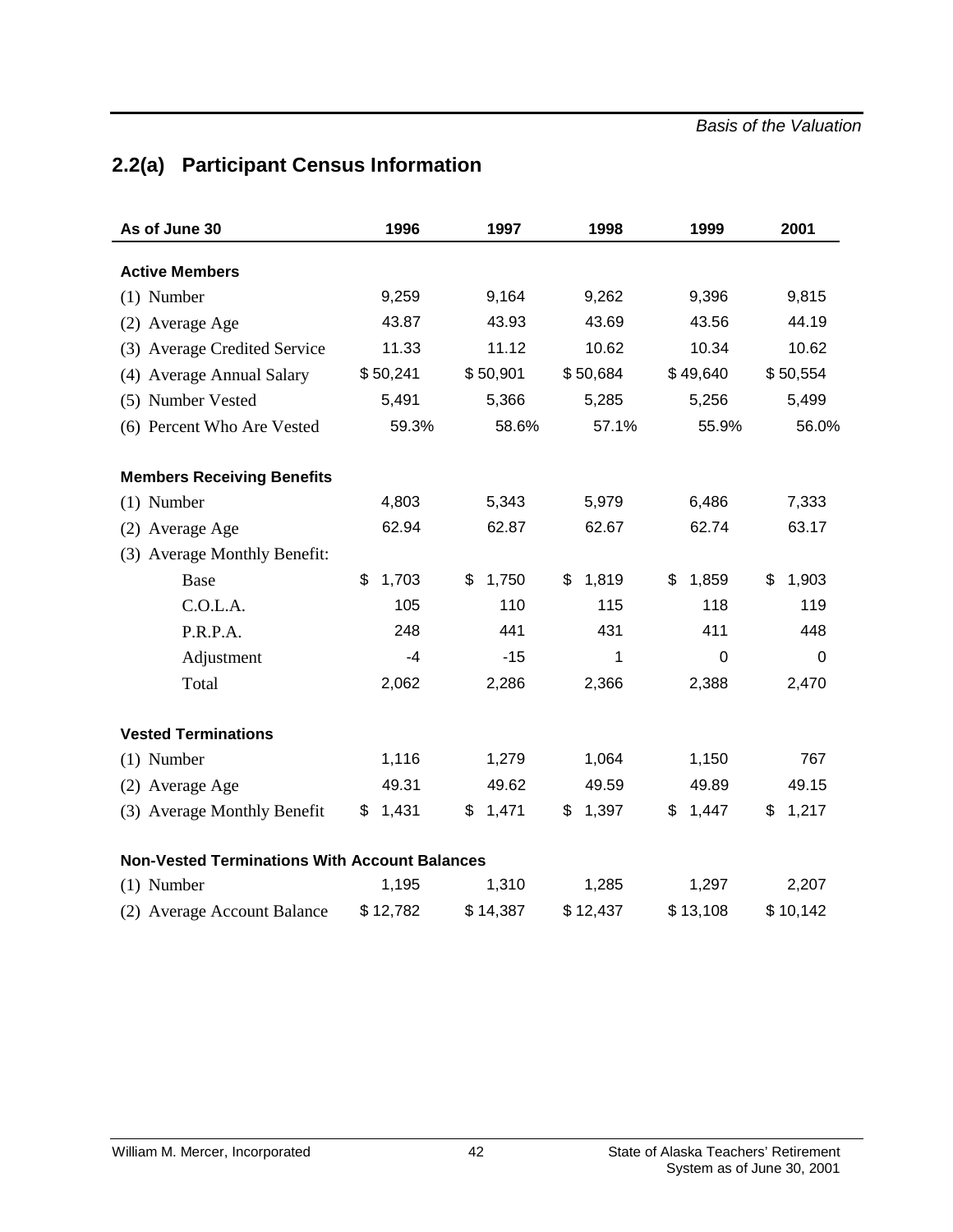## 2.2(a) Participant Census Information

| As of June 30 | 1996 | 1997 | 1998 | 1999 | 2001 |
|---|---|---|---|---|---|
| **Active Members** | | | | | |
| (1) Number | 9,259 | 9,164 | 9,262 | 9,396 | 9,815 |
| (2) Average Age | 43.87 | 43.93 | 43.69 | 43.56 | 44.19 |
| (3) Average Credited Service | 11.33 | 11.12 | 10.62 | 10.34 | 10.62 |
| (4) Average Annual Salary | $ 50,241 | $ 50,901 | $ 50,684 | $ 49,640 | $ 50,554 |
| (5) Number Vested | 5,491 | 5,366 | 5,285 | 5,256 | 5,499 |
| (6) Percent Who Are Vested | 59.3% | 58.6% | 57.1% | 55.9% | 56.0% |
| **Members Receiving Benefits** | | | | | |
| (1) Number | 4,803 | 5,343 | 5,979 | 6,486 | 7,333 |
| (2) Average Age | 62.94 | 62.87 | 62.67 | 62.74 | 63.17 |
| (3) Average Monthly Benefit: | | | | | |
| Base | $ 1,703 | $ 1,750 | $ 1,819 | $ 1,859 | $ 1,903 |
| C.O.L.A. | 105 | 110 | 115 | 118 | 119 |
| P.R.P.A. | 248 | 441 | 431 | 411 | 448 |
| Adjustment | -4 | -15 | 1 | 0 | 0 |
| Total | 2,062 | 2,286 | 2,366 | 2,388 | 2,470 |
| **Vested Terminations** | | | | | |
| (1) Number | 1,116 | 1,279 | 1,064 | 1,150 | 767 |
| (2) Average Age | 49.31 | 49.62 | 49.59 | 49.89 | 49.15 |
| (3) Average Monthly Benefit | $ 1,431 | $ 1,471 | $ 1,397 | $ 1,447 | $ 1,217 |
| **Non-Vested Terminations With Account Balances** | | | | | |
| (1) Number | 1,195 | 1,310 | 1,285 | 1,297 | 2,207 |
| (2) Average Account Balance | $ 12,782 | $ 14,387 | $ 12,437 | $ 13,108 | $ 10,142 |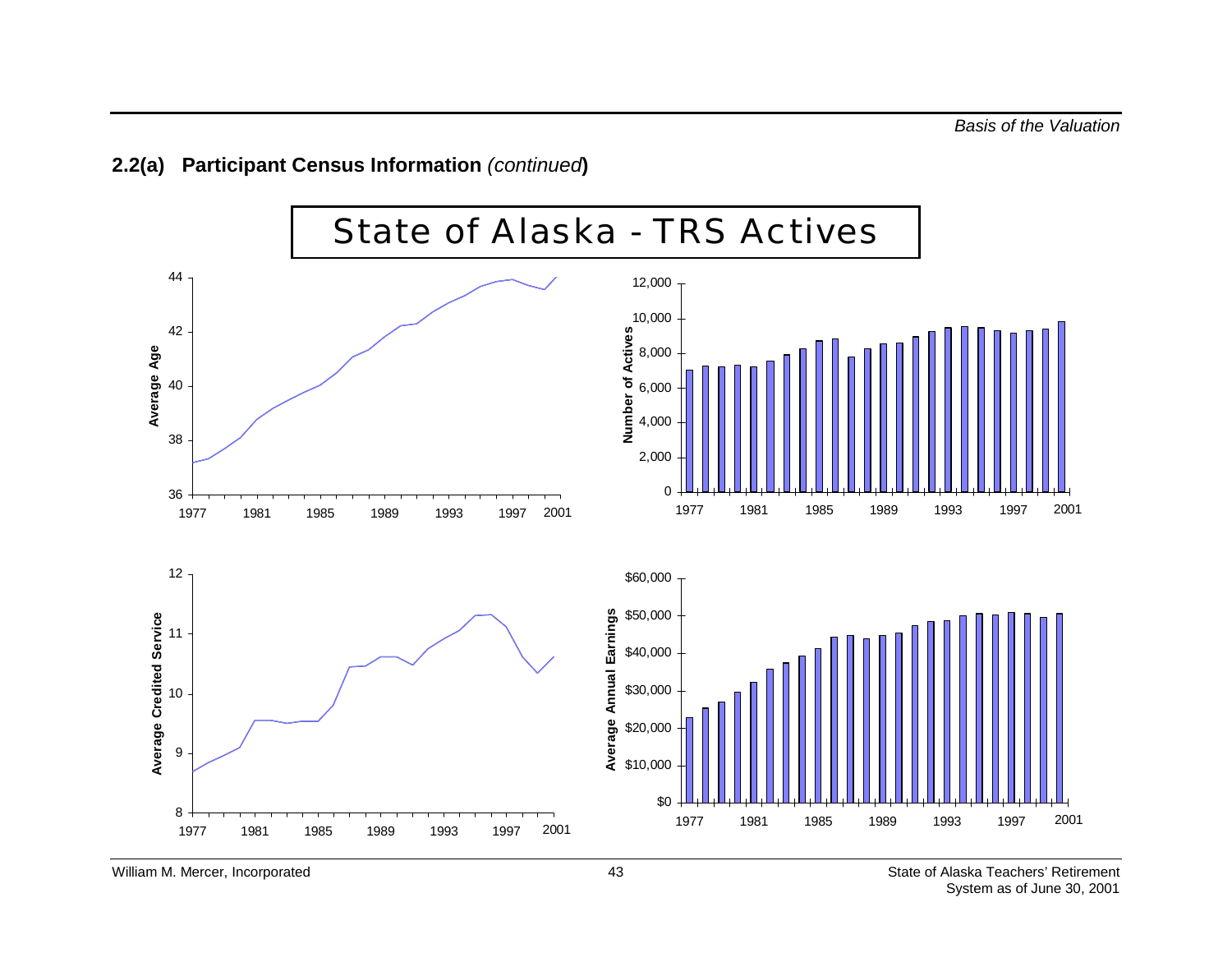## 2.2(a) Participant Census Information *(continued)*

State of Alaska - TRS Actives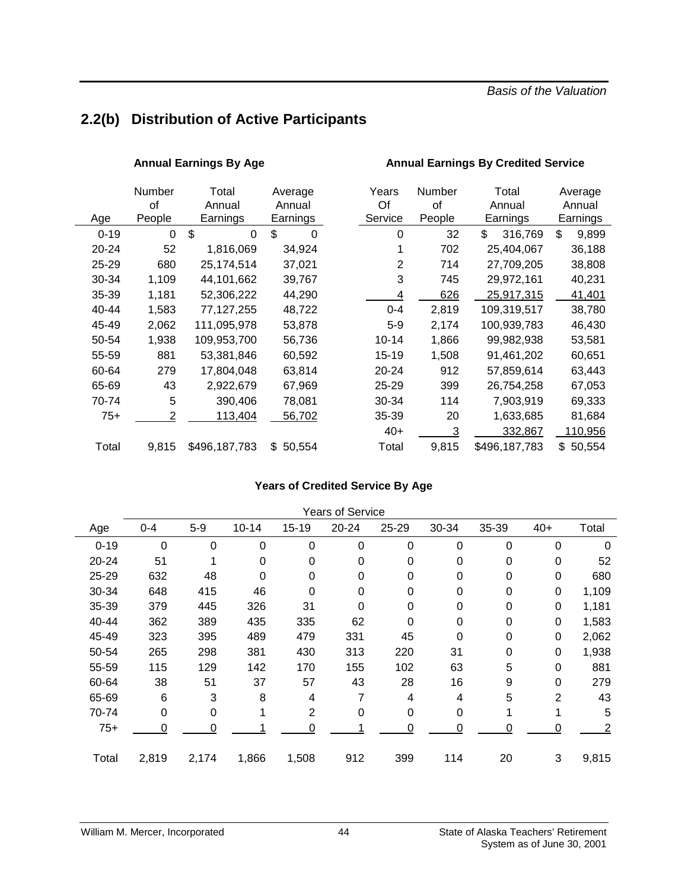## 2.2(b) Distribution of Active Participants

### Annual Earnings By Age

| Age | Number of People | Total Annual Earnings | Average Annual Earnings |
|---|---|---|---|
| 0-19 | 0 | $ 0 | $ 0 |
| 20-24 | 52 | 1,816,069 | 34,924 |
| 25-29 | 680 | 25,174,514 | 37,021 |
| 30-34 | 1,109 | 44,101,662 | 39,767 |
| 35-39 | 1,181 | 52,306,222 | 44,290 |
| 40-44 | 1,583 | 77,127,255 | 48,722 |
| 45-49 | 2,062 | 111,095,978 | 53,878 |
| 50-54 | 1,938 | 109,953,700 | 56,736 |
| 55-59 | 881 | 53,381,846 | 60,592 |
| 60-64 | 279 | 17,804,048 | 63,814 |
| 65-69 | 43 | 2,922,679 | 67,969 |
| 70-74 | 5 | 390,406 | 78,081 |
| 75+ | 2 | 113,404 | 56,702 |
| Total | 9,815 | $496,187,783 | $ 50,554 |

### Annual Earnings By Credited Service

| Years Of Service | Number of People | Total Annual Earnings | Average Annual Earnings |
|---|---|---|---|
| 0 | 32 | $ 316,769 | $ 9,899 |
| 1 | 702 | 25,404,067 | 36,188 |
| 2 | 714 | 27,709,205 | 38,808 |
| 3 | 745 | 29,972,161 | 40,231 |
| 4 | 626 | 25,917,315 | 41,401 |
| 0-4 | 2,819 | 109,319,517 | 38,780 |
| 5-9 | 2,174 | 100,939,783 | 46,430 |
| 10-14 | 1,866 | 99,982,938 | 53,581 |
| 15-19 | 1,508 | 91,461,202 | 60,651 |
| 20-24 | 912 | 57,859,614 | 63,443 |
| 25-29 | 399 | 26,754,258 | 67,053 |
| 30-34 | 114 | 7,903,919 | 69,333 |
| 35-39 | 20 | 1,633,685 | 81,684 |
| 40+ | 3 | 332,867 | 110,956 |
| Total | 9,815 | $496,187,783 | $ 50,554 |

### Years of Credited Service By Age

| Age | Years of Service 0-4 | 5-9 | 10-14 | 15-19 | 20-24 | 25-29 | 30-34 | 35-39 | 40+ | Total |
|---|---|---|---|---|---|---|---|---|---|---|
| 0-19 | 0 | 0 | 0 | 0 | 0 | 0 | 0 | 0 | 0 | 0 |
| 20-24 | 51 | 1 | 0 | 0 | 0 | 0 | 0 | 0 | 0 | 52 |
| 25-29 | 632 | 48 | 0 | 0 | 0 | 0 | 0 | 0 | 0 | 680 |
| 30-34 | 648 | 415 | 46 | 0 | 0 | 0 | 0 | 0 | 0 | 1,109 |
| 35-39 | 379 | 445 | 326 | 31 | 0 | 0 | 0 | 0 | 0 | 1,181 |
| 40-44 | 362 | 389 | 435 | 335 | 62 | 0 | 0 | 0 | 0 | 1,583 |
| 45-49 | 323 | 395 | 489 | 479 | 331 | 45 | 0 | 0 | 0 | 2,062 |
| 50-54 | 265 | 298 | 381 | 430 | 313 | 220 | 31 | 0 | 0 | 1,938 |
| 55-59 | 115 | 129 | 142 | 170 | 155 | 102 | 63 | 5 | 0 | 881 |
| 60-64 | 38 | 51 | 37 | 57 | 43 | 28 | 16 | 9 | 0 | 279 |
| 65-69 | 6 | 3 | 8 | 4 | 7 | 4 | 4 | 5 | 2 | 43 |
| 70-74 | 0 | 0 | 1 | 2 | 0 | 0 | 0 | 1 | 1 | 5 |
| 75+ | 0 | 0 | 1 | 0 | 1 | 0 | 0 | 0 | 0 | 2 |
| Total | 2,819 | 2,174 | 1,866 | 1,508 | 912 | 399 | 114 | 20 | 3 | 9,815 |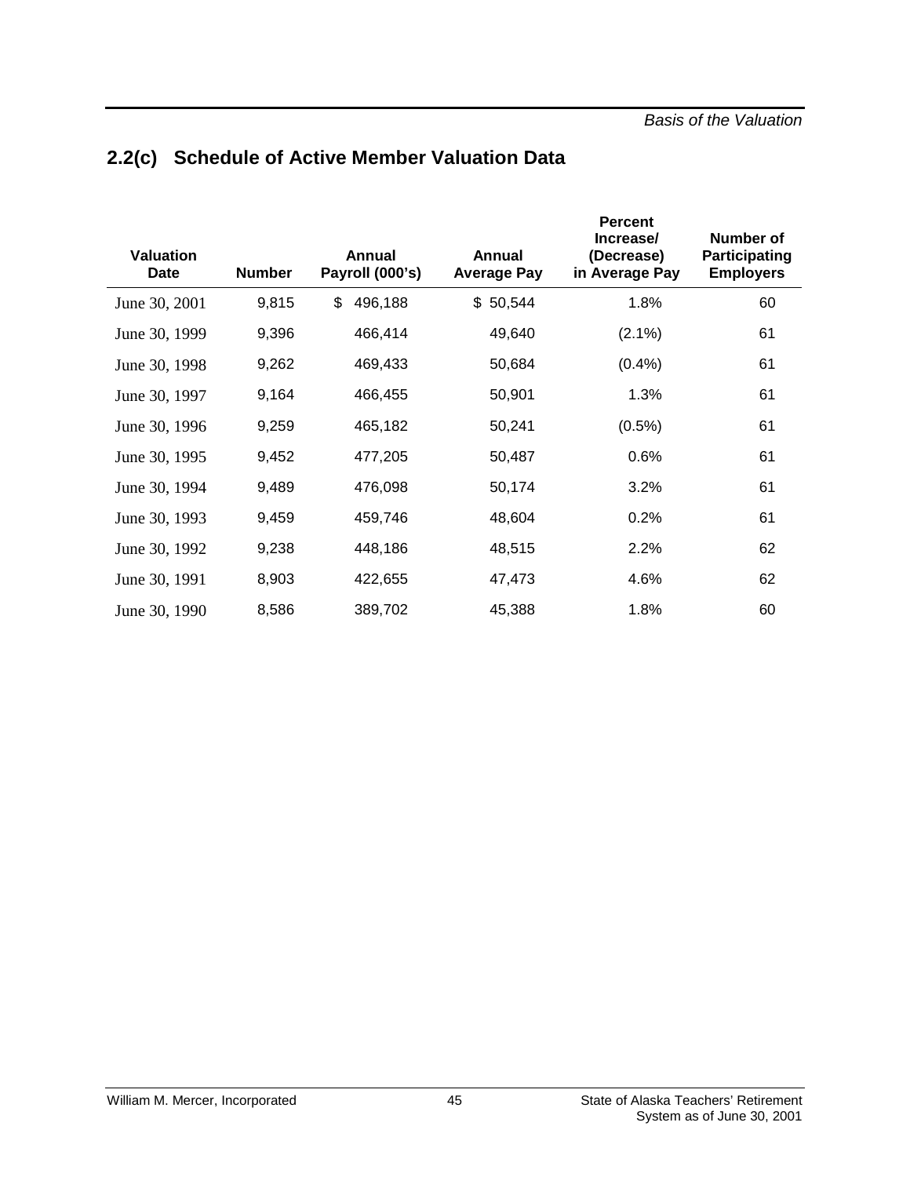## 2.2(c) Schedule of Active Member Valuation Data

| Valuation Date | Number | Annual Payroll (000's) | Annual Average Pay | Percent Increase/ (Decrease) in Average Pay | Number of Participating Employers |
|---|---|---|---|---|---|
| June 30, 2001 | 9,815 | $ 496,188 | $ 50,544 | 1.8% | 60 |
| June 30, 1999 | 9,396 | 466,414 | 49,640 | (2.1%) | 61 |
| June 30, 1998 | 9,262 | 469,433 | 50,684 | (0.4%) | 61 |
| June 30, 1997 | 9,164 | 466,455 | 50,901 | 1.3% | 61 |
| June 30, 1996 | 9,259 | 465,182 | 50,241 | (0.5%) | 61 |
| June 30, 1995 | 9,452 | 477,205 | 50,487 | 0.6% | 61 |
| June 30, 1994 | 9,489 | 476,098 | 50,174 | 3.2% | 61 |
| June 30, 1993 | 9,459 | 459,746 | 48,604 | 0.2% | 61 |
| June 30, 1992 | 9,238 | 448,186 | 48,515 | 2.2% | 62 |
| June 30, 1991 | 8,903 | 422,655 | 47,473 | 4.6% | 62 |
| June 30, 1990 | 8,586 | 389,702 | 45,388 | 1.8% | 60 |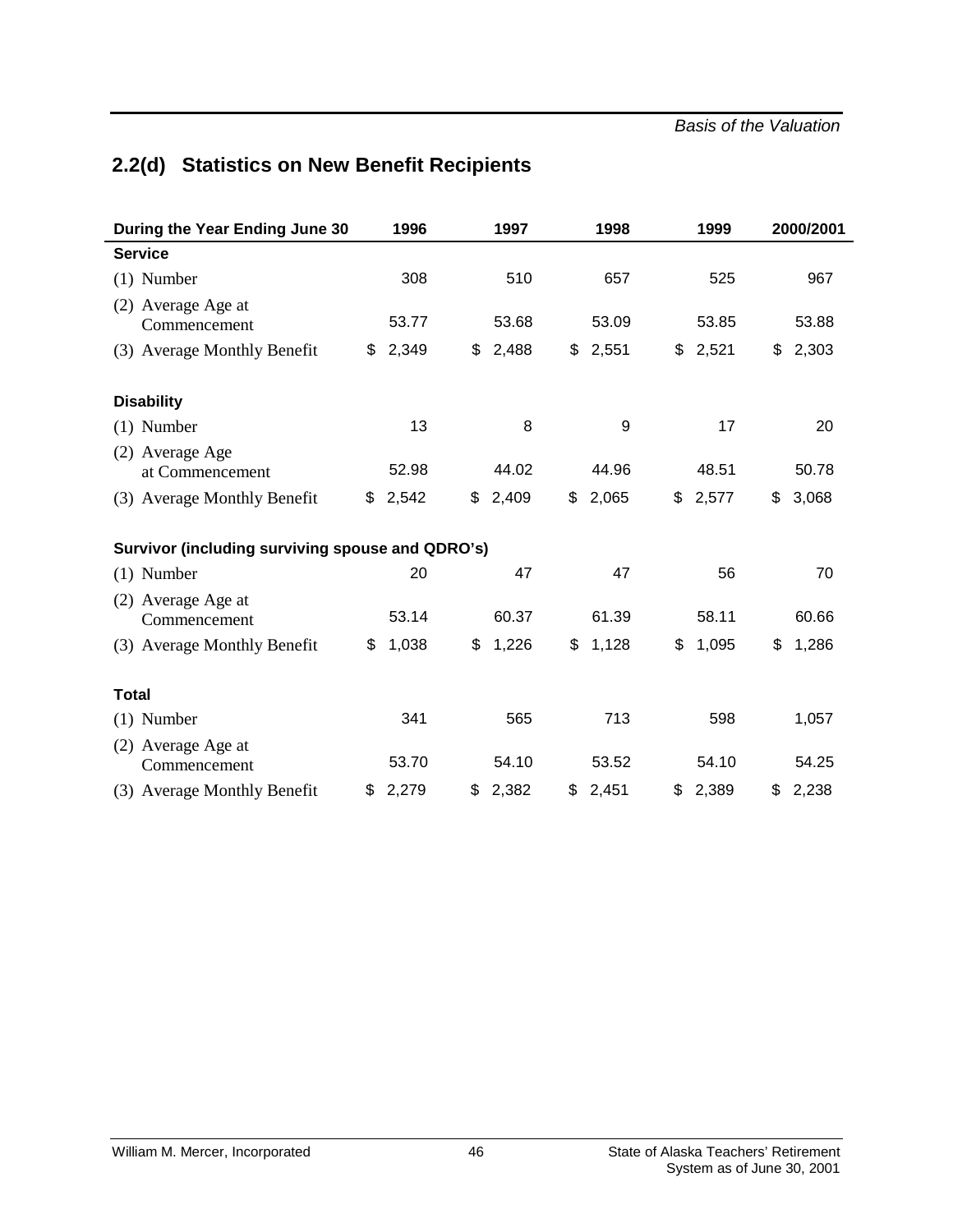## 2.2(d) Statistics on New Benefit Recipients

| During the Year Ending June 30 | 1996 | 1997 | 1998 | 1999 | 2000/2001 |
|---|---|---|---|---|---|
| **Service** | | | | | |
| (1) Number | 308 | 510 | 657 | 525 | 967 |
| (2) Average Age at Commencement | 53.77 | 53.68 | 53.09 | 53.85 | 53.88 |
| (3) Average Monthly Benefit | $ 2,349 | $ 2,488 | $ 2,551 | $ 2,521 | $ 2,303 |
| **Disability** | | | | | |
| (1) Number | 13 | 8 | 9 | 17 | 20 |
| (2) Average Age at Commencement | 52.98 | 44.02 | 44.96 | 48.51 | 50.78 |
| (3) Average Monthly Benefit | $ 2,542 | $ 2,409 | $ 2,065 | $ 2,577 | $ 3,068 |
| **Survivor (including surviving spouse and QDRO's)** | | | | | |
| (1) Number | 20 | 47 | 47 | 56 | 70 |
| (2) Average Age at Commencement | 53.14 | 60.37 | 61.39 | 58.11 | 60.66 |
| (3) Average Monthly Benefit | $ 1,038 | $ 1,226 | $ 1,128 | $ 1,095 | $ 1,286 |
| **Total** | | | | | |
| (1) Number | 341 | 565 | 713 | 598 | 1,057 |
| (2) Average Age at Commencement | 53.70 | 54.10 | 53.52 | 54.10 | 54.25 |
| (3) Average Monthly Benefit | $ 2,279 | $ 2,382 | $ 2,451 | $ 2,389 | $ 2,238 |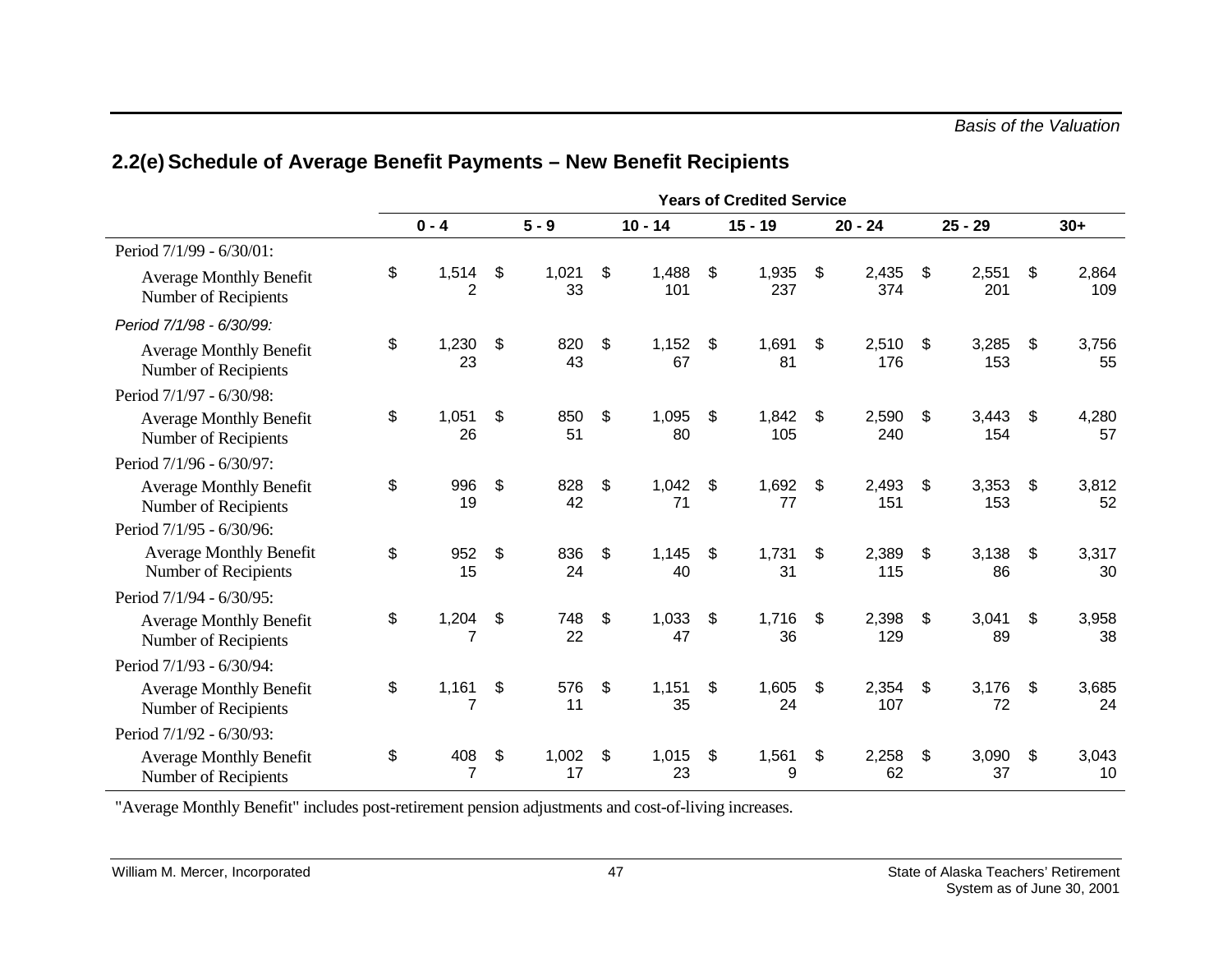## 2.2(e) Schedule of Average Benefit Payments – New Benefit Recipients

| | Years of Credited Service | | | | | | |
|---|---|---|---|---|---|---|---|
| | **0 - 4** | **5 - 9** | **10 - 14** | **15 - 19** | **20 - 24** | **25 - 29** | **30+** |
| Period 7/1/99 - 6/30/01: | | | | | | | |
| Average Monthly Benefit | $ 1,514 | $ 1,021 | $ 1,488 | $ 1,935 | $ 2,435 | $ 2,551 | $ 2,864 |
| Number of Recipients | 2 | 33 | 101 | 237 | 374 | 201 | 109 |
| *Period 7/1/98 - 6/30/99:* | | | | | | | |
| Average Monthly Benefit | $ 1,230 | $ 820 | $ 1,152 | $ 1,691 | $ 2,510 | $ 3,285 | $ 3,756 |
| Number of Recipients | 23 | 43 | 67 | 81 | 176 | 153 | 55 |
| Period 7/1/97 - 6/30/98: | | | | | | | |
| Average Monthly Benefit | $ 1,051 | $ 850 | $ 1,095 | $ 1,842 | $ 2,590 | $ 3,443 | $ 4,280 |
| Number of Recipients | 26 | 51 | 80 | 105 | 240 | 154 | 57 |
| Period 7/1/96 - 6/30/97: | | | | | | | |
| Average Monthly Benefit | $ 996 | $ 828 | $ 1,042 | $ 1,692 | $ 2,493 | $ 3,353 | $ 3,812 |
| Number of Recipients | 19 | 42 | 71 | 77 | 151 | 153 | 52 |
| Period 7/1/95 - 6/30/96: | | | | | | | |
| Average Monthly Benefit | $ 952 | $ 836 | $ 1,145 | $ 1,731 | $ 2,389 | $ 3,138 | $ 3,317 |
| Number of Recipients | 15 | 24 | 40 | 31 | 115 | 86 | 30 |
| Period 7/1/94 - 6/30/95: | | | | | | | |
| Average Monthly Benefit | $ 1,204 | $ 748 | $ 1,033 | $ 1,716 | $ 2,398 | $ 3,041 | $ 3,958 |
| Number of Recipients | 7 | 22 | 47 | 36 | 129 | 89 | 38 |
| Period 7/1/93 - 6/30/94: | | | | | | | |
| Average Monthly Benefit | $ 1,161 | $ 576 | $ 1,151 | $ 1,605 | $ 2,354 | $ 3,176 | $ 3,685 |
| Number of Recipients | 7 | 11 | 35 | 24 | 107 | 72 | 24 |
| Period 7/1/92 - 6/30/93: | | | | | | | |
| Average Monthly Benefit | $ 408 | $ 1,002 | $ 1,015 | $ 1,561 | $ 2,258 | $ 3,090 | $ 3,043 |
| Number of Recipients | 7 | 17 | 23 | 9 | 62 | 37 | 10 |

"Average Monthly Benefit" includes post-retirement pension adjustments and cost-of-living increases.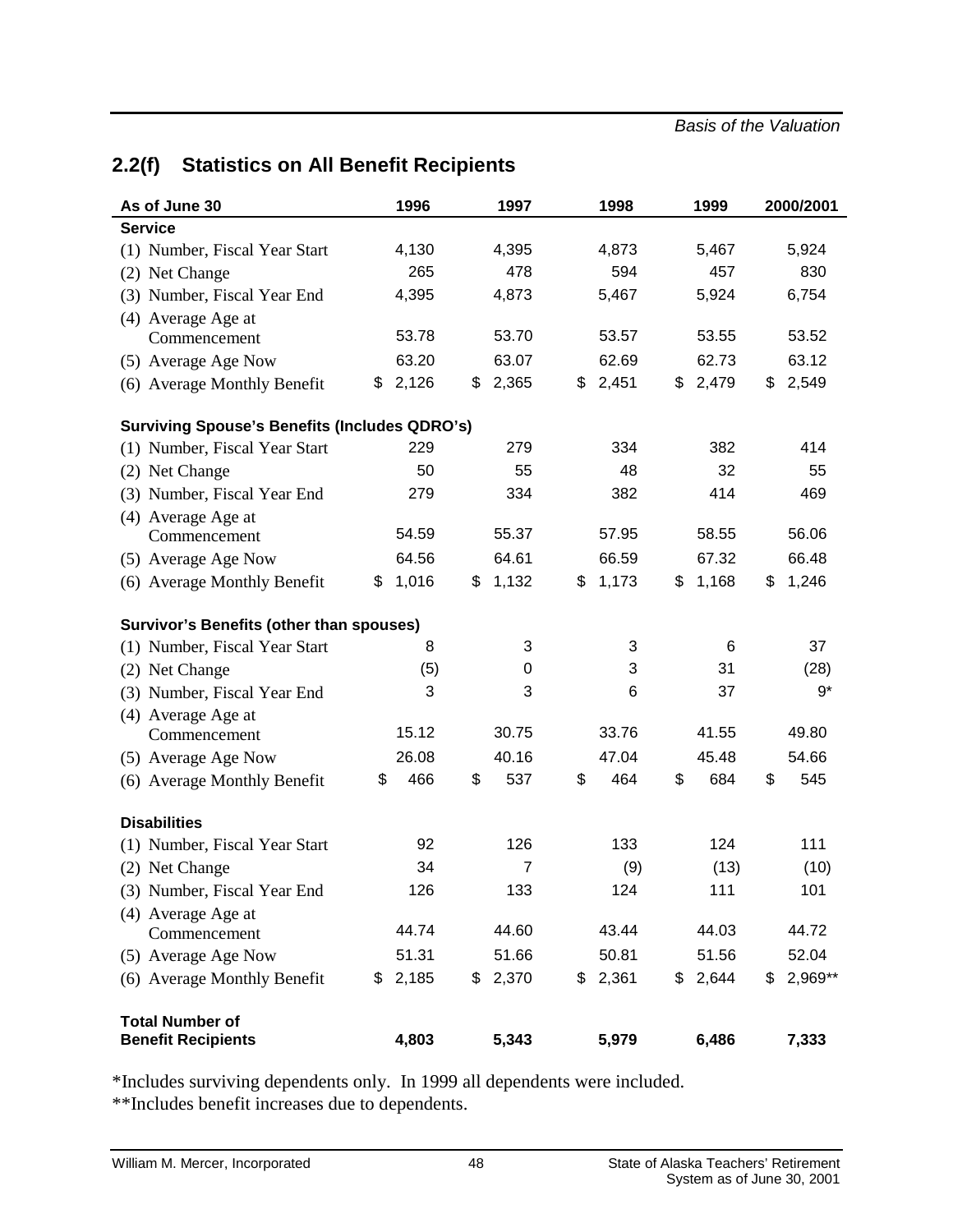## 2.2(f) Statistics on All Benefit Recipients

| As of June 30 | 1996 | 1997 | 1998 | 1999 | 2000/2001 |
|---|---|---|---|---|---|
| **Service** | | | | | |
| (1) Number, Fiscal Year Start | 4,130 | 4,395 | 4,873 | 5,467 | 5,924 |
| (2) Net Change | 265 | 478 | 594 | 457 | 830 |
| (3) Number, Fiscal Year End | 4,395 | 4,873 | 5,467 | 5,924 | 6,754 |
| (4) Average Age at Commencement | 53.78 | 53.70 | 53.57 | 53.55 | 53.52 |
| (5) Average Age Now | 63.20 | 63.07 | 62.69 | 62.73 | 63.12 |
| (6) Average Monthly Benefit | $ 2,126 | $ 2,365 | $ 2,451 | $ 2,479 | $ 2,549 |
| **Surviving Spouse's Benefits (Includes QDRO's)** | | | | | |
| (1) Number, Fiscal Year Start | 229 | 279 | 334 | 382 | 414 |
| (2) Net Change | 50 | 55 | 48 | 32 | 55 |
| (3) Number, Fiscal Year End | 279 | 334 | 382 | 414 | 469 |
| (4) Average Age at Commencement | 54.59 | 55.37 | 57.95 | 58.55 | 56.06 |
| (5) Average Age Now | 64.56 | 64.61 | 66.59 | 67.32 | 66.48 |
| (6) Average Monthly Benefit | $ 1,016 | $ 1,132 | $ 1,173 | $ 1,168 | $ 1,246 |
| **Survivor's Benefits (other than spouses)** | | | | | |
| (1) Number, Fiscal Year Start | 8 | 3 | 3 | 6 | 37 |
| (2) Net Change | (5) | 0 | 3 | 31 | (28) |
| (3) Number, Fiscal Year End | 3 | 3 | 6 | 37 | 9* |
| (4) Average Age at Commencement | 15.12 | 30.75 | 33.76 | 41.55 | 49.80 |
| (5) Average Age Now | 26.08 | 40.16 | 47.04 | 45.48 | 54.66 |
| (6) Average Monthly Benefit | $ 466 | $ 537 | $ 464 | $ 684 | $ 545 |
| **Disabilities** | | | | | |
| (1) Number, Fiscal Year Start | 92 | 126 | 133 | 124 | 111 |
| (2) Net Change | 34 | 7 | (9) | (13) | (10) |
| (3) Number, Fiscal Year End | 126 | 133 | 124 | 111 | 101 |
| (4) Average Age at Commencement | 44.74 | 44.60 | 43.44 | 44.03 | 44.72 |
| (5) Average Age Now | 51.31 | 51.66 | 50.81 | 51.56 | 52.04 |
| (6) Average Monthly Benefit | $ 2,185 | $ 2,370 | $ 2,361 | $ 2,644 | $ 2,969** |
| **Total Number of Benefit Recipients** | **4,803** | **5,343** | **5,979** | **6,486** | **7,333** |

*Includes surviving dependents only. In 1999 all dependents were included.

**Includes benefit increases due to dependents.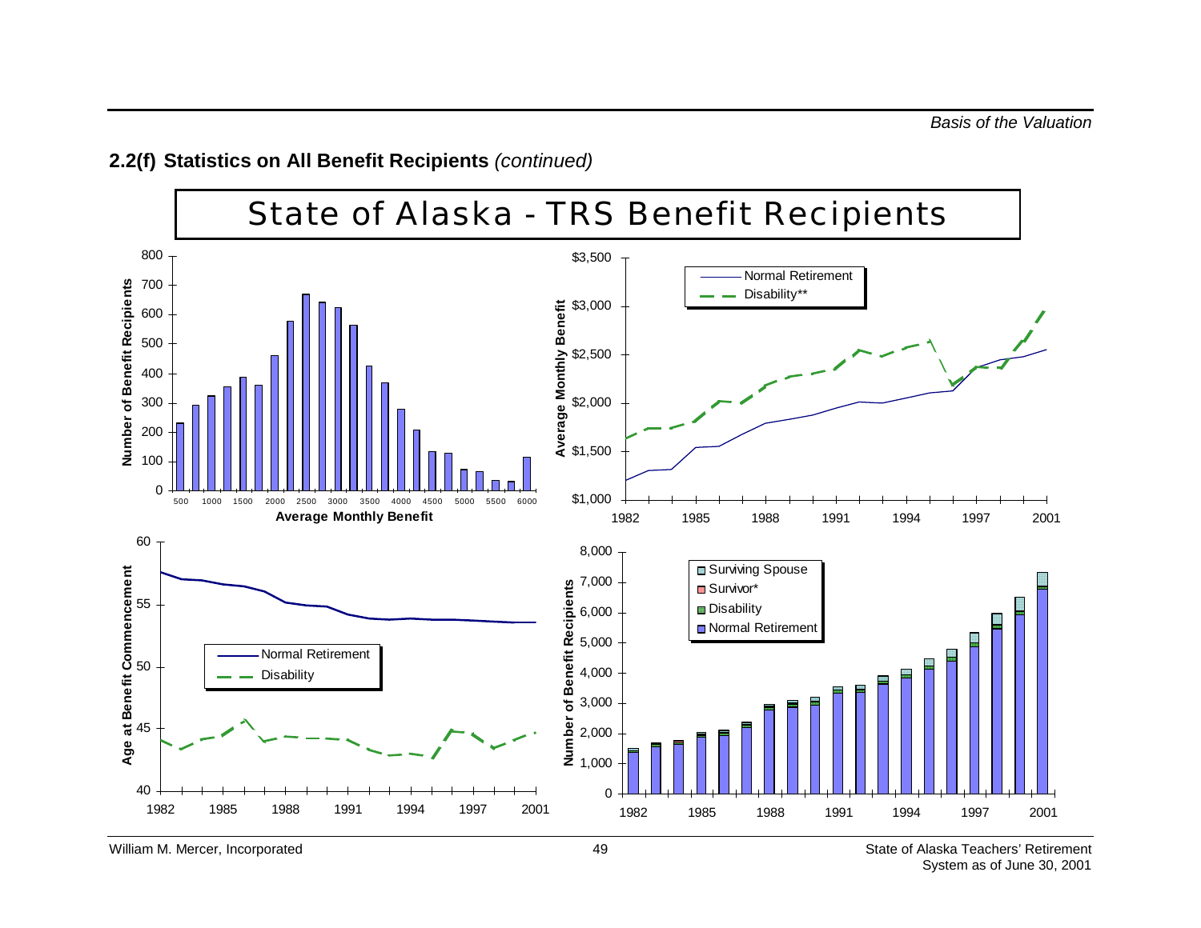## 2.2(f) Statistics on All Benefit Recipients *(continued)*

# State of Alaska - TRS Benefit Recipients

Number of Benefit Recipients

Average Monthly Benefit

Normal Retirement

Disability**

Average Monthly Benefit

Age at Benefit Commencement

Normal Retirement

Disability

Surviving Spouse

Survivor*

Disability

Normal Retirement

Number of Benefit Recipients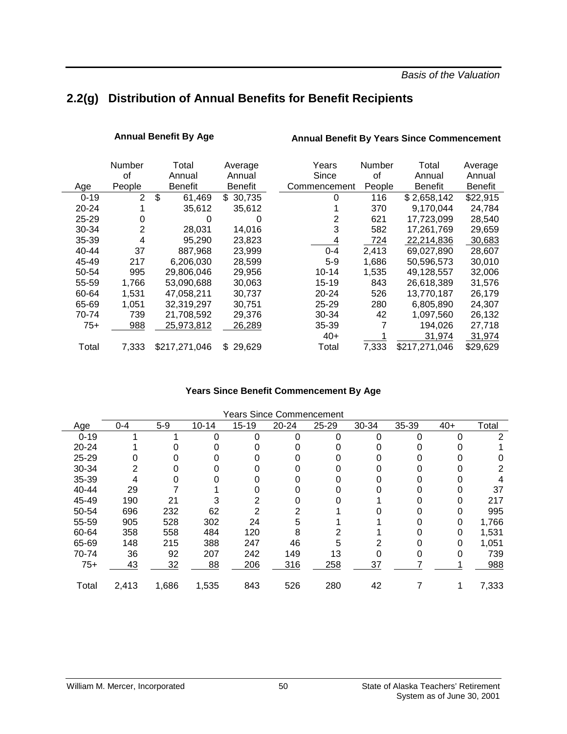## 2.2(g) Distribution of Annual Benefits for Benefit Recipients

**Annual Benefit By Age**

| Age | Number of People | Total Annual Benefit | Average Annual Benefit |
|---|---|---|---|
| 0-19 | 2 | $ 61,469 | $ 30,735 |
| 20-24 | 1 | 35,612 | 35,612 |
| 25-29 | 0 | 0 | 0 |
| 30-34 | 2 | 28,031 | 14,016 |
| 35-39 | 4 | 95,290 | 23,823 |
| 40-44 | 37 | 887,968 | 23,999 |
| 45-49 | 217 | 6,206,030 | 28,599 |
| 50-54 | 995 | 29,806,046 | 29,956 |
| 55-59 | 1,766 | 53,090,688 | 30,063 |
| 60-64 | 1,531 | 47,058,211 | 30,737 |
| 65-69 | 1,051 | 32,319,297 | 30,751 |
| 70-74 | 739 | 21,708,592 | 29,376 |
| 75+ | 988 | 25,973,812 | 26,289 |
| Total | 7,333 | $217,271,046 | $ 29,629 |

**Annual Benefit By Years Since Commencement**

| Years Since Commencement | Number of People | Total Annual Benefit | Average Annual Benefit |
|---|---|---|---|
| 0 | 116 | $ 2,658,142 | $22,915 |
| 1 | 370 | 9,170,044 | 24,784 |
| 2 | 621 | 17,723,099 | 28,540 |
| 3 | 582 | 17,261,769 | 29,659 |
| 4 | 724 | 22,214,836 | 30,683 |
| 0-4 | 2,413 | 69,027,890 | 28,607 |
| 5-9 | 1,686 | 50,596,573 | 30,010 |
| 10-14 | 1,535 | 49,128,557 | 32,006 |
| 15-19 | 843 | 26,618,389 | 31,576 |
| 20-24 | 526 | 13,770,187 | 26,179 |
| 25-29 | 280 | 6,805,890 | 24,307 |
| 30-34 | 42 | 1,097,560 | 26,132 |
| 35-39 | 7 | 194,026 | 27,718 |
| 40+ | 1 | 31,974 | 31,974 |
| Total | 7,333 | $217,271,046 | $29,629 |

**Years Since Benefit Commencement By Age**

| | Years Since Commencement | | | | | | | | | |
|---|---|---|---|---|---|---|---|---|---|---|
| Age | 0-4 | 5-9 | 10-14 | 15-19 | 20-24 | 25-29 | 30-34 | 35-39 | 40+ | Total |
| 0-19 | 1 | 1 | 0 | 0 | 0 | 0 | 0 | 0 | 0 | 2 |
| 20-24 | 1 | 0 | 0 | 0 | 0 | 0 | 0 | 0 | 0 | 1 |
| 25-29 | 0 | 0 | 0 | 0 | 0 | 0 | 0 | 0 | 0 | 0 |
| 30-34 | 2 | 0 | 0 | 0 | 0 | 0 | 0 | 0 | 0 | 2 |
| 35-39 | 4 | 0 | 0 | 0 | 0 | 0 | 0 | 0 | 0 | 4 |
| 40-44 | 29 | 7 | 1 | 0 | 0 | 0 | 0 | 0 | 0 | 37 |
| 45-49 | 190 | 21 | 3 | 2 | 0 | 0 | 1 | 0 | 0 | 217 |
| 50-54 | 696 | 232 | 62 | 2 | 2 | 1 | 0 | 0 | 0 | 995 |
| 55-59 | 905 | 528 | 302 | 24 | 5 | 1 | 1 | 0 | 0 | 1,766 |
| 60-64 | 358 | 558 | 484 | 120 | 8 | 2 | 1 | 0 | 0 | 1,531 |
| 65-69 | 148 | 215 | 388 | 247 | 46 | 5 | 2 | 0 | 0 | 1,051 |
| 70-74 | 36 | 92 | 207 | 242 | 149 | 13 | 0 | 0 | 0 | 739 |
| 75+ | 43 | 32 | 88 | 206 | 316 | 258 | 37 | 7 | 1 | 988 |
| Total | 2,413 | 1,686 | 1,535 | 843 | 526 | 280 | 42 | 7 | 1 | 7,333 |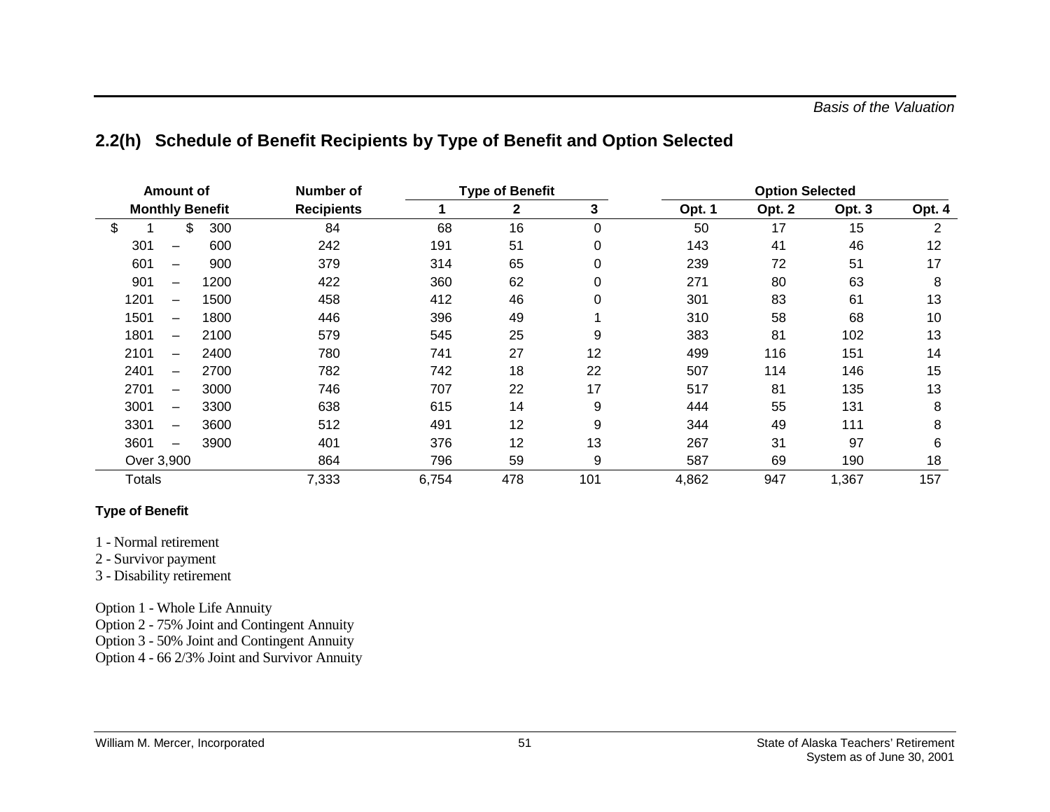## 2.2(h) Schedule of Benefit Recipients by Type of Benefit and Option Selected

| Amount of Monthly Benefit | Number of Recipients | Type of Benefit | | | Option Selected | | | |
|---|---|---|---|---|---|---|---|---|
| | | 1 | 2 | 3 | Opt. 1 | Opt. 2 | Opt. 3 | Opt. 4 |
| $ 1 – $ 300 | 84 | 68 | 16 | 0 | 50 | 17 | 15 | 2 |
| 301 – 600 | 242 | 191 | 51 | 0 | 143 | 41 | 46 | 12 |
| 601 – 900 | 379 | 314 | 65 | 0 | 239 | 72 | 51 | 17 |
| 901 – 1200 | 422 | 360 | 62 | 0 | 271 | 80 | 63 | 8 |
| 1201 – 1500 | 458 | 412 | 46 | 0 | 301 | 83 | 61 | 13 |
| 1501 – 1800 | 446 | 396 | 49 | 1 | 310 | 58 | 68 | 10 |
| 1801 – 2100 | 579 | 545 | 25 | 9 | 383 | 81 | 102 | 13 |
| 2101 – 2400 | 780 | 741 | 27 | 12 | 499 | 116 | 151 | 14 |
| 2401 – 2700 | 782 | 742 | 18 | 22 | 507 | 114 | 146 | 15 |
| 2701 – 3000 | 746 | 707 | 22 | 17 | 517 | 81 | 135 | 13 |
| 3001 – 3300 | 638 | 615 | 14 | 9 | 444 | 55 | 131 | 8 |
| 3301 – 3600 | 512 | 491 | 12 | 9 | 344 | 49 | 111 | 8 |
| 3601 – 3900 | 401 | 376 | 12 | 13 | 267 | 31 | 97 | 6 |
| Over 3,900 | 864 | 796 | 59 | 9 | 587 | 69 | 190 | 18 |
| Totals | 7,333 | 6,754 | 478 | 101 | 4,862 | 947 | 1,367 | 157 |

**Type of Benefit**

1 - Normal retirement
2 - Survivor payment
3 - Disability retirement

Option 1 - Whole Life Annuity
Option 2 - 75% Joint and Contingent Annuity
Option 3 - 50% Joint and Contingent Annuity
Option 4 - 66 2/3% Joint and Survivor Annuity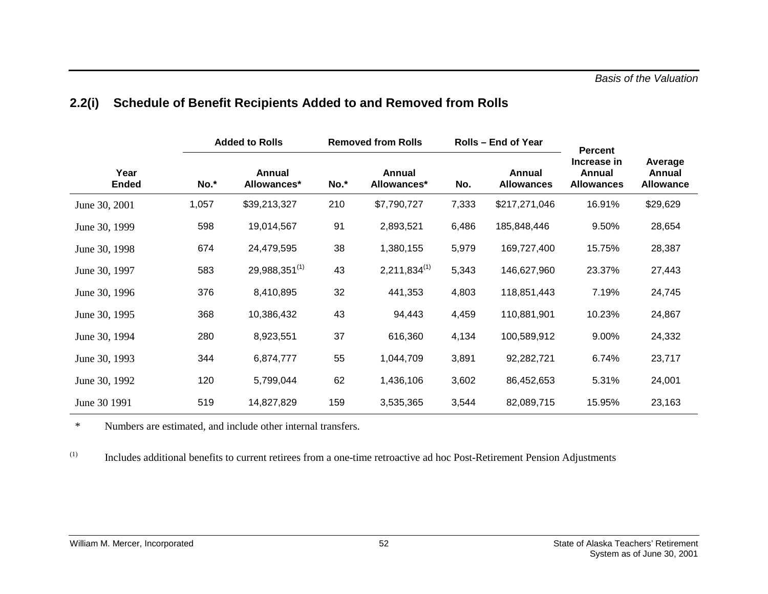## 2.2(i) Schedule of Benefit Recipients Added to and Removed from Rolls

| Year Ended | Added to Rolls | | Removed from Rolls | | Rolls – End of Year | | Percent Increase in Annual Allowances | Average Annual Allowance |
|---|---|---|---|---|---|---|---|---|
| | No.* | Annual Allowances* | No.* | Annual Allowances* | No. | Annual Allowances | | |
| June 30, 2001 | 1,057 | $39,213,327 | 210 | $7,790,727 | 7,333 | $217,271,046 | 16.91% | $29,629 |
| June 30, 1999 | 598 | 19,014,567 | 91 | 2,893,521 | 6,486 | 185,848,446 | 9.50% | 28,654 |
| June 30, 1998 | 674 | 24,479,595 | 38 | 1,380,155 | 5,979 | 169,727,400 | 15.75% | 28,387 |
| June 30, 1997 | 583 | 29,988,351[(1)] | 43 | 2,211,834[(1)] | 5,343 | 146,627,960 | 23.37% | 27,443 |
| June 30, 1996 | 376 | 8,410,895 | 32 | 441,353 | 4,803 | 118,851,443 | 7.19% | 24,745 |
| June 30, 1995 | 368 | 10,386,432 | 43 | 94,443 | 4,459 | 110,881,901 | 10.23% | 24,867 |
| June 30, 1994 | 280 | 8,923,551 | 37 | 616,360 | 4,134 | 100,589,912 | 9.00% | 24,332 |
| June 30, 1993 | 344 | 6,874,777 | 55 | 1,044,709 | 3,891 | 92,282,721 | 6.74% | 23,717 |
| June 30, 1992 | 120 | 5,799,044 | 62 | 1,436,106 | 3,602 | 86,452,653 | 5.31% | 24,001 |
| June 30 1991 | 519 | 14,827,829 | 159 | 3,535,365 | 3,544 | 82,089,715 | 15.95% | 23,163 |

\* Numbers are estimated, and include other internal transfers.

(1) Includes additional benefits to current retirees from a one-time retroactive ad hoc Post-Retirement Pension Adjustments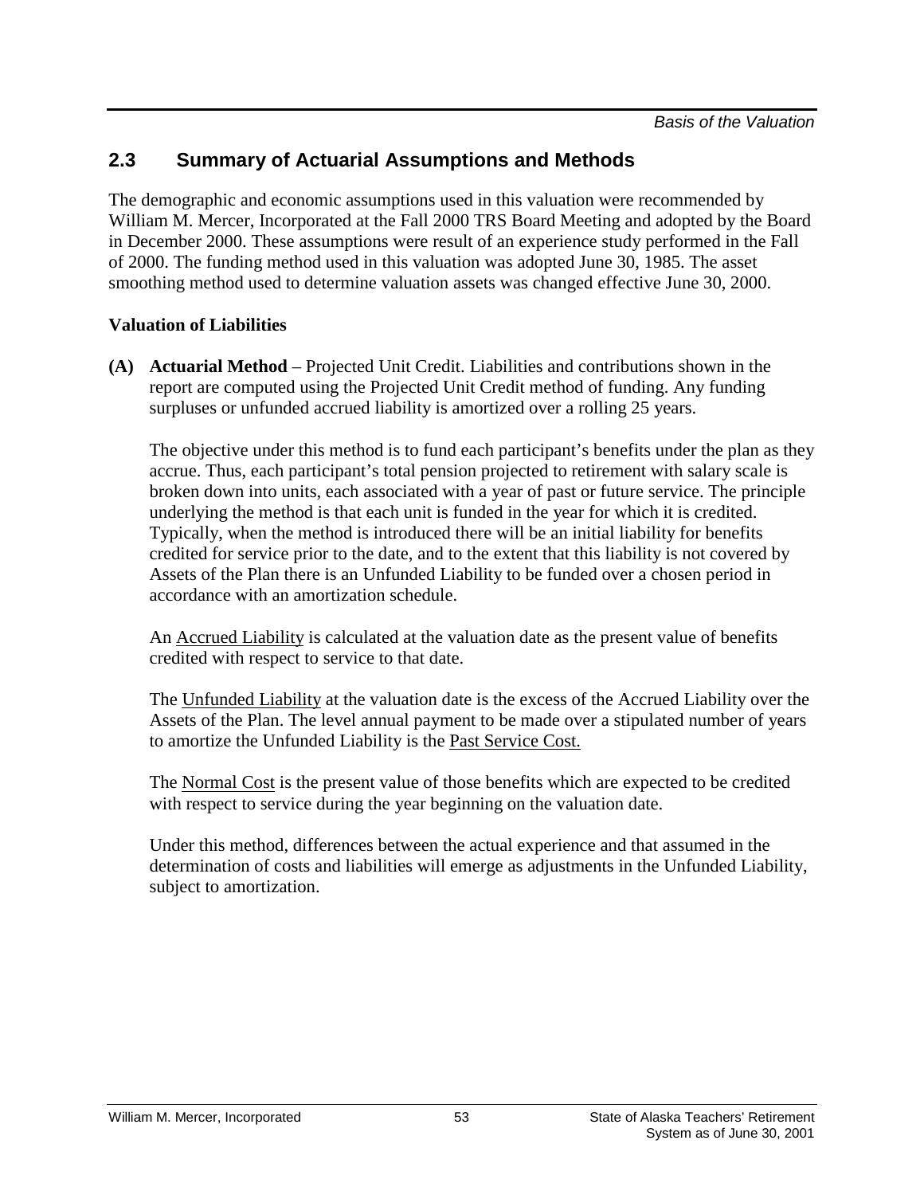## 2.3 Summary of Actuarial Assumptions and Methods

The demographic and economic assumptions used in this valuation were recommended by William M. Mercer, Incorporated at the Fall 2000 TRS Board Meeting and adopted by the Board in December 2000. These assumptions were result of an experience study performed in the Fall of 2000. The funding method used in this valuation was adopted June 30, 1985. The asset smoothing method used to determine valuation assets was changed effective June 30, 2000.

**Valuation of Liabilities**

**(A) Actuarial Method** – Projected Unit Credit. Liabilities and contributions shown in the report are computed using the Projected Unit Credit method of funding. Any funding surpluses or unfunded accrued liability is amortized over a rolling 25 years.

The objective under this method is to fund each participant's benefits under the plan as they accrue. Thus, each participant's total pension projected to retirement with salary scale is broken down into units, each associated with a year of past or future service. The principle underlying the method is that each unit is funded in the year for which it is credited. Typically, when the method is introduced there will be an initial liability for benefits credited for service prior to the date, and to the extent that this liability is not covered by Assets of the Plan there is an Unfunded Liability to be funded over a chosen period in accordance with an amortization schedule.

An Accrued Liability is calculated at the valuation date as the present value of benefits credited with respect to service to that date.

The Unfunded Liability at the valuation date is the excess of the Accrued Liability over the Assets of the Plan. The level annual payment to be made over a stipulated number of years to amortize the Unfunded Liability is the Past Service Cost.

The Normal Cost is the present value of those benefits which are expected to be credited with respect to service during the year beginning on the valuation date.

Under this method, differences between the actual experience and that assumed in the determination of costs and liabilities will emerge as adjustments in the Unfunded Liability, subject to amortization.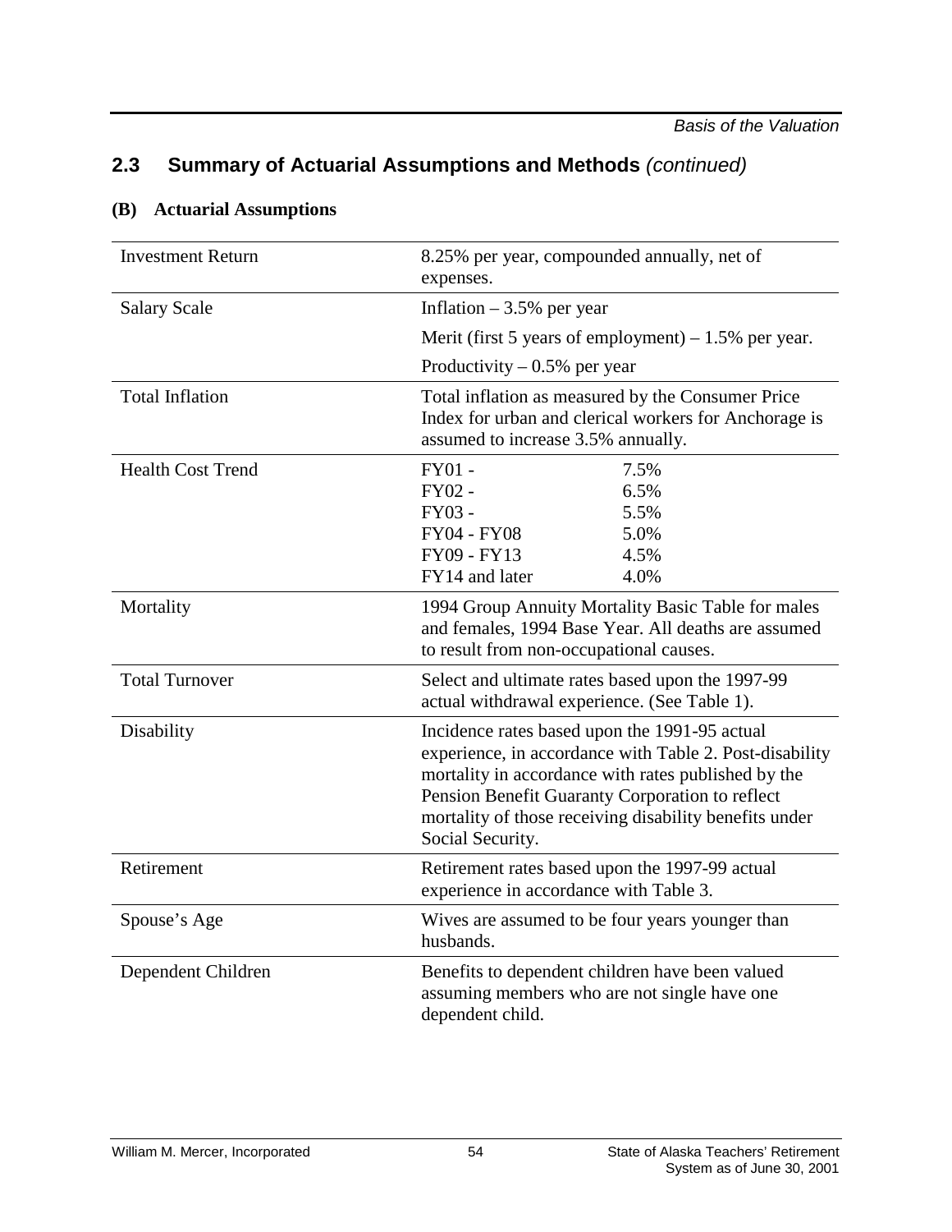## 2.3 Summary of Actuarial Assumptions and Methods *(continued)*

### (B) Actuarial Assumptions

| | |
|---|---|
| Investment Return | 8.25% per year, compounded annually, net of expenses. |
| Salary Scale | Inflation – 3.5% per year<br>Merit (first 5 years of employment) – 1.5% per year.<br>Productivity – 0.5% per year |
| Total Inflation | Total inflation as measured by the Consumer Price Index for urban and clerical workers for Anchorage is assumed to increase 3.5% annually. |
| Health Cost Trend | FY01 - 7.5%<br>FY02 - 6.5%<br>FY03 - 5.5%<br>FY04 - FY08 5.0%<br>FY09 - FY13 4.5%<br>FY14 and later 4.0% |
| Mortality | 1994 Group Annuity Mortality Basic Table for males and females, 1994 Base Year. All deaths are assumed to result from non-occupational causes. |
| Total Turnover | Select and ultimate rates based upon the 1997-99 actual withdrawal experience. (See Table 1). |
| Disability | Incidence rates based upon the 1991-95 actual experience, in accordance with Table 2. Post-disability mortality in accordance with rates published by the Pension Benefit Guaranty Corporation to reflect mortality of those receiving disability benefits under Social Security. |
| Retirement | Retirement rates based upon the 1997-99 actual experience in accordance with Table 3. |
| Spouse's Age | Wives are assumed to be four years younger than husbands. |
| Dependent Children | Benefits to dependent children have been valued assuming members who are not single have one dependent child. |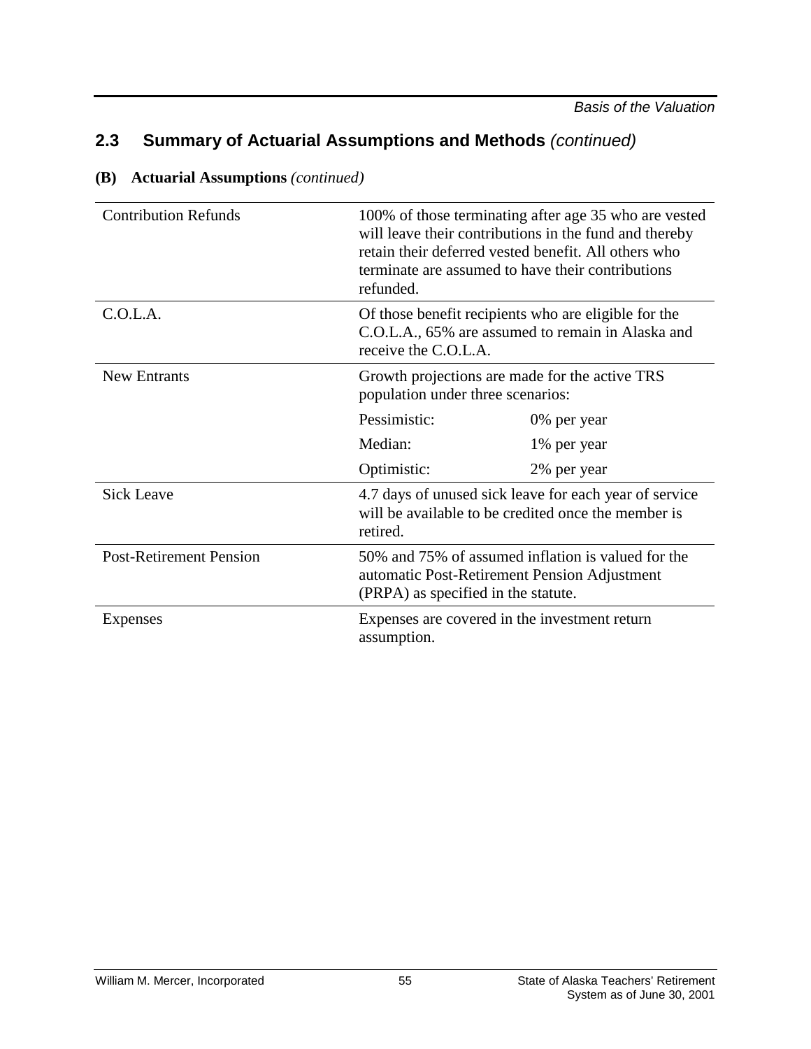## 2.3 Summary of Actuarial Assumptions and Methods *(continued)*

**(B) Actuarial Assumptions** *(continued)*

| | |
|---|---|
| Contribution Refunds | 100% of those terminating after age 35 who are vested will leave their contributions in the fund and thereby retain their deferred vested benefit. All others who terminate are assumed to have their contributions refunded. |
| C.O.L.A. | Of those benefit recipients who are eligible for the C.O.L.A., 65% are assumed to remain in Alaska and receive the C.O.L.A. |
| New Entrants | Growth projections are made for the active TRS population under three scenarios:<br>Pessimistic: 0% per year<br>Median: 1% per year<br>Optimistic: 2% per year |
| Sick Leave | 4.7 days of unused sick leave for each year of service will be available to be credited once the member is retired. |
| Post-Retirement Pension | 50% and 75% of assumed inflation is valued for the automatic Post-Retirement Pension Adjustment (PRPA) as specified in the statute. |
| Expenses | Expenses are covered in the investment return assumption. |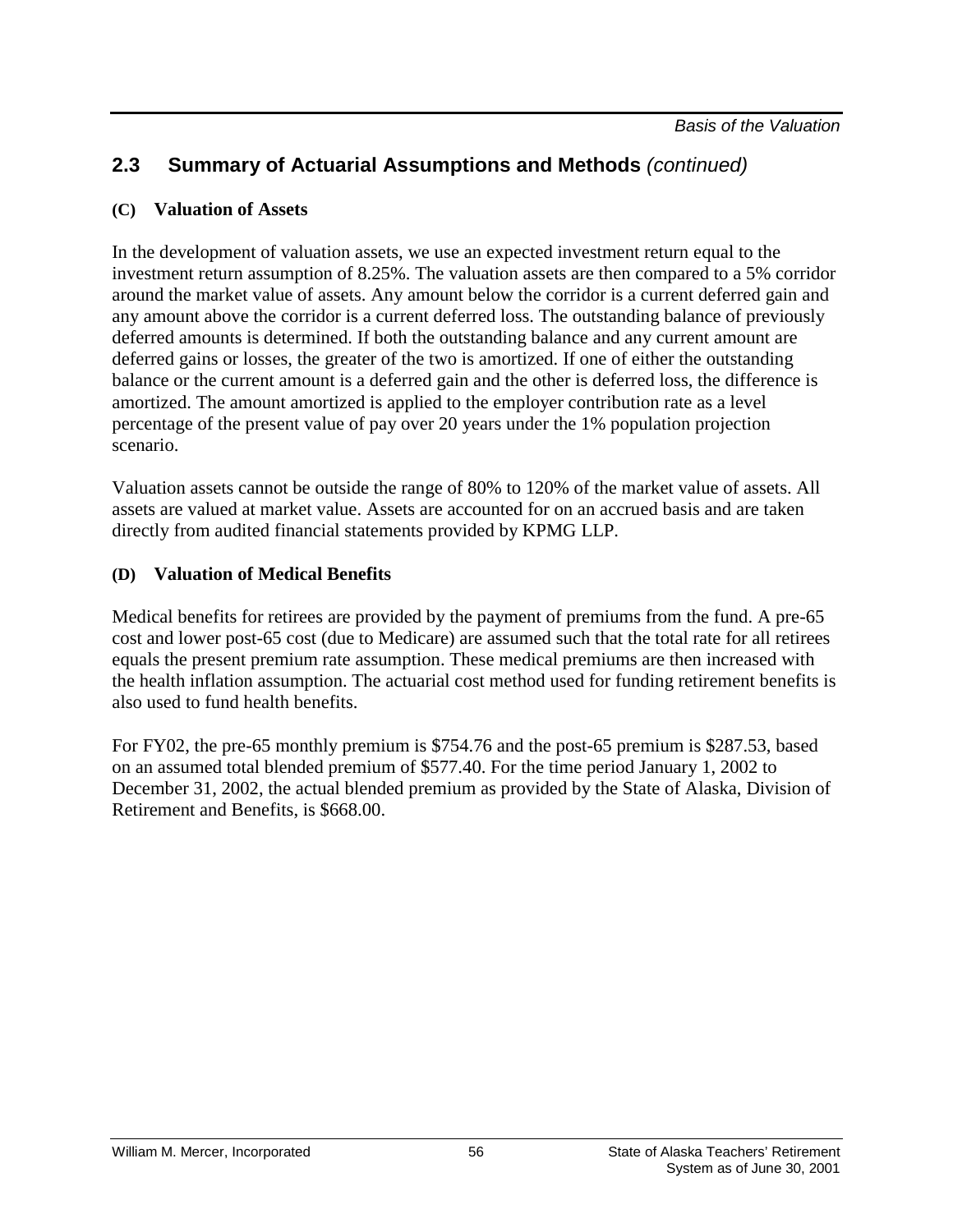## 2.3 Summary of Actuarial Assumptions and Methods *(continued)*

### (C) Valuation of Assets

In the development of valuation assets, we use an expected investment return equal to the investment return assumption of 8.25%. The valuation assets are then compared to a 5% corridor around the market value of assets. Any amount below the corridor is a current deferred gain and any amount above the corridor is a current deferred loss. The outstanding balance of previously deferred amounts is determined. If both the outstanding balance and any current amount are deferred gains or losses, the greater of the two is amortized. If one of either the outstanding balance or the current amount is a deferred gain and the other is deferred loss, the difference is amortized. The amount amortized is applied to the employer contribution rate as a level percentage of the present value of pay over 20 years under the 1% population projection scenario.

Valuation assets cannot be outside the range of 80% to 120% of the market value of assets. All assets are valued at market value. Assets are accounted for on an accrued basis and are taken directly from audited financial statements provided by KPMG LLP.

### (D) Valuation of Medical Benefits

Medical benefits for retirees are provided by the payment of premiums from the fund. A pre-65 cost and lower post-65 cost (due to Medicare) are assumed such that the total rate for all retirees equals the present premium rate assumption. These medical premiums are then increased with the health inflation assumption. The actuarial cost method used for funding retirement benefits is also used to fund health benefits.

For FY02, the pre-65 monthly premium is $754.76 and the post-65 premium is $287.53, based on an assumed total blended premium of $577.40. For the time period January 1, 2002 to December 31, 2002, the actual blended premium as provided by the State of Alaska, Division of Retirement and Benefits, is $668.00.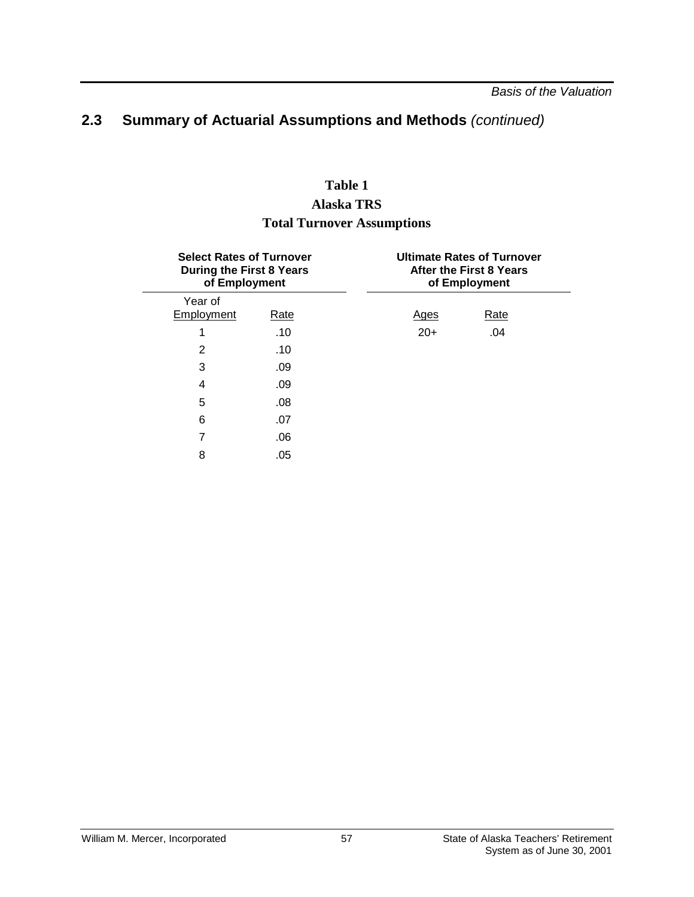## 2.3 Summary of Actuarial Assumptions and Methods *(continued)*

**Table 1**
**Alaska TRS**
**Total Turnover Assumptions**

| Select Rates of Turnover During the First 8 Years of Employment | | Ultimate Rates of Turnover After the First 8 Years of Employment | |
|---|---|---|---|
| Year of Employment | Rate | Ages | Rate |
| 1 | .10 | 20+ | .04 |
| 2 | .10 | | |
| 3 | .09 | | |
| 4 | .09 | | |
| 5 | .08 | | |
| 6 | .07 | | |
| 7 | .06 | | |
| 8 | .05 | | |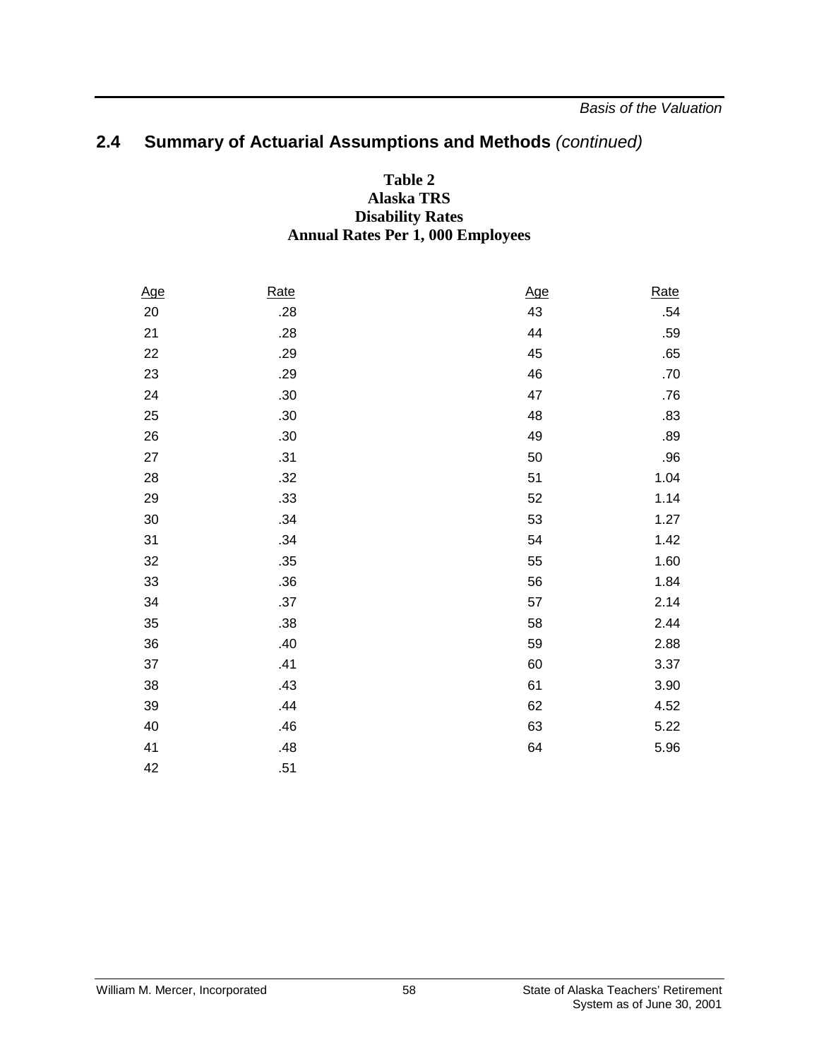## 2.4 Summary of Actuarial Assumptions and Methods *(continued)*

**Table 2**
**Alaska TRS**
**Disability Rates**
**Annual Rates Per 1, 000 Employees**

| Age | Rate | Age | Rate |
|---|---|---|---|
| 20 | .28 | 43 | .54 |
| 21 | .28 | 44 | .59 |
| 22 | .29 | 45 | .65 |
| 23 | .29 | 46 | .70 |
| 24 | .30 | 47 | .76 |
| 25 | .30 | 48 | .83 |
| 26 | .30 | 49 | .89 |
| 27 | .31 | 50 | .96 |
| 28 | .32 | 51 | 1.04 |
| 29 | .33 | 52 | 1.14 |
| 30 | .34 | 53 | 1.27 |
| 31 | .34 | 54 | 1.42 |
| 32 | .35 | 55 | 1.60 |
| 33 | .36 | 56 | 1.84 |
| 34 | .37 | 57 | 2.14 |
| 35 | .38 | 58 | 2.44 |
| 36 | .40 | 59 | 2.88 |
| 37 | .41 | 60 | 3.37 |
| 38 | .43 | 61 | 3.90 |
| 39 | .44 | 62 | 4.52 |
| 40 | .46 | 63 | 5.22 |
| 41 | .48 | 64 | 5.96 |
| 42 | .51 | | |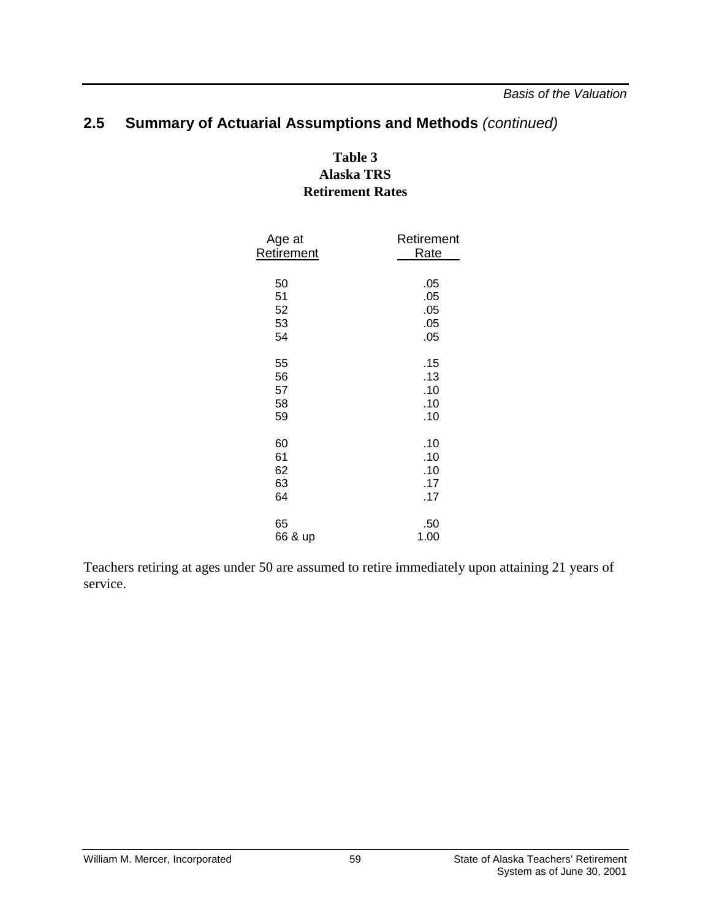## 2.5 Summary of Actuarial Assumptions and Methods *(continued)*

**Table 3**
**Alaska TRS**
**Retirement Rates**

| Age at Retirement | Retirement Rate |
|---|---|
| 50 | .05 |
| 51 | .05 |
| 52 | .05 |
| 53 | .05 |
| 54 | .05 |
| 55 | .15 |
| 56 | .13 |
| 57 | .10 |
| 58 | .10 |
| 59 | .10 |
| 60 | .10 |
| 61 | .10 |
| 62 | .10 |
| 63 | .17 |
| 64 | .17 |
| 65 | .50 |
| 66 & up | 1.00 |

Teachers retiring at ages under 50 are assumed to retire immediately upon attaining 21 years of service.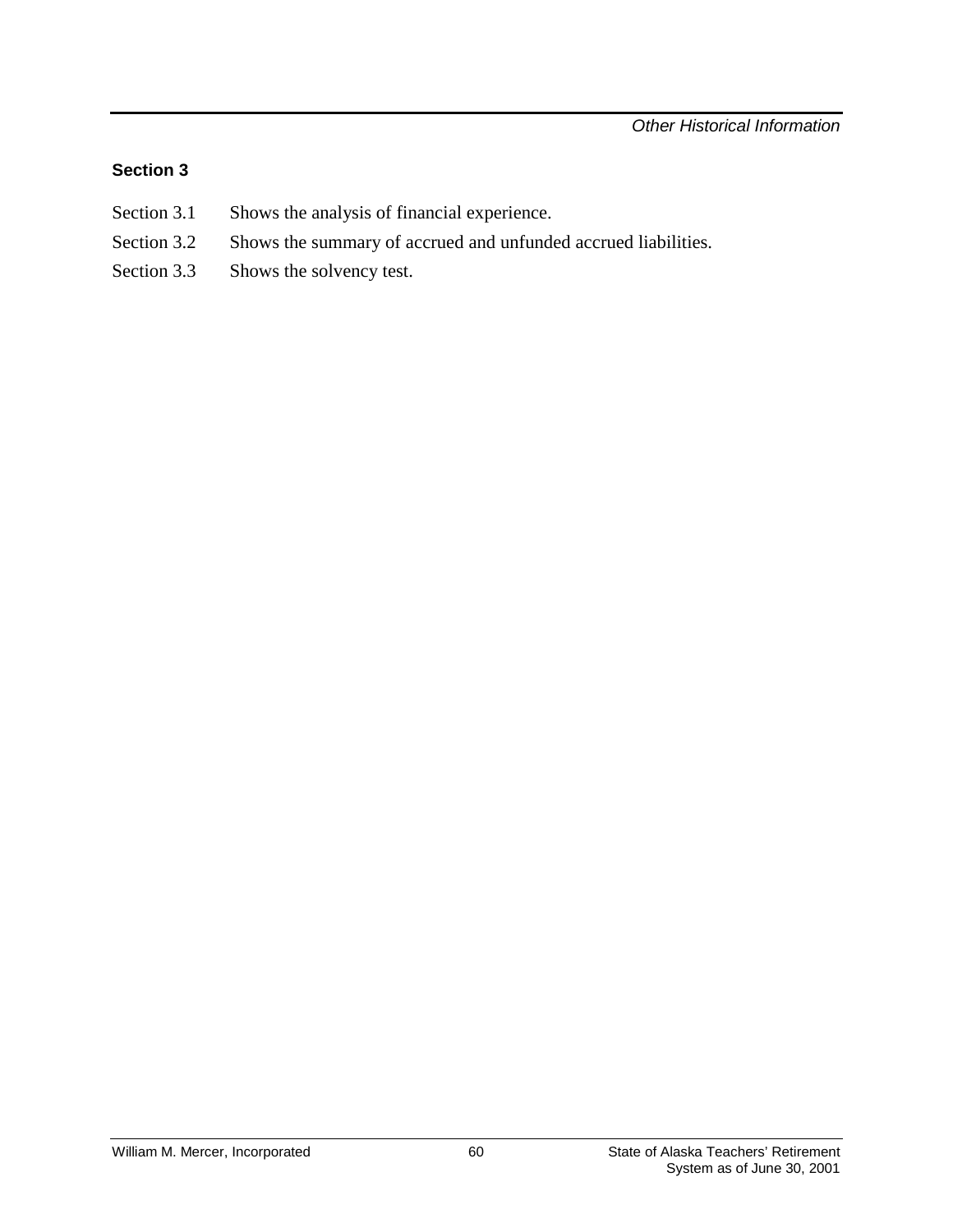## Section 3

Section 3.1 Shows the analysis of financial experience.

Section 3.2 Shows the summary of accrued and unfunded accrued liabilities.

Section 3.3 Shows the solvency test.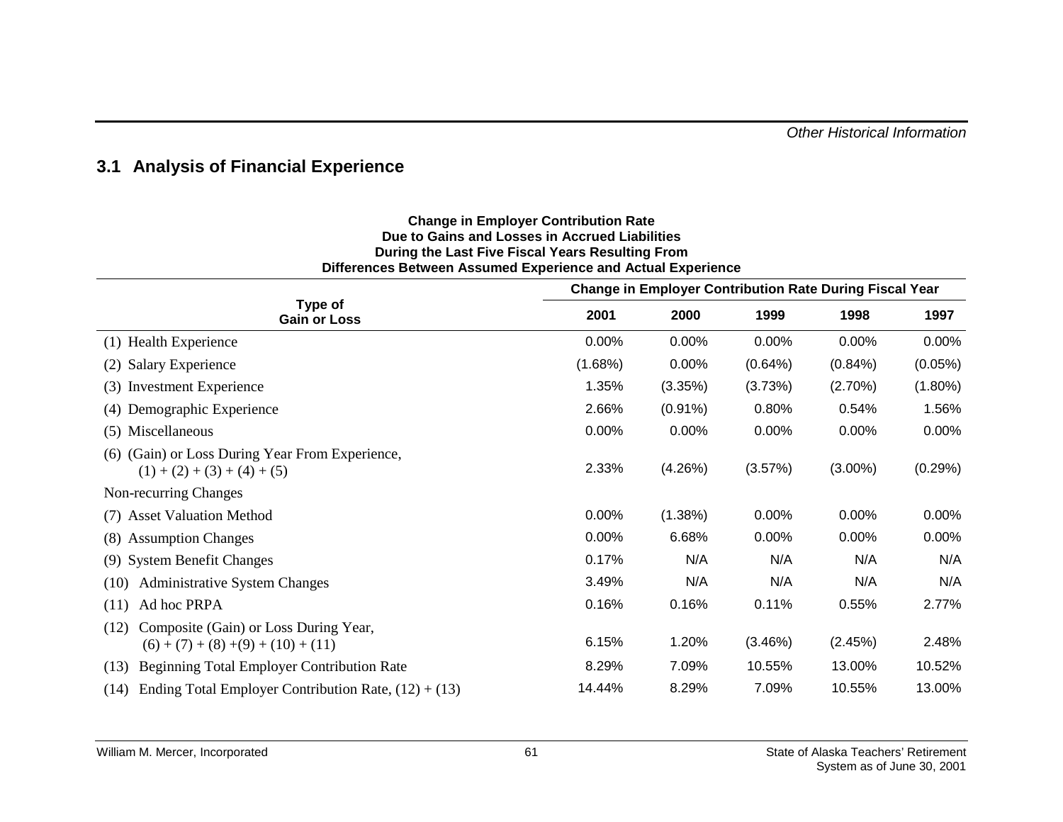## 3.1 Analysis of Financial Experience

**Change in Employer Contribution Rate
Due to Gains and Losses in Accrued Liabilities
During the Last Five Fiscal Years Resulting From
Differences Between Assumed Experience and Actual Experience**

| Type of Gain or Loss | Change in Employer Contribution Rate During Fiscal Year | | | | |
|---|---|---|---|---|---|
| | 2001 | 2000 | 1999 | 1998 | 1997 |
| (1) Health Experience | 0.00% | 0.00% | 0.00% | 0.00% | 0.00% |
| (2) Salary Experience | (1.68%) | 0.00% | (0.64%) | (0.84%) | (0.05%) |
| (3) Investment Experience | 1.35% | (3.35%) | (3.73%) | (2.70%) | (1.80%) |
| (4) Demographic Experience | 2.66% | (0.91%) | 0.80% | 0.54% | 1.56% |
| (5) Miscellaneous | 0.00% | 0.00% | 0.00% | 0.00% | 0.00% |
| (6) (Gain) or Loss During Year From Experience, (1) + (2) + (3) + (4) + (5) | 2.33% | (4.26%) | (3.57%) | (3.00%) | (0.29%) |
| Non-recurring Changes | | | | | |
| (7) Asset Valuation Method | 0.00% | (1.38%) | 0.00% | 0.00% | 0.00% |
| (8) Assumption Changes | 0.00% | 6.68% | 0.00% | 0.00% | 0.00% |
| (9) System Benefit Changes | 0.17% | N/A | N/A | N/A | N/A |
| (10) Administrative System Changes | 3.49% | N/A | N/A | N/A | N/A |
| (11) Ad hoc PRPA | 0.16% | 0.16% | 0.11% | 0.55% | 2.77% |
| (12) Composite (Gain) or Loss During Year, (6) + (7) + (8) +(9) + (10) + (11) | 6.15% | 1.20% | (3.46%) | (2.45%) | 2.48% |
| (13) Beginning Total Employer Contribution Rate | 8.29% | 7.09% | 10.55% | 13.00% | 10.52% |
| (14) Ending Total Employer Contribution Rate, (12) + (13) | 14.44% | 8.29% | 7.09% | 10.55% | 13.00% |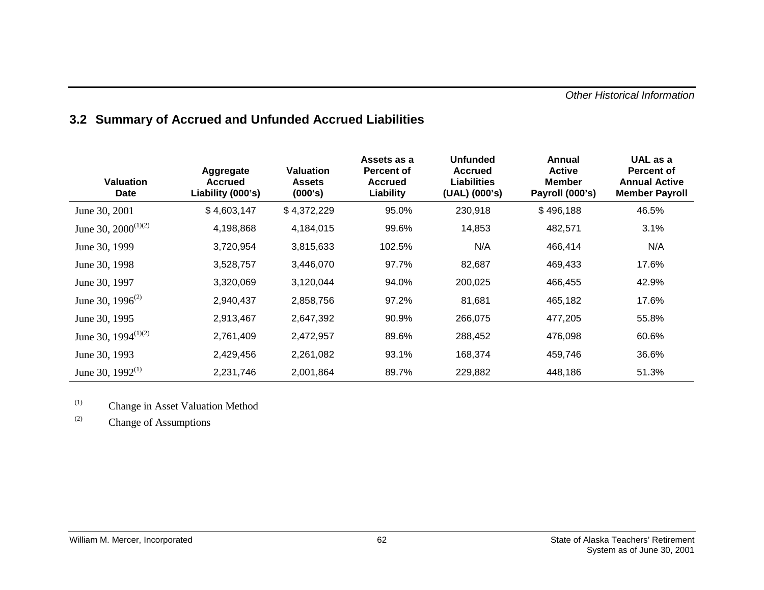## 3.2 Summary of Accrued and Unfunded Accrued Liabilities

| Valuation Date | Aggregate Accrued Liability (000's) | Valuation Assets (000's) | Assets as a Percent of Accrued Liability | Unfunded Accrued Liabilities (UAL) (000's) | Annual Active Member Payroll (000's) | UAL as a Percent of Annual Active Member Payroll |
|---|---|---|---|---|---|---|
| June 30, 2001 | $ 4,603,147 | $ 4,372,229 | 95.0% | 230,918 | $ 496,188 | 46.5% |
| June 30, 2000(1)(2) | 4,198,868 | 4,184,015 | 99.6% | 14,853 | 482,571 | 3.1% |
| June 30, 1999 | 3,720,954 | 3,815,633 | 102.5% | N/A | 466,414 | N/A |
| June 30, 1998 | 3,528,757 | 3,446,070 | 97.7% | 82,687 | 469,433 | 17.6% |
| June 30, 1997 | 3,320,069 | 3,120,044 | 94.0% | 200,025 | 466,455 | 42.9% |
| June 30, 1996(2) | 2,940,437 | 2,858,756 | 97.2% | 81,681 | 465,182 | 17.6% |
| June 30, 1995 | 2,913,467 | 2,647,392 | 90.9% | 266,075 | 477,205 | 55.8% |
| June 30, 1994(1)(2) | 2,761,409 | 2,472,957 | 89.6% | 288,452 | 476,098 | 60.6% |
| June 30, 1993 | 2,429,456 | 2,261,082 | 93.1% | 168,374 | 459,746 | 36.6% |
| June 30, 1992(1) | 2,231,746 | 2,001,864 | 89.7% | 229,882 | 448,186 | 51.3% |

(1) Change in Asset Valuation Method

(2) Change of Assumptions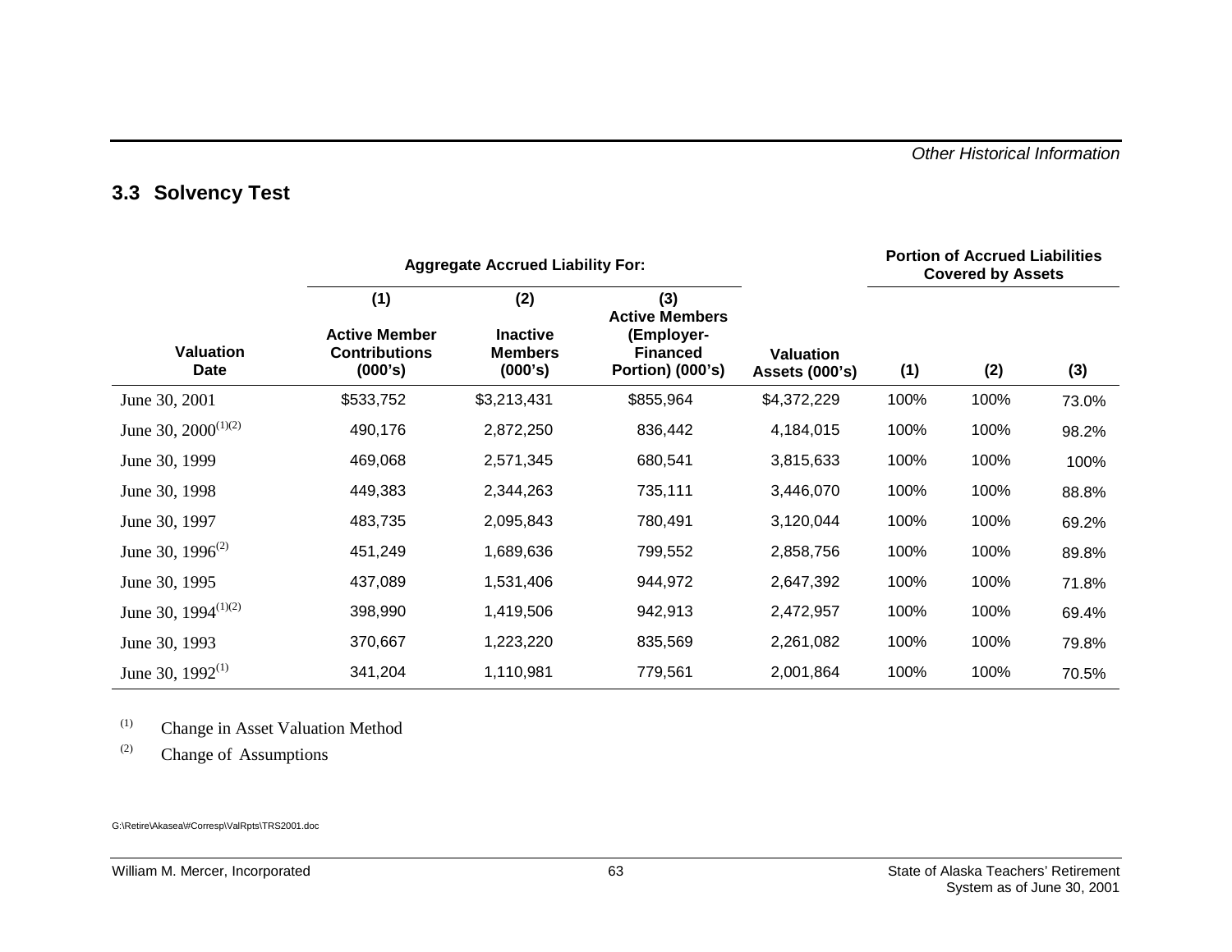*Other Historical Information*

## 3.3 Solvency Test

| | Aggregate Accrued Liability For: | | | | Portion of Accrued Liabilities Covered by Assets | | |
|---|---|---|---|---|---|---|---|
| | (1) | (2) | (3) | | | | |
| Valuation Date | Active Member Contributions (000's) | Inactive Members (000's) | Active Members (Employer-Financed Portion) (000's) | Valuation Assets (000's) | (1) | (2) | (3) |
| June 30, 2001 | $533,752 | $3,213,431 | $855,964 | $4,372,229 | 100% | 100% | 73.0% |
| June 30, 2000(1)(2) | 490,176 | 2,872,250 | 836,442 | 4,184,015 | 100% | 100% | 98.2% |
| June 30, 1999 | 469,068 | 2,571,345 | 680,541 | 3,815,633 | 100% | 100% | 100% |
| June 30, 1998 | 449,383 | 2,344,263 | 735,111 | 3,446,070 | 100% | 100% | 88.8% |
| June 30, 1997 | 483,735 | 2,095,843 | 780,491 | 3,120,044 | 100% | 100% | 69.2% |
| June 30, 1996(2) | 451,249 | 1,689,636 | 799,552 | 2,858,756 | 100% | 100% | 89.8% |
| June 30, 1995 | 437,089 | 1,531,406 | 944,972 | 2,647,392 | 100% | 100% | 71.8% |
| June 30, 1994(1)(2) | 398,990 | 1,419,506 | 942,913 | 2,472,957 | 100% | 100% | 69.4% |
| June 30, 1993 | 370,667 | 1,223,220 | 835,569 | 2,261,082 | 100% | 100% | 79.8% |
| June 30, 1992(1) | 341,204 | 1,110,981 | 779,561 | 2,001,864 | 100% | 100% | 70.5% |

(1) Change in Asset Valuation Method

(2) Change of Assumptions

G:\Retire\Akasea\#Corresp\ValRpts\TRS2001.doc